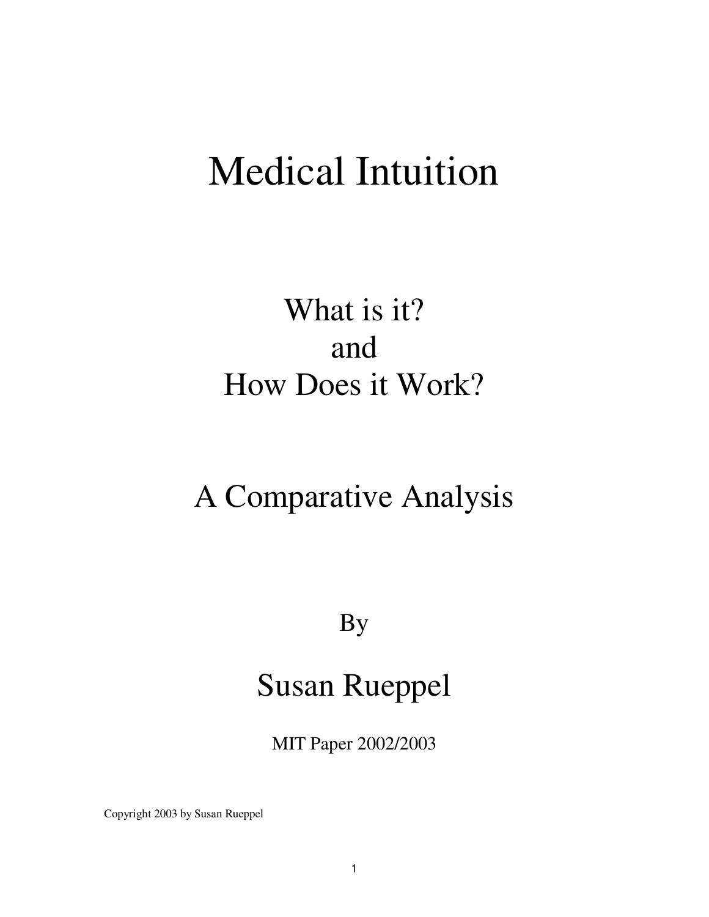# Medical Intuition

## What is it?
## and
## How Does it Work?

## A Comparative Analysis

By

## Susan Rueppel

MIT Paper 2002/2003

Copyright 2003 by Susan Rueppel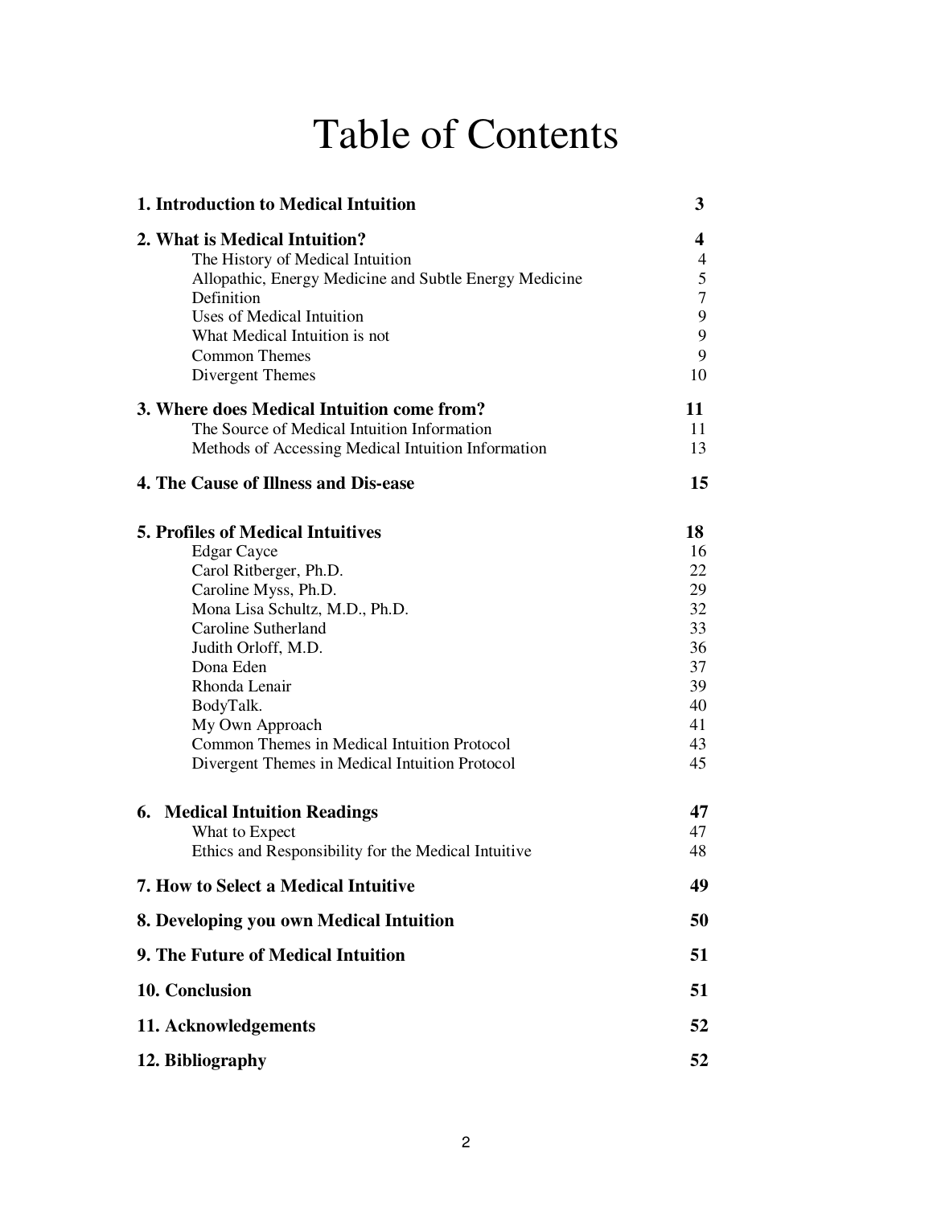# Table of Contents

| | |
|---|---|
| **1. Introduction to Medical Intuition** | **3** |
| **2. What is Medical Intuition?** | **4** |
| The History of Medical Intuition | 4 |
| Allopathic, Energy Medicine and Subtle Energy Medicine | 5 |
| Definition | 7 |
| Uses of Medical Intuition | 9 |
| What Medical Intuition is not | 9 |
| Common Themes | 9 |
| Divergent Themes | 10 |
| **3. Where does Medical Intuition come from?** | **11** |
| The Source of Medical Intuition Information | 11 |
| Methods of Accessing Medical Intuition Information | 13 |
| **4. The Cause of Illness and Dis-ease** | **15** |
| **5. Profiles of Medical Intuitives** | **18** |
| Edgar Cayce | 16 |
| Carol Ritberger, Ph.D. | 22 |
| Caroline Myss, Ph.D. | 29 |
| Mona Lisa Schultz, M.D., Ph.D. | 32 |
| Caroline Sutherland | 33 |
| Judith Orloff, M.D. | 36 |
| Dona Eden | 37 |
| Rhonda Lenair | 39 |
| BodyTalk. | 40 |
| My Own Approach | 41 |
| Common Themes in Medical Intuition Protocol | 43 |
| Divergent Themes in Medical Intuition Protocol | 45 |
| **6. Medical Intuition Readings** | **47** |
| What to Expect | 47 |
| Ethics and Responsibility for the Medical Intuitive | 48 |
| **7. How to Select a Medical Intuitive** | **49** |
| **8. Developing you own Medical Intuition** | **50** |
| **9. The Future of Medical Intuition** | **51** |
| **10. Conclusion** | **51** |
| **11. Acknowledgements** | **52** |
| **12. Bibliography** | **52** |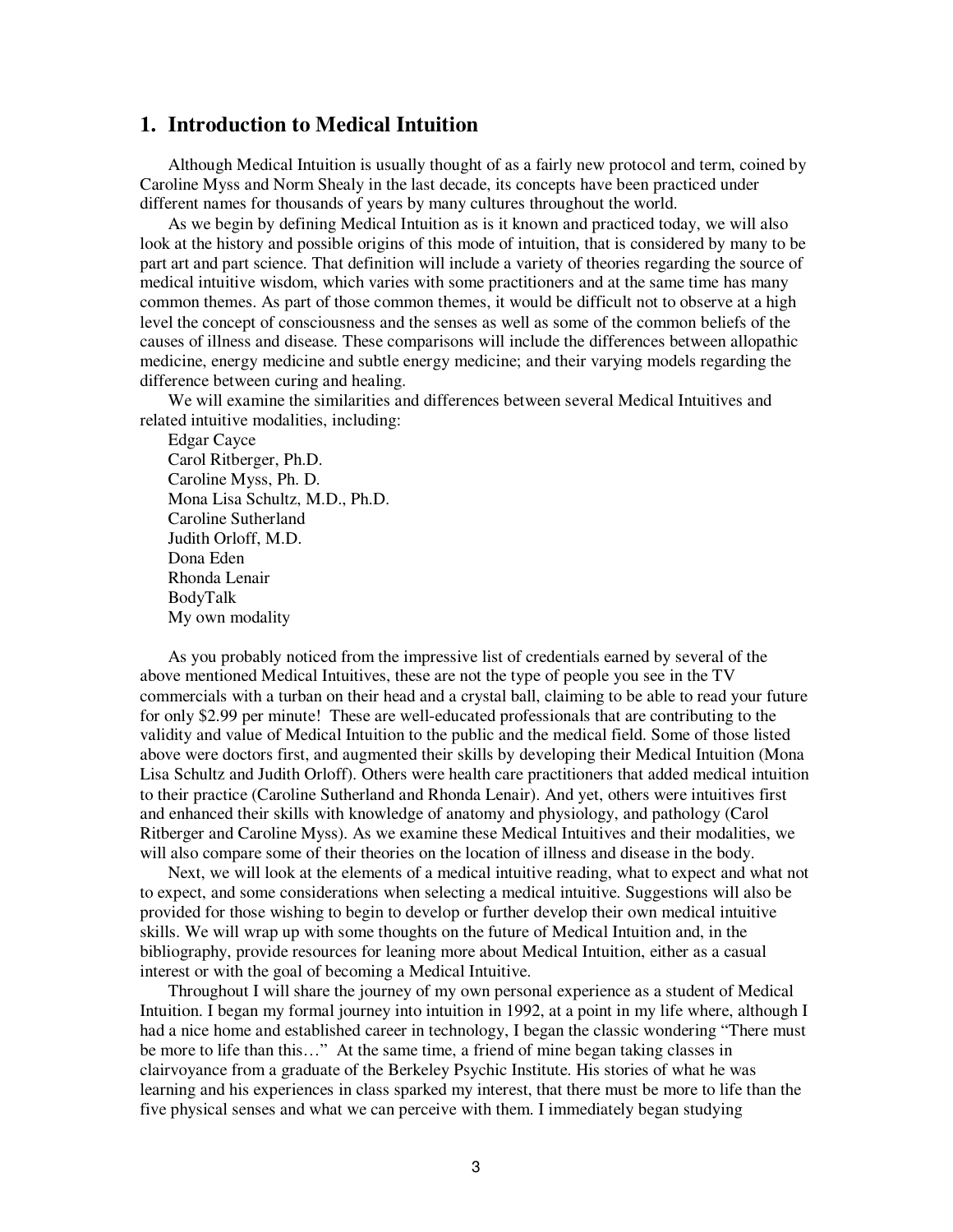## 1. Introduction to Medical Intuition

Although Medical Intuition is usually thought of as a fairly new protocol and term, coined by Caroline Myss and Norm Shealy in the last decade, its concepts have been practiced under different names for thousands of years by many cultures throughout the world.

As we begin by defining Medical Intuition as is it known and practiced today, we will also look at the history and possible origins of this mode of intuition, that is considered by many to be part art and part science. That definition will include a variety of theories regarding the source of medical intuitive wisdom, which varies with some practitioners and at the same time has many common themes. As part of those common themes, it would be difficult not to observe at a high level the concept of consciousness and the senses as well as some of the common beliefs of the causes of illness and disease. These comparisons will include the differences between allopathic medicine, energy medicine and subtle energy medicine; and their varying models regarding the difference between curing and healing.

We will examine the similarities and differences between several Medical Intuitives and related intuitive modalities, including:

Edgar Cayce
Carol Ritberger, Ph.D.
Caroline Myss, Ph. D.
Mona Lisa Schultz, M.D., Ph.D.
Caroline Sutherland
Judith Orloff, M.D.
Dona Eden
Rhonda Lenair
BodyTalk
My own modality

As you probably noticed from the impressive list of credentials earned by several of the above mentioned Medical Intuitives, these are not the type of people you see in the TV commercials with a turban on their head and a crystal ball, claiming to be able to read your future for only $2.99 per minute! These are well-educated professionals that are contributing to the validity and value of Medical Intuition to the public and the medical field. Some of those listed above were doctors first, and augmented their skills by developing their Medical Intuition (Mona Lisa Schultz and Judith Orloff). Others were health care practitioners that added medical intuition to their practice (Caroline Sutherland and Rhonda Lenair). And yet, others were intuitives first and enhanced their skills with knowledge of anatomy and physiology, and pathology (Carol Ritberger and Caroline Myss). As we examine these Medical Intuitives and their modalities, we will also compare some of their theories on the location of illness and disease in the body.

Next, we will look at the elements of a medical intuitive reading, what to expect and what not to expect, and some considerations when selecting a medical intuitive. Suggestions will also be provided for those wishing to begin to develop or further develop their own medical intuitive skills. We will wrap up with some thoughts on the future of Medical Intuition and, in the bibliography, provide resources for leaning more about Medical Intuition, either as a casual interest or with the goal of becoming a Medical Intuitive.

Throughout I will share the journey of my own personal experience as a student of Medical Intuition. I began my formal journey into intuition in 1992, at a point in my life where, although I had a nice home and established career in technology, I began the classic wondering "There must be more to life than this…" At the same time, a friend of mine began taking classes in clairvoyance from a graduate of the Berkeley Psychic Institute. His stories of what he was learning and his experiences in class sparked my interest, that there must be more to life than the five physical senses and what we can perceive with them. I immediately began studying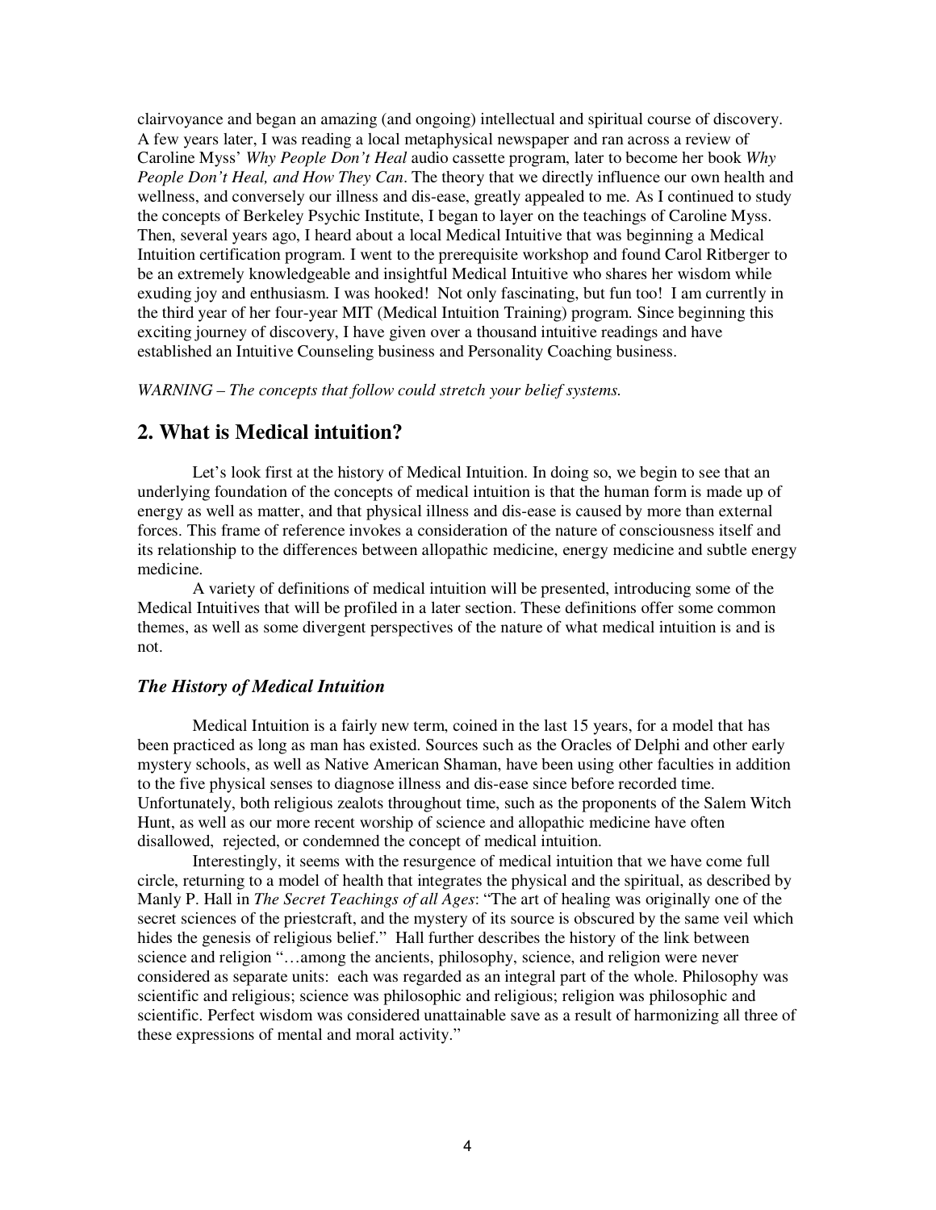clairvoyance and began an amazing (and ongoing) intellectual and spiritual course of discovery. A few years later, I was reading a local metaphysical newspaper and ran across a review of Caroline Myss' *Why People Don't Heal* audio cassette program, later to become her book *Why People Don't Heal, and How They Can*. The theory that we directly influence our own health and wellness, and conversely our illness and dis-ease, greatly appealed to me. As I continued to study the concepts of Berkeley Psychic Institute, I began to layer on the teachings of Caroline Myss. Then, several years ago, I heard about a local Medical Intuitive that was beginning a Medical Intuition certification program. I went to the prerequisite workshop and found Carol Ritberger to be an extremely knowledgeable and insightful Medical Intuitive who shares her wisdom while exuding joy and enthusiasm. I was hooked! Not only fascinating, but fun too! I am currently in the third year of her four-year MIT (Medical Intuition Training) program. Since beginning this exciting journey of discovery, I have given over a thousand intuitive readings and have established an Intuitive Counseling business and Personality Coaching business.

*WARNING – The concepts that follow could stretch your belief systems.*

## 2. What is Medical intuition?

Let's look first at the history of Medical Intuition. In doing so, we begin to see that an underlying foundation of the concepts of medical intuition is that the human form is made up of energy as well as matter, and that physical illness and dis-ease is caused by more than external forces. This frame of reference invokes a consideration of the nature of consciousness itself and its relationship to the differences between allopathic medicine, energy medicine and subtle energy medicine.

A variety of definitions of medical intuition will be presented, introducing some of the Medical Intuitives that will be profiled in a later section. These definitions offer some common themes, as well as some divergent perspectives of the nature of what medical intuition is and is not.

### *The History of Medical Intuition*

Medical Intuition is a fairly new term, coined in the last 15 years, for a model that has been practiced as long as man has existed. Sources such as the Oracles of Delphi and other early mystery schools, as well as Native American Shaman, have been using other faculties in addition to the five physical senses to diagnose illness and dis-ease since before recorded time. Unfortunately, both religious zealots throughout time, such as the proponents of the Salem Witch Hunt, as well as our more recent worship of science and allopathic medicine have often disallowed, rejected, or condemned the concept of medical intuition.

Interestingly, it seems with the resurgence of medical intuition that we have come full circle, returning to a model of health that integrates the physical and the spiritual, as described by Manly P. Hall in *The Secret Teachings of all Ages*: "The art of healing was originally one of the secret sciences of the priestcraft, and the mystery of its source is obscured by the same veil which hides the genesis of religious belief." Hall further describes the history of the link between science and religion "…among the ancients, philosophy, science, and religion were never considered as separate units: each was regarded as an integral part of the whole. Philosophy was scientific and religious; science was philosophic and religious; religion was philosophic and scientific. Perfect wisdom was considered unattainable save as a result of harmonizing all three of these expressions of mental and moral activity."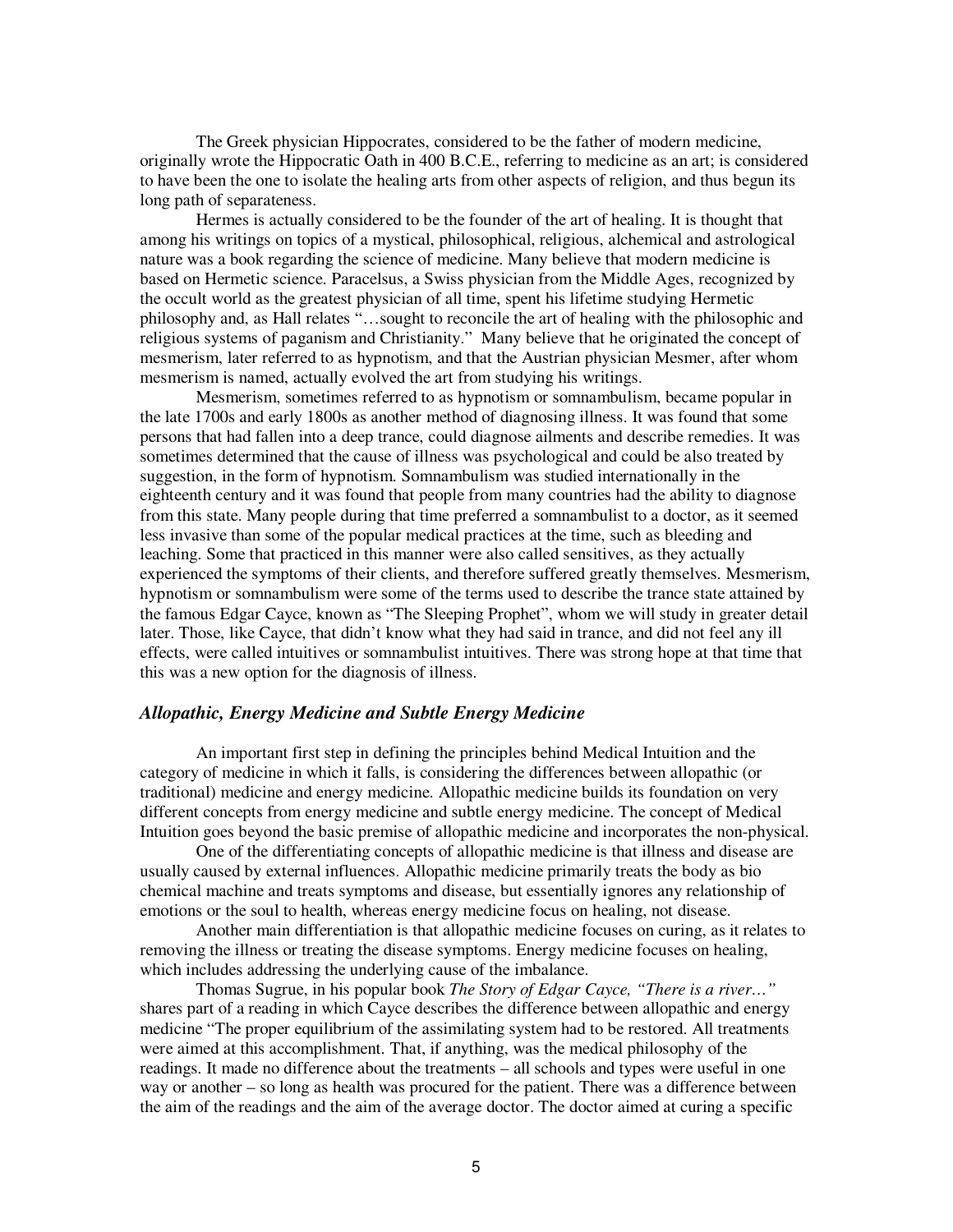The Greek physician Hippocrates, considered to be the father of modern medicine, originally wrote the Hippocratic Oath in 400 B.C.E., referring to medicine as an art; is considered to have been the one to isolate the healing arts from other aspects of religion, and thus begun its long path of separateness.

Hermes is actually considered to be the founder of the art of healing. It is thought that among his writings on topics of a mystical, philosophical, religious, alchemical and astrological nature was a book regarding the science of medicine. Many believe that modern medicine is based on Hermetic science. Paracelsus, a Swiss physician from the Middle Ages, recognized by the occult world as the greatest physician of all time, spent his lifetime studying Hermetic philosophy and, as Hall relates "…sought to reconcile the art of healing with the philosophic and religious systems of paganism and Christianity." Many believe that he originated the concept of mesmerism, later referred to as hypnotism, and that the Austrian physician Mesmer, after whom mesmerism is named, actually evolved the art from studying his writings.

Mesmerism, sometimes referred to as hypnotism or somnambulism, became popular in the late 1700s and early 1800s as another method of diagnosing illness. It was found that some persons that had fallen into a deep trance, could diagnose ailments and describe remedies. It was sometimes determined that the cause of illness was psychological and could be also treated by suggestion, in the form of hypnotism. Somnambulism was studied internationally in the eighteenth century and it was found that people from many countries had the ability to diagnose from this state. Many people during that time preferred a somnambulist to a doctor, as it seemed less invasive than some of the popular medical practices at the time, such as bleeding and leaching. Some that practiced in this manner were also called sensitives, as they actually experienced the symptoms of their clients, and therefore suffered greatly themselves. Mesmerism, hypnotism or somnambulism were some of the terms used to describe the trance state attained by the famous Edgar Cayce, known as "The Sleeping Prophet", whom we will study in greater detail later. Those, like Cayce, that didn't know what they had said in trance, and did not feel any ill effects, were called intuitives or somnambulist intuitives. There was strong hope at that time that this was a new option for the diagnosis of illness.

### *Allopathic, Energy Medicine and Subtle Energy Medicine*

An important first step in defining the principles behind Medical Intuition and the category of medicine in which it falls, is considering the differences between allopathic (or traditional) medicine and energy medicine. Allopathic medicine builds its foundation on very different concepts from energy medicine and subtle energy medicine. The concept of Medical Intuition goes beyond the basic premise of allopathic medicine and incorporates the non-physical.

One of the differentiating concepts of allopathic medicine is that illness and disease are usually caused by external influences. Allopathic medicine primarily treats the body as bio chemical machine and treats symptoms and disease, but essentially ignores any relationship of emotions or the soul to health, whereas energy medicine focus on healing, not disease.

Another main differentiation is that allopathic medicine focuses on curing, as it relates to removing the illness or treating the disease symptoms. Energy medicine focuses on healing, which includes addressing the underlying cause of the imbalance.

Thomas Sugrue, in his popular book *The Story of Edgar Cayce, "There is a river…"* shares part of a reading in which Cayce describes the difference between allopathic and energy medicine "The proper equilibrium of the assimilating system had to be restored. All treatments were aimed at this accomplishment. That, if anything, was the medical philosophy of the readings. It made no difference about the treatments – all schools and types were useful in one way or another – so long as health was procured for the patient. There was a difference between the aim of the readings and the aim of the average doctor. The doctor aimed at curing a specific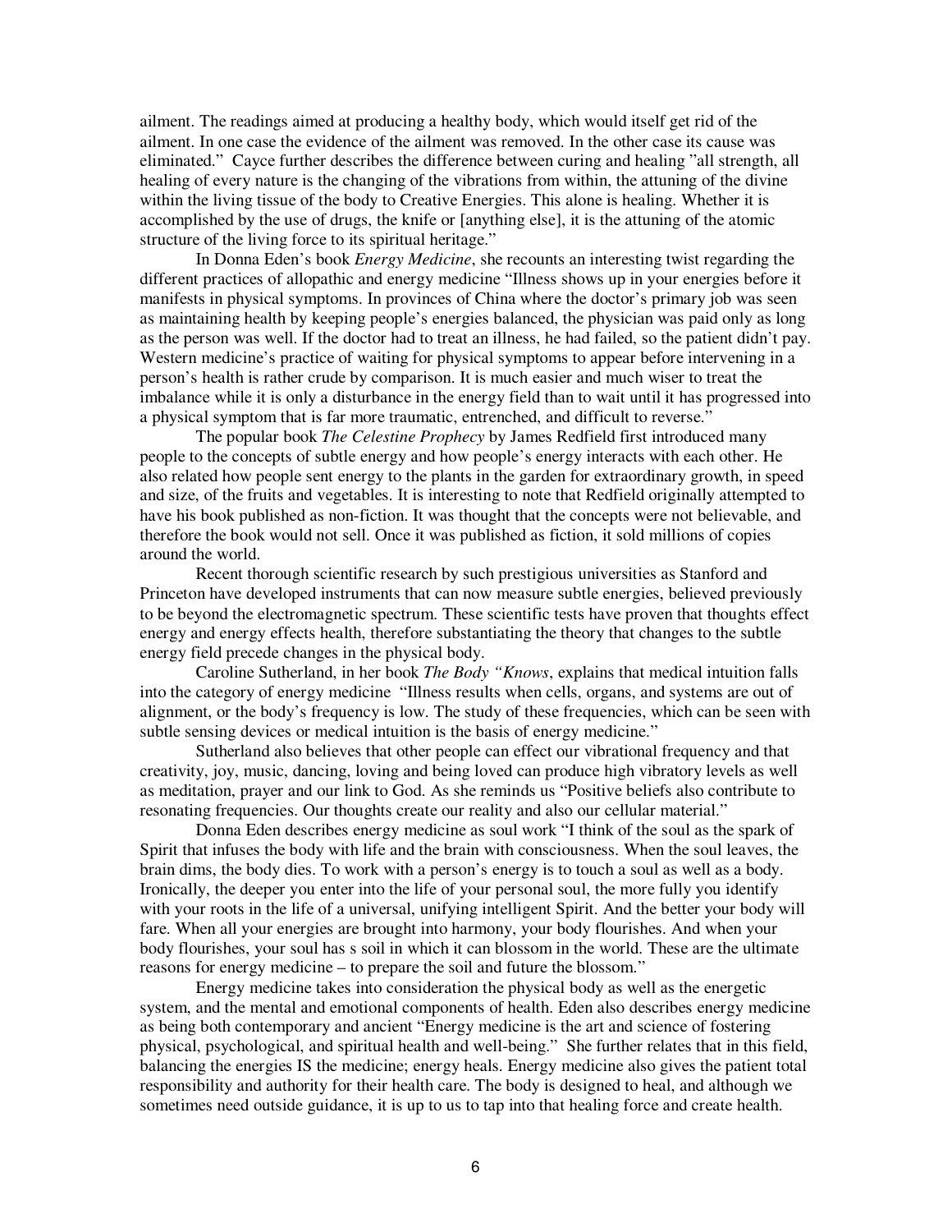ailment. The readings aimed at producing a healthy body, which would itself get rid of the ailment. In one case the evidence of the ailment was removed. In the other case its cause was eliminated." Cayce further describes the difference between curing and healing "all strength, all healing of every nature is the changing of the vibrations from within, the attuning of the divine within the living tissue of the body to Creative Energies. This alone is healing. Whether it is accomplished by the use of drugs, the knife or [anything else], it is the attuning of the atomic structure of the living force to its spiritual heritage."

In Donna Eden's book *Energy Medicine*, she recounts an interesting twist regarding the different practices of allopathic and energy medicine "Illness shows up in your energies before it manifests in physical symptoms. In provinces of China where the doctor's primary job was seen as maintaining health by keeping people's energies balanced, the physician was paid only as long as the person was well. If the doctor had to treat an illness, he had failed, so the patient didn't pay. Western medicine's practice of waiting for physical symptoms to appear before intervening in a person's health is rather crude by comparison. It is much easier and much wiser to treat the imbalance while it is only a disturbance in the energy field than to wait until it has progressed into a physical symptom that is far more traumatic, entrenched, and difficult to reverse."

The popular book *The Celestine Prophecy* by James Redfield first introduced many people to the concepts of subtle energy and how people's energy interacts with each other. He also related how people sent energy to the plants in the garden for extraordinary growth, in speed and size, of the fruits and vegetables. It is interesting to note that Redfield originally attempted to have his book published as non-fiction. It was thought that the concepts were not believable, and therefore the book would not sell. Once it was published as fiction, it sold millions of copies around the world.

Recent thorough scientific research by such prestigious universities as Stanford and Princeton have developed instruments that can now measure subtle energies, believed previously to be beyond the electromagnetic spectrum. These scientific tests have proven that thoughts effect energy and energy effects health, therefore substantiating the theory that changes to the subtle energy field precede changes in the physical body.

Caroline Sutherland, in her book *The Body "Knows*, explains that medical intuition falls into the category of energy medicine "Illness results when cells, organs, and systems are out of alignment, or the body's frequency is low. The study of these frequencies, which can be seen with subtle sensing devices or medical intuition is the basis of energy medicine."

Sutherland also believes that other people can effect our vibrational frequency and that creativity, joy, music, dancing, loving and being loved can produce high vibratory levels as well as meditation, prayer and our link to God. As she reminds us "Positive beliefs also contribute to resonating frequencies. Our thoughts create our reality and also our cellular material."

Donna Eden describes energy medicine as soul work "I think of the soul as the spark of Spirit that infuses the body with life and the brain with consciousness. When the soul leaves, the brain dims, the body dies. To work with a person's energy is to touch a soul as well as a body. Ironically, the deeper you enter into the life of your personal soul, the more fully you identify with your roots in the life of a universal, unifying intelligent Spirit. And the better your body will fare. When all your energies are brought into harmony, your body flourishes. And when your body flourishes, your soul has s soil in which it can blossom in the world. These are the ultimate reasons for energy medicine – to prepare the soil and future the blossom."

Energy medicine takes into consideration the physical body as well as the energetic system, and the mental and emotional components of health. Eden also describes energy medicine as being both contemporary and ancient "Energy medicine is the art and science of fostering physical, psychological, and spiritual health and well-being." She further relates that in this field, balancing the energies IS the medicine; energy heals. Energy medicine also gives the patient total responsibility and authority for their health care. The body is designed to heal, and although we sometimes need outside guidance, it is up to us to tap into that healing force and create health.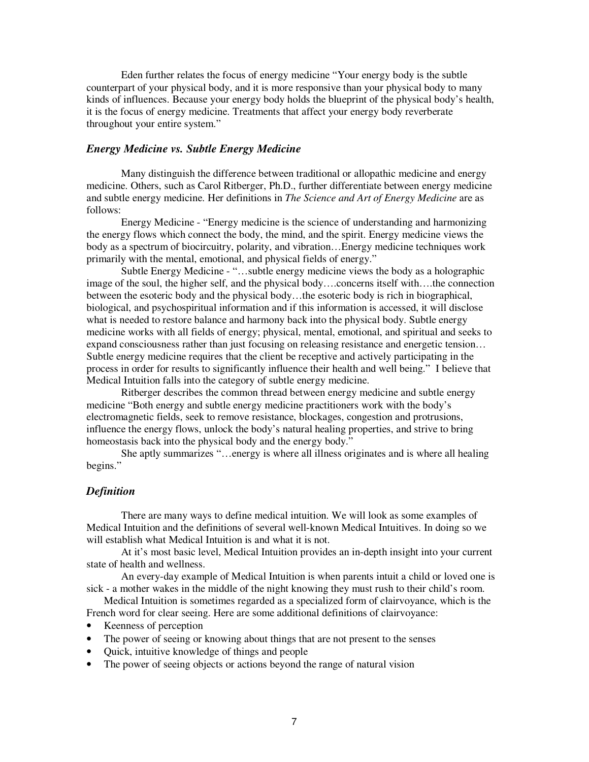Eden further relates the focus of energy medicine "Your energy body is the subtle counterpart of your physical body, and it is more responsive than your physical body to many kinds of influences. Because your energy body holds the blueprint of the physical body's health, it is the focus of energy medicine. Treatments that affect your energy body reverberate throughout your entire system."

### *Energy Medicine vs. Subtle Energy Medicine*

Many distinguish the difference between traditional or allopathic medicine and energy medicine. Others, such as Carol Ritberger, Ph.D., further differentiate between energy medicine and subtle energy medicine. Her definitions in *The Science and Art of Energy Medicine* are as follows:

Energy Medicine - "Energy medicine is the science of understanding and harmonizing the energy flows which connect the body, the mind, and the spirit. Energy medicine views the body as a spectrum of biocircuitry, polarity, and vibration…Energy medicine techniques work primarily with the mental, emotional, and physical fields of energy."

Subtle Energy Medicine - "…subtle energy medicine views the body as a holographic image of the soul, the higher self, and the physical body….concerns itself with….the connection between the esoteric body and the physical body…the esoteric body is rich in biographical, biological, and psychospiritual information and if this information is accessed, it will disclose what is needed to restore balance and harmony back into the physical body. Subtle energy medicine works with all fields of energy; physical, mental, emotional, and spiritual and seeks to expand consciousness rather than just focusing on releasing resistance and energetic tension… Subtle energy medicine requires that the client be receptive and actively participating in the process in order for results to significantly influence their health and well being." I believe that Medical Intuition falls into the category of subtle energy medicine.

Ritberger describes the common thread between energy medicine and subtle energy medicine "Both energy and subtle energy medicine practitioners work with the body's electromagnetic fields, seek to remove resistance, blockages, congestion and protrusions, influence the energy flows, unlock the body's natural healing properties, and strive to bring homeostasis back into the physical body and the energy body."

She aptly summarizes "…energy is where all illness originates and is where all healing begins."

### *Definition*

There are many ways to define medical intuition. We will look as some examples of Medical Intuition and the definitions of several well-known Medical Intuitives. In doing so we will establish what Medical Intuition is and what it is not.

At it's most basic level, Medical Intuition provides an in-depth insight into your current state of health and wellness.

An every-day example of Medical Intuition is when parents intuit a child or loved one is sick - a mother wakes in the middle of the night knowing they must rush to their child's room.

Medical Intuition is sometimes regarded as a specialized form of clairvoyance, which is the French word for clear seeing. Here are some additional definitions of clairvoyance:

- Keenness of perception
- The power of seeing or knowing about things that are not present to the senses
- Quick, intuitive knowledge of things and people
- The power of seeing objects or actions beyond the range of natural vision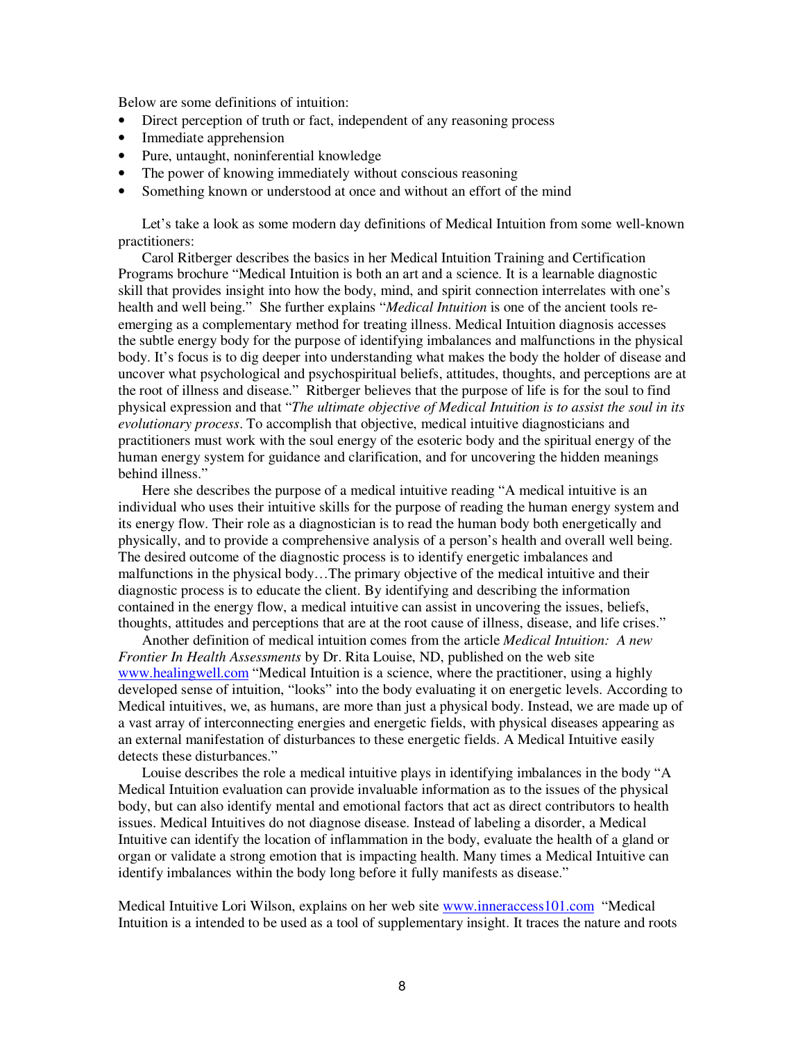Below are some definitions of intuition:

- Direct perception of truth or fact, independent of any reasoning process
- Immediate apprehension
- Pure, untaught, noninferential knowledge
- The power of knowing immediately without conscious reasoning
- Something known or understood at once and without an effort of the mind

Let's take a look as some modern day definitions of Medical Intuition from some well-known practitioners:

Carol Ritberger describes the basics in her Medical Intuition Training and Certification Programs brochure "Medical Intuition is both an art and a science. It is a learnable diagnostic skill that provides insight into how the body, mind, and spirit connection interrelates with one's health and well being." She further explains "*Medical Intuition* is one of the ancient tools re-emerging as a complementary method for treating illness. Medical Intuition diagnosis accesses the subtle energy body for the purpose of identifying imbalances and malfunctions in the physical body. It's focus is to dig deeper into understanding what makes the body the holder of disease and uncover what psychological and psychospiritual beliefs, attitudes, thoughts, and perceptions are at the root of illness and disease." Ritberger believes that the purpose of life is for the soul to find physical expression and that "*The ultimate objective of Medical Intuition is to assist the soul in its evolutionary process*. To accomplish that objective, medical intuitive diagnosticians and practitioners must work with the soul energy of the esoteric body and the spiritual energy of the human energy system for guidance and clarification, and for uncovering the hidden meanings behind illness."

Here she describes the purpose of a medical intuitive reading "A medical intuitive is an individual who uses their intuitive skills for the purpose of reading the human energy system and its energy flow. Their role as a diagnostician is to read the human body both energetically and physically, and to provide a comprehensive analysis of a person's health and overall well being. The desired outcome of the diagnostic process is to identify energetic imbalances and malfunctions in the physical body…The primary objective of the medical intuitive and their diagnostic process is to educate the client. By identifying and describing the information contained in the energy flow, a medical intuitive can assist in uncovering the issues, beliefs, thoughts, attitudes and perceptions that are at the root cause of illness, disease, and life crises."

Another definition of medical intuition comes from the article *Medical Intuition: A new Frontier In Health Assessments* by Dr. Rita Louise, ND, published on the web site www.healingwell.com "Medical Intuition is a science, where the practitioner, using a highly developed sense of intuition, "looks" into the body evaluating it on energetic levels. According to Medical intuitives, we, as humans, are more than just a physical body. Instead, we are made up of a vast array of interconnecting energies and energetic fields, with physical diseases appearing as an external manifestation of disturbances to these energetic fields. A Medical Intuitive easily detects these disturbances."

Louise describes the role a medical intuitive plays in identifying imbalances in the body "A Medical Intuition evaluation can provide invaluable information as to the issues of the physical body, but can also identify mental and emotional factors that act as direct contributors to health issues. Medical Intuitives do not diagnose disease. Instead of labeling a disorder, a Medical Intuitive can identify the location of inflammation in the body, evaluate the health of a gland or organ or validate a strong emotion that is impacting health. Many times a Medical Intuitive can identify imbalances within the body long before it fully manifests as disease."

Medical Intuitive Lori Wilson, explains on her web site www.inneraccess101.com "Medical Intuition is a intended to be used as a tool of supplementary insight. It traces the nature and roots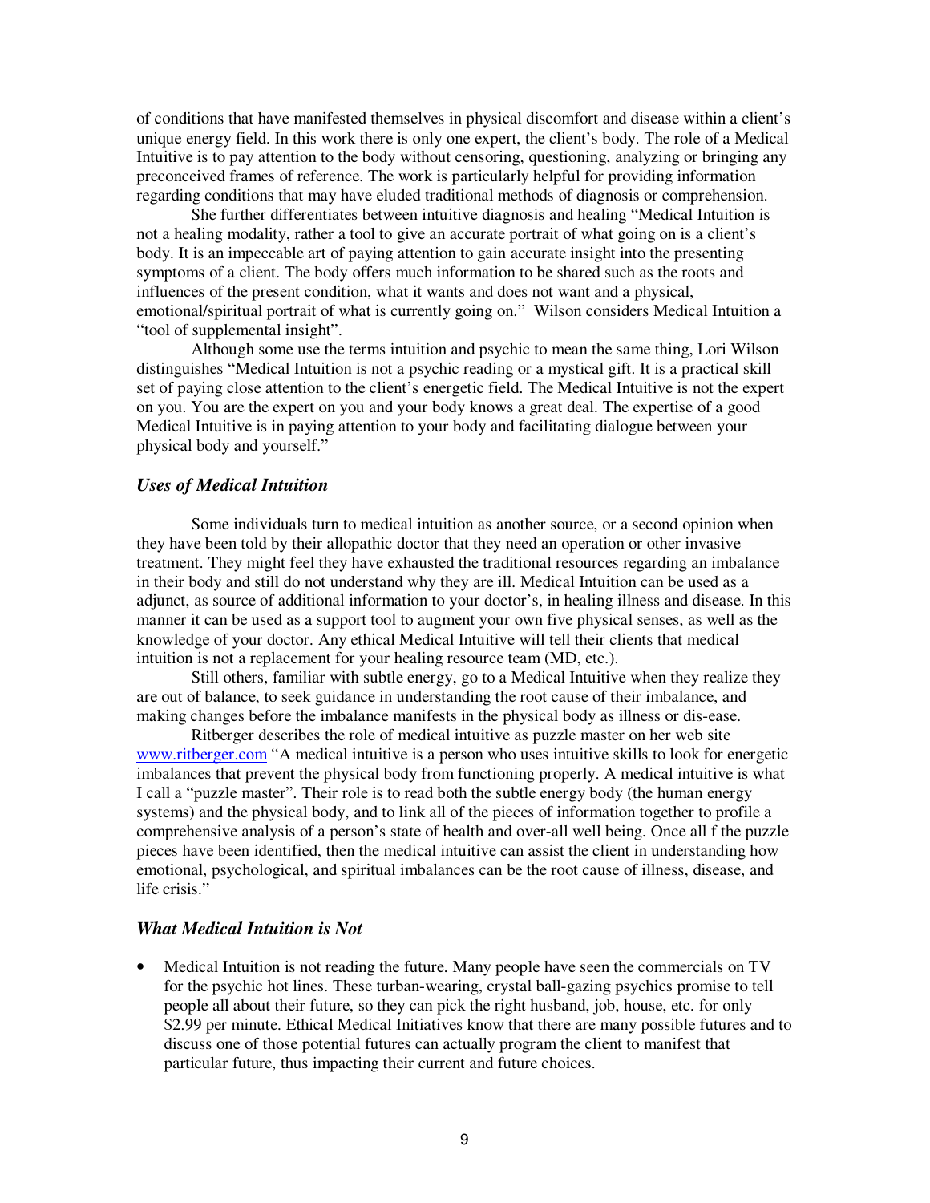of conditions that have manifested themselves in physical discomfort and disease within a client's unique energy field. In this work there is only one expert, the client's body. The role of a Medical Intuitive is to pay attention to the body without censoring, questioning, analyzing or bringing any preconceived frames of reference. The work is particularly helpful for providing information regarding conditions that may have eluded traditional methods of diagnosis or comprehension.

She further differentiates between intuitive diagnosis and healing "Medical Intuition is not a healing modality, rather a tool to give an accurate portrait of what going on is a client's body. It is an impeccable art of paying attention to gain accurate insight into the presenting symptoms of a client. The body offers much information to be shared such as the roots and influences of the present condition, what it wants and does not want and a physical, emotional/spiritual portrait of what is currently going on." Wilson considers Medical Intuition a "tool of supplemental insight".

Although some use the terms intuition and psychic to mean the same thing, Lori Wilson distinguishes "Medical Intuition is not a psychic reading or a mystical gift. It is a practical skill set of paying close attention to the client's energetic field. The Medical Intuitive is not the expert on you. You are the expert on you and your body knows a great deal. The expertise of a good Medical Intuitive is in paying attention to your body and facilitating dialogue between your physical body and yourself."

### *Uses of Medical Intuition*

Some individuals turn to medical intuition as another source, or a second opinion when they have been told by their allopathic doctor that they need an operation or other invasive treatment. They might feel they have exhausted the traditional resources regarding an imbalance in their body and still do not understand why they are ill. Medical Intuition can be used as a adjunct, as source of additional information to your doctor's, in healing illness and disease. In this manner it can be used as a support tool to augment your own five physical senses, as well as the knowledge of your doctor. Any ethical Medical Intuitive will tell their clients that medical intuition is not a replacement for your healing resource team (MD, etc.).

Still others, familiar with subtle energy, go to a Medical Intuitive when they realize they are out of balance, to seek guidance in understanding the root cause of their imbalance, and making changes before the imbalance manifests in the physical body as illness or dis-ease.

Ritberger describes the role of medical intuitive as puzzle master on her web site [www.ritberger.com](www.ritberger.com) "A medical intuitive is a person who uses intuitive skills to look for energetic imbalances that prevent the physical body from functioning properly. A medical intuitive is what I call a "puzzle master". Their role is to read both the subtle energy body (the human energy systems) and the physical body, and to link all of the pieces of information together to profile a comprehensive analysis of a person's state of health and over-all well being. Once all f the puzzle pieces have been identified, then the medical intuitive can assist the client in understanding how emotional, psychological, and spiritual imbalances can be the root cause of illness, disease, and life crisis."

### *What Medical Intuition is Not*

- Medical Intuition is not reading the future. Many people have seen the commercials on TV for the psychic hot lines. These turban-wearing, crystal ball-gazing psychics promise to tell people all about their future, so they can pick the right husband, job, house, etc. for only $2.99 per minute. Ethical Medical Initiatives know that there are many possible futures and to discuss one of those potential futures can actually program the client to manifest that particular future, thus impacting their current and future choices.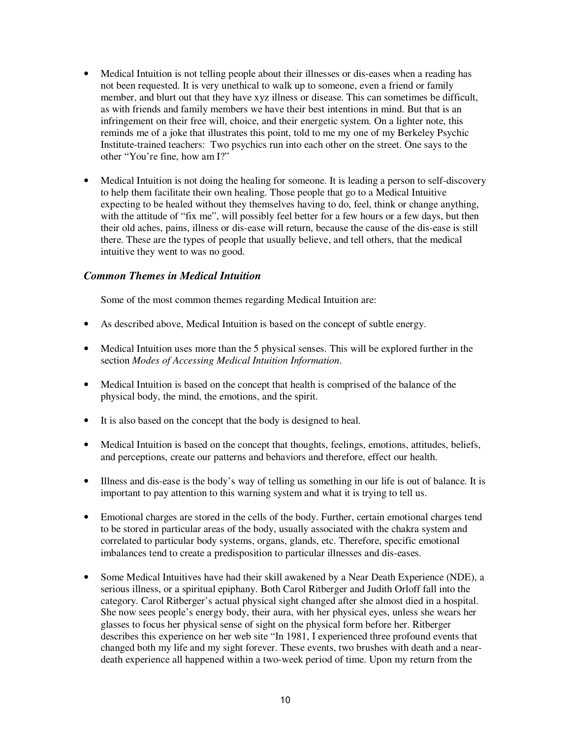- Medical Intuition is not telling people about their illnesses or dis-eases when a reading has not been requested. It is very unethical to walk up to someone, even a friend or family member, and blurt out that they have xyz illness or disease. This can sometimes be difficult, as with friends and family members we have their best intentions in mind. But that is an infringement on their free will, choice, and their energetic system. On a lighter note, this reminds me of a joke that illustrates this point, told to me my one of my Berkeley Psychic Institute-trained teachers: Two psychics run into each other on the street. One says to the other "You're fine, how am I?"

- Medical Intuition is not doing the healing for someone. It is leading a person to self-discovery to help them facilitate their own healing. Those people that go to a Medical Intuitive expecting to be healed without they themselves having to do, feel, think or change anything, with the attitude of "fix me", will possibly feel better for a few hours or a few days, but then their old aches, pains, illness or dis-ease will return, because the cause of the dis-ease is still there. These are the types of people that usually believe, and tell others, that the medical intuitive they went to was no good.

### *Common Themes in Medical Intuition*

Some of the most common themes regarding Medical Intuition are:

- As described above, Medical Intuition is based on the concept of subtle energy.

- Medical Intuition uses more than the 5 physical senses. This will be explored further in the section *Modes of Accessing Medical Intuition Information*.

- Medical Intuition is based on the concept that health is comprised of the balance of the physical body, the mind, the emotions, and the spirit.

- It is also based on the concept that the body is designed to heal.

- Medical Intuition is based on the concept that thoughts, feelings, emotions, attitudes, beliefs, and perceptions, create our patterns and behaviors and therefore, effect our health.

- Illness and dis-ease is the body's way of telling us something in our life is out of balance. It is important to pay attention to this warning system and what it is trying to tell us.

- Emotional charges are stored in the cells of the body. Further, certain emotional charges tend to be stored in particular areas of the body, usually associated with the chakra system and correlated to particular body systems, organs, glands, etc. Therefore, specific emotional imbalances tend to create a predisposition to particular illnesses and dis-eases.

- Some Medical Intuitives have had their skill awakened by a Near Death Experience (NDE), a serious illness, or a spiritual epiphany. Both Carol Ritberger and Judith Orloff fall into the category. Carol Ritberger's actual physical sight changed after she almost died in a hospital. She now sees people's energy body, their aura, with her physical eyes, unless she wears her glasses to focus her physical sense of sight on the physical form before her. Ritberger describes this experience on her web site "In 1981, I experienced three profound events that changed both my life and my sight forever. These events, two brushes with death and a near-death experience all happened within a two-week period of time. Upon my return from the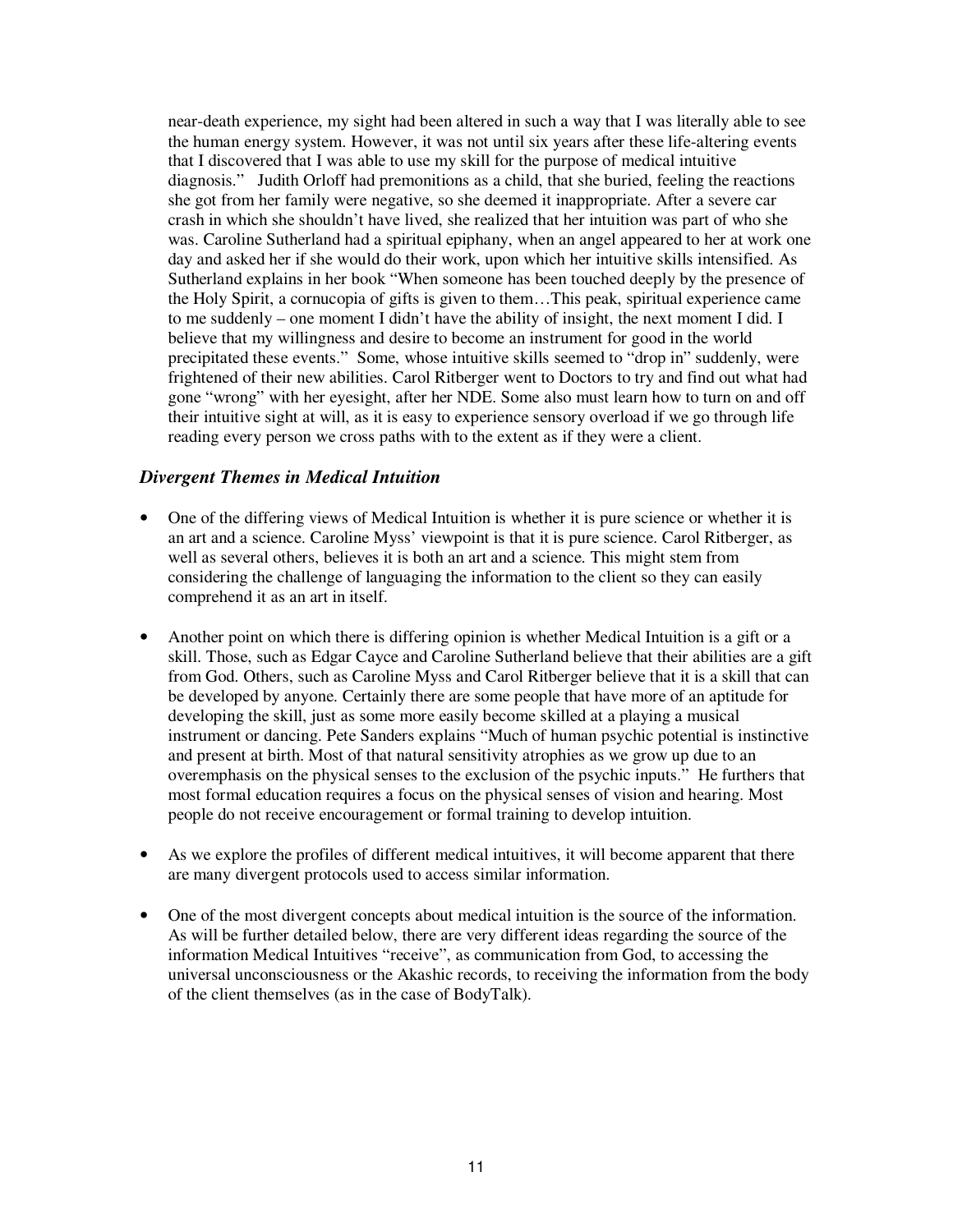near-death experience, my sight had been altered in such a way that I was literally able to see the human energy system. However, it was not until six years after these life-altering events that I discovered that I was able to use my skill for the purpose of medical intuitive diagnosis." Judith Orloff had premonitions as a child, that she buried, feeling the reactions she got from her family were negative, so she deemed it inappropriate. After a severe car crash in which she shouldn't have lived, she realized that her intuition was part of who she was. Caroline Sutherland had a spiritual epiphany, when an angel appeared to her at work one day and asked her if she would do their work, upon which her intuitive skills intensified. As Sutherland explains in her book "When someone has been touched deeply by the presence of the Holy Spirit, a cornucopia of gifts is given to them…This peak, spiritual experience came to me suddenly – one moment I didn't have the ability of insight, the next moment I did. I believe that my willingness and desire to become an instrument for good in the world precipitated these events." Some, whose intuitive skills seemed to "drop in" suddenly, were frightened of their new abilities. Carol Ritberger went to Doctors to try and find out what had gone "wrong" with her eyesight, after her NDE. Some also must learn how to turn on and off their intuitive sight at will, as it is easy to experience sensory overload if we go through life reading every person we cross paths with to the extent as if they were a client.

### *Divergent Themes in Medical Intuition*

- One of the differing views of Medical Intuition is whether it is pure science or whether it is an art and a science. Caroline Myss' viewpoint is that it is pure science. Carol Ritberger, as well as several others, believes it is both an art and a science. This might stem from considering the challenge of languaging the information to the client so they can easily comprehend it as an art in itself.

- Another point on which there is differing opinion is whether Medical Intuition is a gift or a skill. Those, such as Edgar Cayce and Caroline Sutherland believe that their abilities are a gift from God. Others, such as Caroline Myss and Carol Ritberger believe that it is a skill that can be developed by anyone. Certainly there are some people that have more of an aptitude for developing the skill, just as some more easily become skilled at a playing a musical instrument or dancing. Pete Sanders explains "Much of human psychic potential is instinctive and present at birth. Most of that natural sensitivity atrophies as we grow up due to an overemphasis on the physical senses to the exclusion of the psychic inputs." He furthers that most formal education requires a focus on the physical senses of vision and hearing. Most people do not receive encouragement or formal training to develop intuition.

- As we explore the profiles of different medical intuitives, it will become apparent that there are many divergent protocols used to access similar information.

- One of the most divergent concepts about medical intuition is the source of the information. As will be further detailed below, there are very different ideas regarding the source of the information Medical Intuitives "receive", as communication from God, to accessing the universal unconsciousness or the Akashic records, to receiving the information from the body of the client themselves (as in the case of BodyTalk).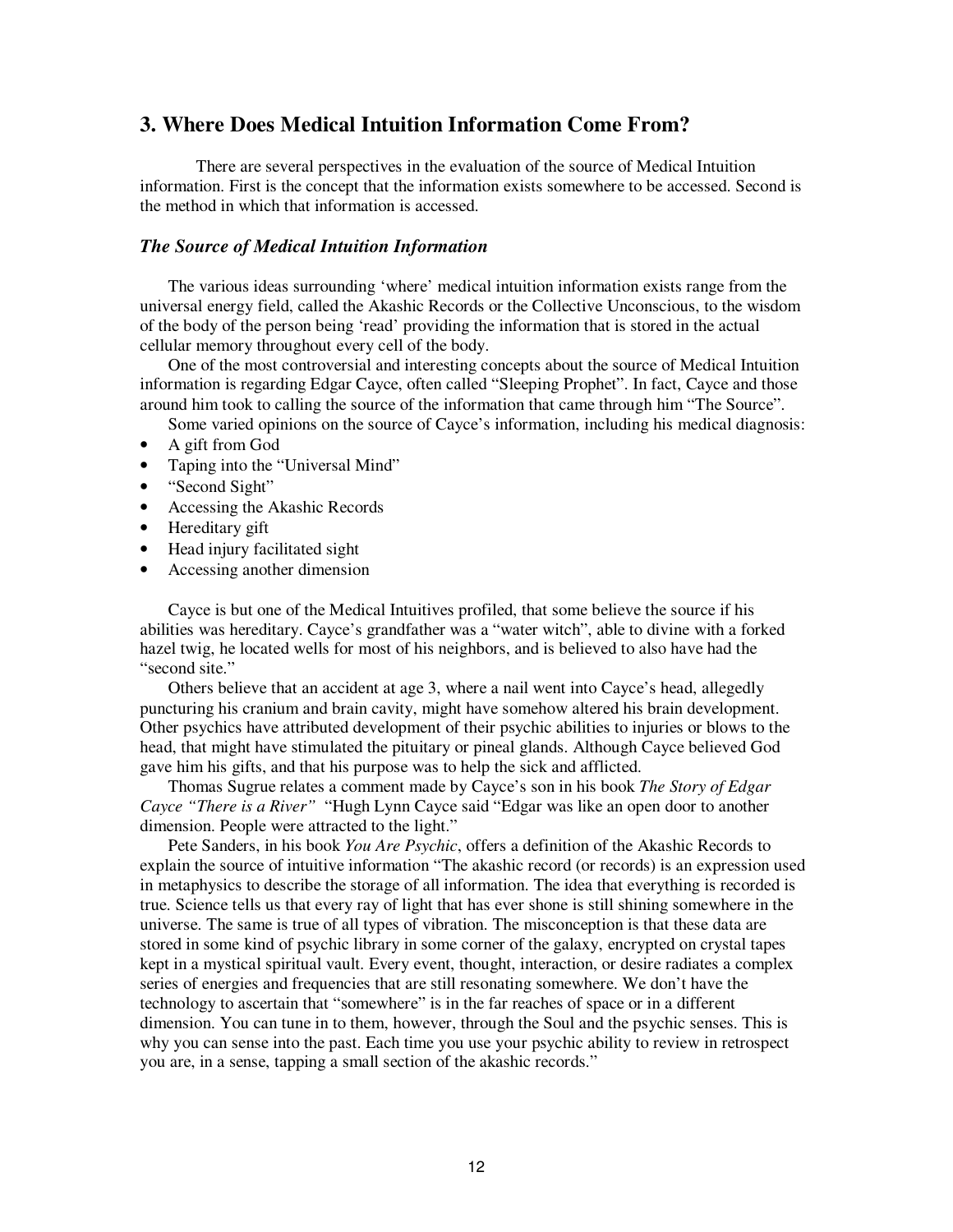## 3. Where Does Medical Intuition Information Come From?

There are several perspectives in the evaluation of the source of Medical Intuition information. First is the concept that the information exists somewhere to be accessed. Second is the method in which that information is accessed.

### *The Source of Medical Intuition Information*

The various ideas surrounding 'where' medical intuition information exists range from the universal energy field, called the Akashic Records or the Collective Unconscious, to the wisdom of the body of the person being 'read' providing the information that is stored in the actual cellular memory throughout every cell of the body.

One of the most controversial and interesting concepts about the source of Medical Intuition information is regarding Edgar Cayce, often called "Sleeping Prophet". In fact, Cayce and those around him took to calling the source of the information that came through him "The Source".

Some varied opinions on the source of Cayce's information, including his medical diagnosis:

- A gift from God
- Taping into the "Universal Mind"
- "Second Sight"
- Accessing the Akashic Records
- Hereditary gift
- Head injury facilitated sight
- Accessing another dimension

Cayce is but one of the Medical Intuitives profiled, that some believe the source if his abilities was hereditary. Cayce's grandfather was a "water witch", able to divine with a forked hazel twig, he located wells for most of his neighbors, and is believed to also have had the "second site."

Others believe that an accident at age 3, where a nail went into Cayce's head, allegedly puncturing his cranium and brain cavity, might have somehow altered his brain development. Other psychics have attributed development of their psychic abilities to injuries or blows to the head, that might have stimulated the pituitary or pineal glands. Although Cayce believed God gave him his gifts, and that his purpose was to help the sick and afflicted.

Thomas Sugrue relates a comment made by Cayce's son in his book *The Story of Edgar Cayce "There is a River"* "Hugh Lynn Cayce said "Edgar was like an open door to another dimension. People were attracted to the light."

Pete Sanders, in his book *You Are Psychic*, offers a definition of the Akashic Records to explain the source of intuitive information "The akashic record (or records) is an expression used in metaphysics to describe the storage of all information. The idea that everything is recorded is true. Science tells us that every ray of light that has ever shone is still shining somewhere in the universe. The same is true of all types of vibration. The misconception is that these data are stored in some kind of psychic library in some corner of the galaxy, encrypted on crystal tapes kept in a mystical spiritual vault. Every event, thought, interaction, or desire radiates a complex series of energies and frequencies that are still resonating somewhere. We don't have the technology to ascertain that "somewhere" is in the far reaches of space or in a different dimension. You can tune in to them, however, through the Soul and the psychic senses. This is why you can sense into the past. Each time you use your psychic ability to review in retrospect you are, in a sense, tapping a small section of the akashic records."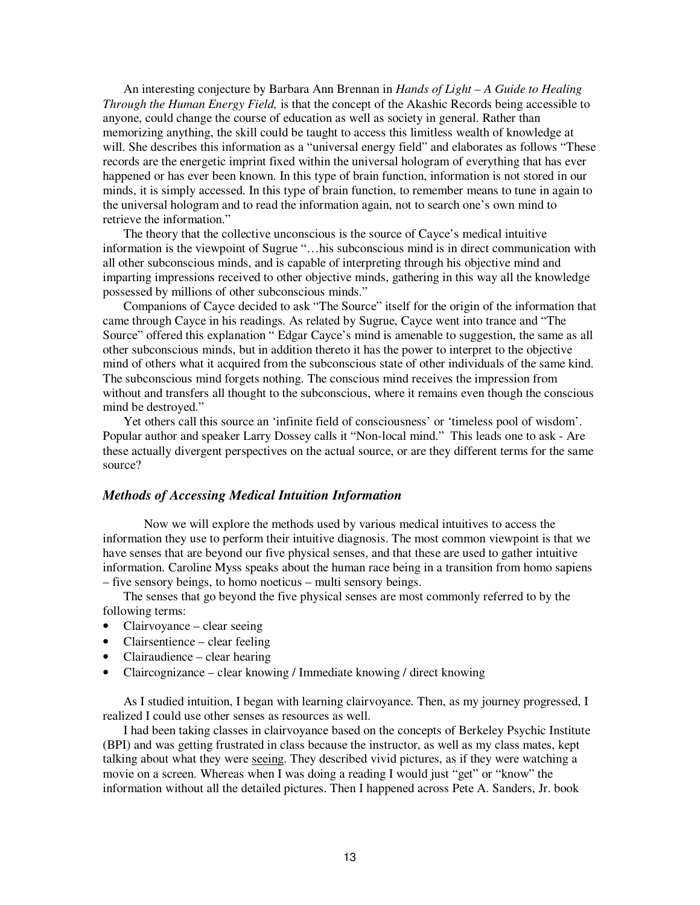An interesting conjecture by Barbara Ann Brennan in *Hands of Light – A Guide to Healing Through the Human Energy Field,* is that the concept of the Akashic Records being accessible to anyone, could change the course of education as well as society in general. Rather than memorizing anything, the skill could be taught to access this limitless wealth of knowledge at will. She describes this information as a "universal energy field" and elaborates as follows "These records are the energetic imprint fixed within the universal hologram of everything that has ever happened or has ever been known. In this type of brain function, information is not stored in our minds, it is simply accessed. In this type of brain function, to remember means to tune in again to the universal hologram and to read the information again, not to search one's own mind to retrieve the information."

The theory that the collective unconscious is the source of Cayce's medical intuitive information is the viewpoint of Sugrue "…his subconscious mind is in direct communication with all other subconscious minds, and is capable of interpreting through his objective mind and imparting impressions received to other objective minds, gathering in this way all the knowledge possessed by millions of other subconscious minds."

Companions of Cayce decided to ask "The Source" itself for the origin of the information that came through Cayce in his readings. As related by Sugrue, Cayce went into trance and "The Source" offered this explanation " Edgar Cayce's mind is amenable to suggestion, the same as all other subconscious minds, but in addition thereto it has the power to interpret to the objective mind of others what it acquired from the subconscious state of other individuals of the same kind. The subconscious mind forgets nothing. The conscious mind receives the impression from without and transfers all thought to the subconscious, where it remains even though the conscious mind be destroyed."

Yet others call this source an 'infinite field of consciousness' or 'timeless pool of wisdom'. Popular author and speaker Larry Dossey calls it "Non-local mind." This leads one to ask - Are these actually divergent perspectives on the actual source, or are they different terms for the same source?

### *Methods of Accessing Medical Intuition Information*

Now we will explore the methods used by various medical intuitives to access the information they use to perform their intuitive diagnosis. The most common viewpoint is that we have senses that are beyond our five physical senses, and that these are used to gather intuitive information. Caroline Myss speaks about the human race being in a transition from homo sapiens – five sensory beings, to homo noeticus – multi sensory beings.

The senses that go beyond the five physical senses are most commonly referred to by the following terms:

- Clairvoyance – clear seeing
- Clairsentience – clear feeling
- Clairaudience – clear hearing
- Claircognizance – clear knowing / Immediate knowing / direct knowing

As I studied intuition, I began with learning clairvoyance. Then, as my journey progressed, I realized I could use other senses as resources as well.

I had been taking classes in clairvoyance based on the concepts of Berkeley Psychic Institute (BPI) and was getting frustrated in class because the instructor, as well as my class mates, kept talking about what they were <u>seeing</u>. They described vivid pictures, as if they were watching a movie on a screen. Whereas when I was doing a reading I would just "get" or "know" the information without all the detailed pictures. Then I happened across Pete A. Sanders, Jr. book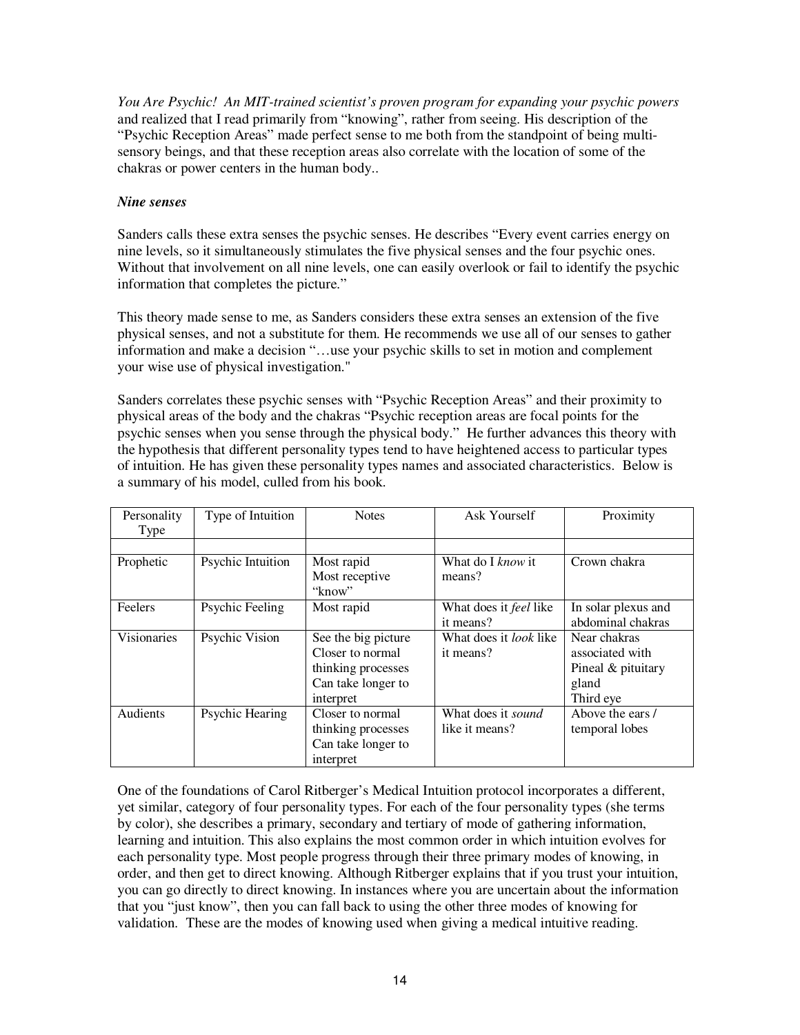*You Are Psychic! An MIT-trained scientist's proven program for expanding your psychic powers* and realized that I read primarily from "knowing", rather from seeing. His description of the "Psychic Reception Areas" made perfect sense to me both from the standpoint of being multi-sensory beings, and that these reception areas also correlate with the location of some of the chakras or power centers in the human body..

***Nine senses***

Sanders calls these extra senses the psychic senses. He describes "Every event carries energy on nine levels, so it simultaneously stimulates the five physical senses and the four psychic ones. Without that involvement on all nine levels, one can easily overlook or fail to identify the psychic information that completes the picture."

This theory made sense to me, as Sanders considers these extra senses an extension of the five physical senses, and not a substitute for them. He recommends we use all of our senses to gather information and make a decision "…use your psychic skills to set in motion and complement your wise use of physical investigation."

Sanders correlates these psychic senses with "Psychic Reception Areas" and their proximity to physical areas of the body and the chakras "Psychic reception areas are focal points for the psychic senses when you sense through the physical body." He further advances this theory with the hypothesis that different personality types tend to have heightened access to particular types of intuition. He has given these personality types names and associated characteristics. Below is a summary of his model, culled from his book.

| Personality Type | Type of Intuition | Notes | Ask Yourself | Proximity |
|---|---|---|---|---|
| | | | | |
| Prophetic | Psychic Intuition | Most rapid<br>Most receptive<br>"know" | What do I *know* it means? | Crown chakra |
| Feelers | Psychic Feeling | Most rapid | What does it *feel* like it means? | In solar plexus and abdominal chakras |
| Visionaries | Psychic Vision | See the big picture<br>Closer to normal thinking processes<br>Can take longer to interpret | What does it *look* like it means? | Near chakras associated with Pineal & pituitary gland<br>Third eye |
| Audients | Psychic Hearing | Closer to normal thinking processes<br>Can take longer to interpret | What does it *sound* like it means? | Above the ears / temporal lobes |

One of the foundations of Carol Ritberger's Medical Intuition protocol incorporates a different, yet similar, category of four personality types. For each of the four personality types (she terms by color), she describes a primary, secondary and tertiary of mode of gathering information, learning and intuition. This also explains the most common order in which intuition evolves for each personality type. Most people progress through their three primary modes of knowing, in order, and then get to direct knowing. Although Ritberger explains that if you trust your intuition, you can go directly to direct knowing. In instances where you are uncertain about the information that you "just know", then you can fall back to using the other three modes of knowing for validation. These are the modes of knowing used when giving a medical intuitive reading.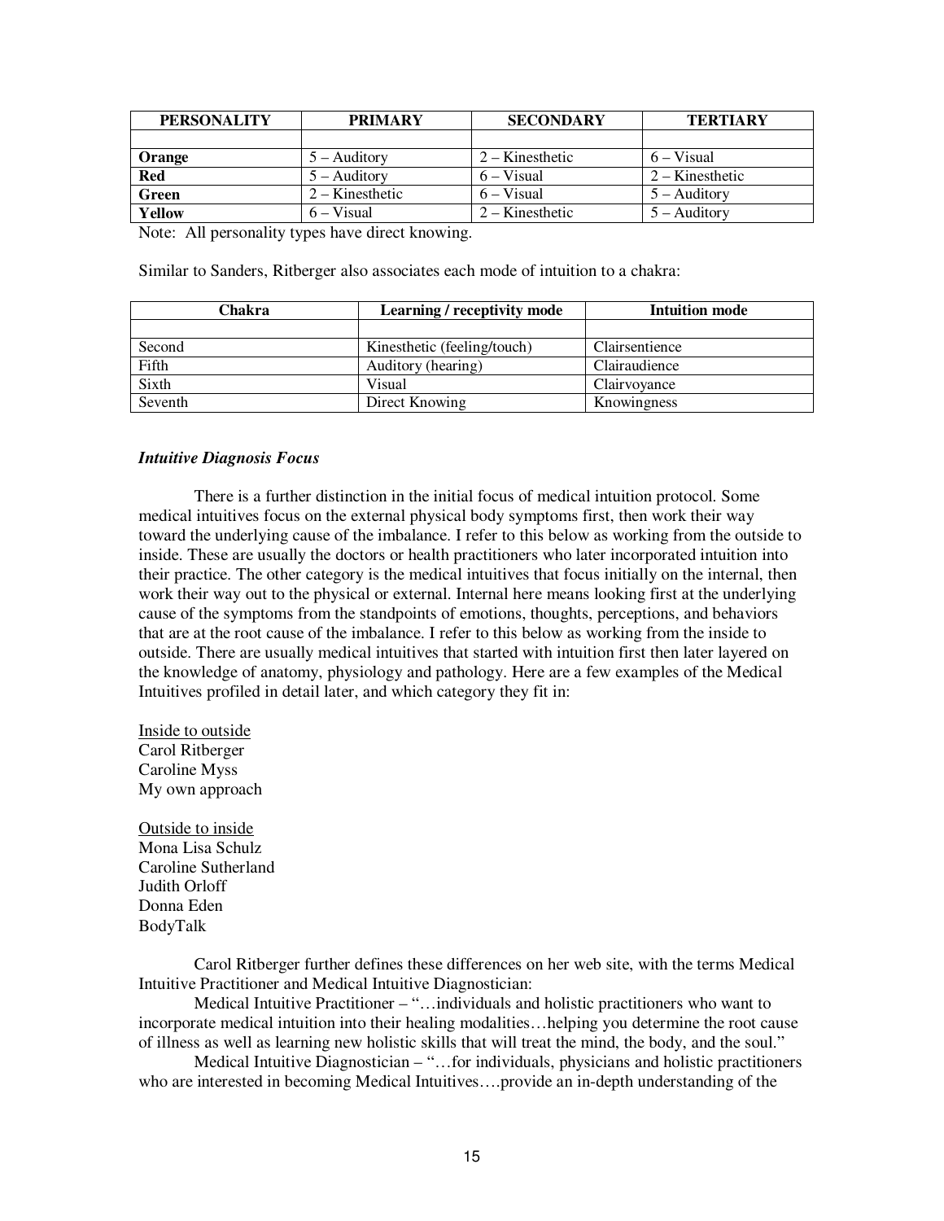| PERSONALITY | PRIMARY | SECONDARY | TERTIARY |
|---|---|---|---|
| | | | |
| **Orange** | 5 – Auditory | 2 – Kinesthetic | 6 – Visual |
| **Red** | 5 – Auditory | 6 – Visual | 2 – Kinesthetic |
| **Green** | 2 – Kinesthetic | 6 – Visual | 5 – Auditory |
| **Yellow** | 6 – Visual | 2 – Kinesthetic | 5 – Auditory |

Note: All personality types have direct knowing.

Similar to Sanders, Ritberger also associates each mode of intuition to a chakra:

| Chakra | Learning / receptivity mode | Intuition mode |
|---|---|---|
| | | |
| Second | Kinesthetic (feeling/touch) | Clairsentience |
| Fifth | Auditory (hearing) | Clairaudience |
| Sixth | Visual | Clairvoyance |
| Seventh | Direct Knowing | Knowingness |

***Intuitive Diagnosis Focus***

There is a further distinction in the initial focus of medical intuition protocol. Some medical intuitives focus on the external physical body symptoms first, then work their way toward the underlying cause of the imbalance. I refer to this below as working from the outside to inside. These are usually the doctors or health practitioners who later incorporated intuition into their practice. The other category is the medical intuitives that focus initially on the internal, then work their way out to the physical or external. Internal here means looking first at the underlying cause of the symptoms from the standpoints of emotions, thoughts, perceptions, and behaviors that are at the root cause of the imbalance. I refer to this below as working from the inside to outside. There are usually medical intuitives that started with intuition first then later layered on the knowledge of anatomy, physiology and pathology. Here are a few examples of the Medical Intuitives profiled in detail later, and which category they fit in:

<u>Inside to outside</u>
Carol Ritberger
Caroline Myss
My own approach

<u>Outside to inside</u>
Mona Lisa Schulz
Caroline Sutherland
Judith Orloff
Donna Eden
BodyTalk

Carol Ritberger further defines these differences on her web site, with the terms Medical Intuitive Practitioner and Medical Intuitive Diagnostician:

Medical Intuitive Practitioner – "…individuals and holistic practitioners who want to incorporate medical intuition into their healing modalities…helping you determine the root cause of illness as well as learning new holistic skills that will treat the mind, the body, and the soul."

Medical Intuitive Diagnostician – "…for individuals, physicians and holistic practitioners who are interested in becoming Medical Intuitives….provide an in-depth understanding of the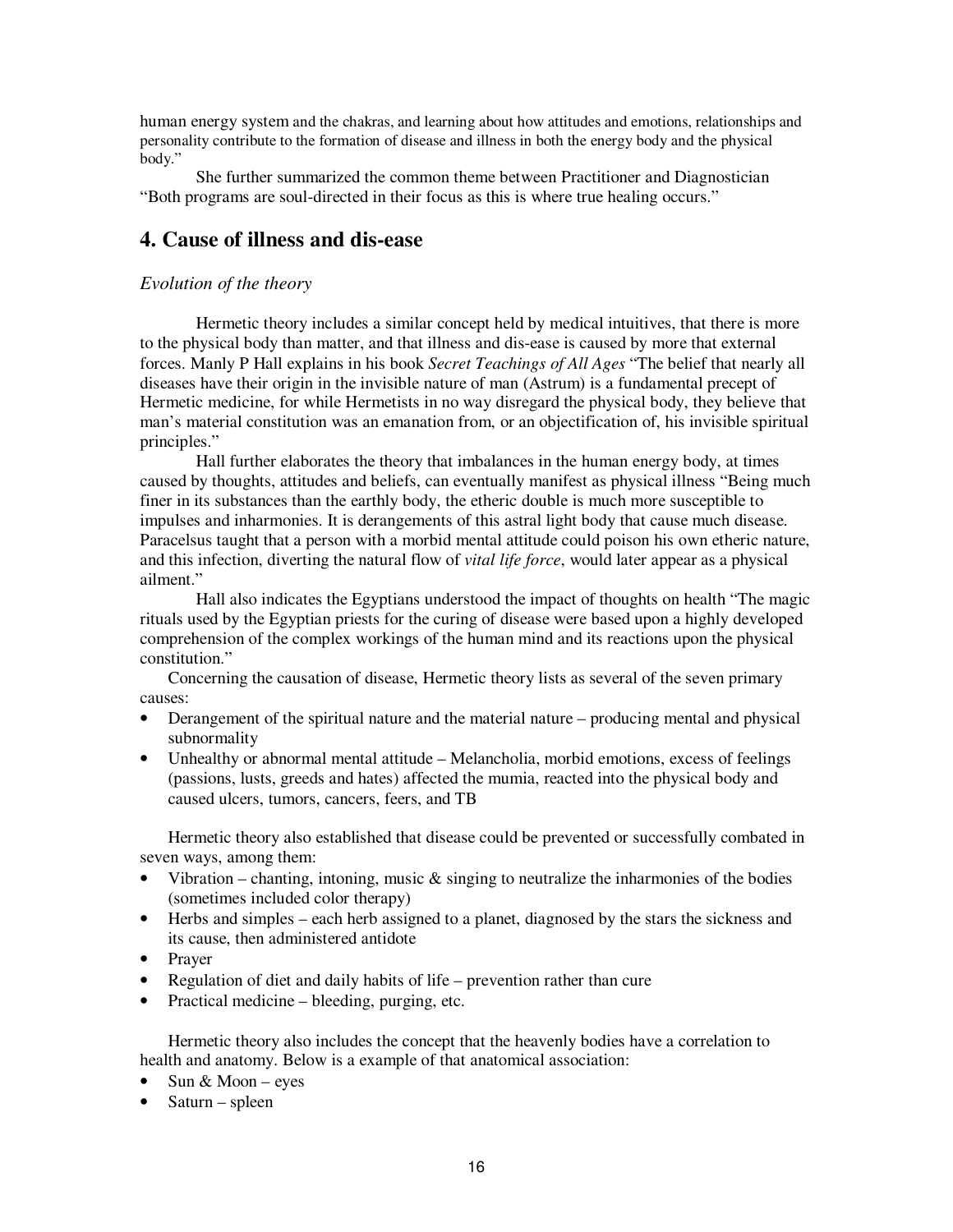human energy system and the chakras, and learning about how attitudes and emotions, relationships and personality contribute to the formation of disease and illness in both the energy body and the physical body."

She further summarized the common theme between Practitioner and Diagnostician "Both programs are soul-directed in their focus as this is where true healing occurs."

## 4. Cause of illness and dis-ease

### *Evolution of the theory*

Hermetic theory includes a similar concept held by medical intuitives, that there is more to the physical body than matter, and that illness and dis-ease is caused by more that external forces. Manly P Hall explains in his book *Secret Teachings of All Ages* "The belief that nearly all diseases have their origin in the invisible nature of man (Astrum) is a fundamental precept of Hermetic medicine, for while Hermetists in no way disregard the physical body, they believe that man's material constitution was an emanation from, or an objectification of, his invisible spiritual principles."

Hall further elaborates the theory that imbalances in the human energy body, at times caused by thoughts, attitudes and beliefs, can eventually manifest as physical illness "Being much finer in its substances than the earthly body, the etheric double is much more susceptible to impulses and inharmonies. It is derangements of this astral light body that cause much disease. Paracelsus taught that a person with a morbid mental attitude could poison his own etheric nature, and this infection, diverting the natural flow of *vital life force*, would later appear as a physical ailment."

Hall also indicates the Egyptians understood the impact of thoughts on health "The magic rituals used by the Egyptian priests for the curing of disease were based upon a highly developed comprehension of the complex workings of the human mind and its reactions upon the physical constitution."

Concerning the causation of disease, Hermetic theory lists as several of the seven primary causes:

- Derangement of the spiritual nature and the material nature – producing mental and physical subnormality
- Unhealthy or abnormal mental attitude – Melancholia, morbid emotions, excess of feelings (passions, lusts, greeds and hates) affected the mumia, reacted into the physical body and caused ulcers, tumors, cancers, feers, and TB

Hermetic theory also established that disease could be prevented or successfully combated in seven ways, among them:

- Vibration – chanting, intoning, music & singing to neutralize the inharmonies of the bodies (sometimes included color therapy)
- Herbs and simples – each herb assigned to a planet, diagnosed by the stars the sickness and its cause, then administered antidote
- Prayer
- Regulation of diet and daily habits of life – prevention rather than cure
- Practical medicine – bleeding, purging, etc.

Hermetic theory also includes the concept that the heavenly bodies have a correlation to health and anatomy. Below is a example of that anatomical association:

- Sun & Moon – eyes
- Saturn – spleen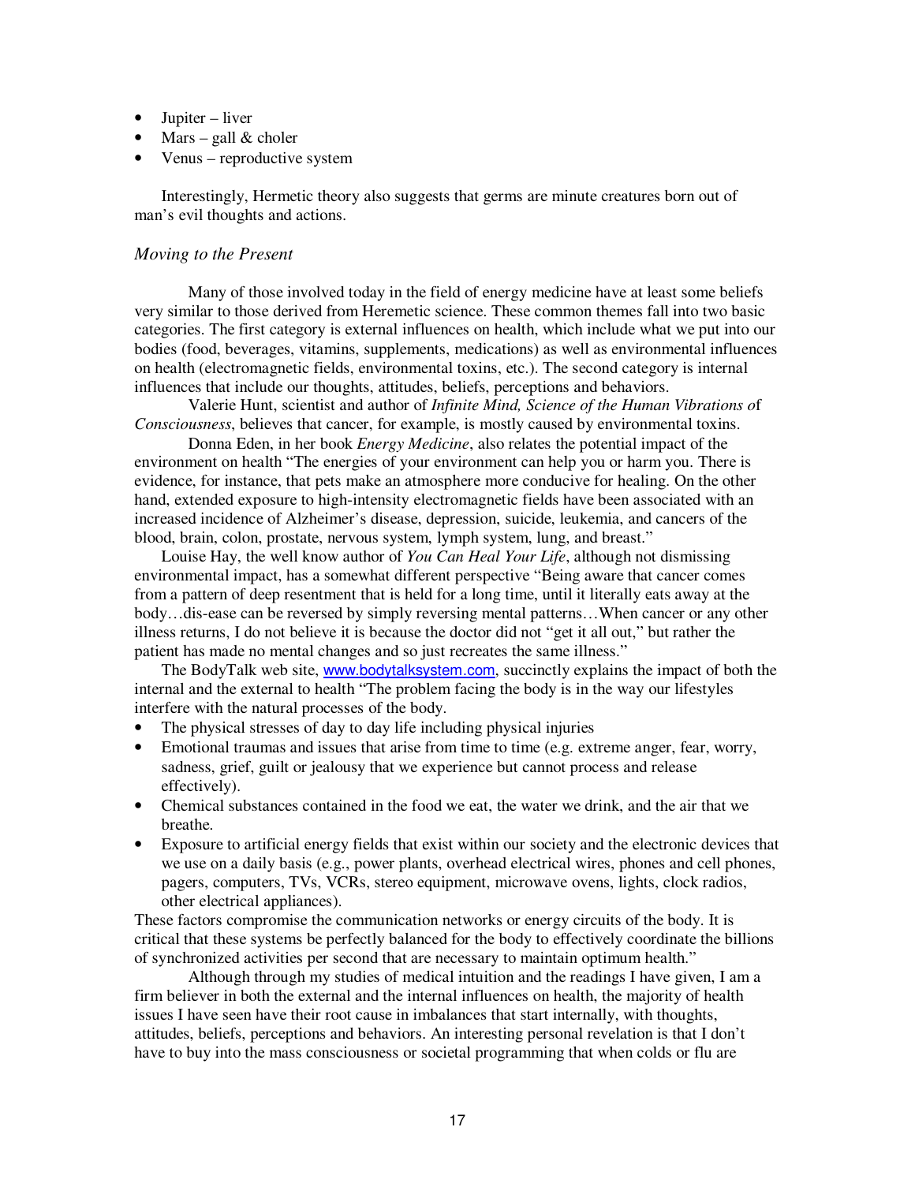- Jupiter – liver
- Mars – gall & choler
- Venus – reproductive system

Interestingly, Hermetic theory also suggests that germs are minute creatures born out of man's evil thoughts and actions.

*Moving to the Present*

Many of those involved today in the field of energy medicine have at least some beliefs very similar to those derived from Heremetic science. These common themes fall into two basic categories. The first category is external influences on health, which include what we put into our bodies (food, beverages, vitamins, supplements, medications) as well as environmental influences on health (electromagnetic fields, environmental toxins, etc.). The second category is internal influences that include our thoughts, attitudes, beliefs, perceptions and behaviors.

Valerie Hunt, scientist and author of *Infinite Mind, Science of the Human Vibrations o*f *Consciousness*, believes that cancer, for example, is mostly caused by environmental toxins.

Donna Eden, in her book *Energy Medicine*, also relates the potential impact of the environment on health "The energies of your environment can help you or harm you. There is evidence, for instance, that pets make an atmosphere more conducive for healing. On the other hand, extended exposure to high-intensity electromagnetic fields have been associated with an increased incidence of Alzheimer's disease, depression, suicide, leukemia, and cancers of the blood, brain, colon, prostate, nervous system, lymph system, lung, and breast."

Louise Hay, the well know author of *You Can Heal Your Life*, although not dismissing environmental impact, has a somewhat different perspective "Being aware that cancer comes from a pattern of deep resentment that is held for a long time, until it literally eats away at the body…dis-ease can be reversed by simply reversing mental patterns…When cancer or any other illness returns, I do not believe it is because the doctor did not "get it all out," but rather the patient has made no mental changes and so just recreates the same illness."

The BodyTalk web site, www.bodytalksystem.com, succinctly explains the impact of both the internal and the external to health "The problem facing the body is in the way our lifestyles interfere with the natural processes of the body.

- The physical stresses of day to day life including physical injuries
- Emotional traumas and issues that arise from time to time (e.g. extreme anger, fear, worry, sadness, grief, guilt or jealousy that we experience but cannot process and release effectively).
- Chemical substances contained in the food we eat, the water we drink, and the air that we breathe.
- Exposure to artificial energy fields that exist within our society and the electronic devices that we use on a daily basis (e.g., power plants, overhead electrical wires, phones and cell phones, pagers, computers, TVs, VCRs, stereo equipment, microwave ovens, lights, clock radios, other electrical appliances).

These factors compromise the communication networks or energy circuits of the body. It is critical that these systems be perfectly balanced for the body to effectively coordinate the billions of synchronized activities per second that are necessary to maintain optimum health."

Although through my studies of medical intuition and the readings I have given, I am a firm believer in both the external and the internal influences on health, the majority of health issues I have seen have their root cause in imbalances that start internally, with thoughts, attitudes, beliefs, perceptions and behaviors. An interesting personal revelation is that I don't have to buy into the mass consciousness or societal programming that when colds or flu are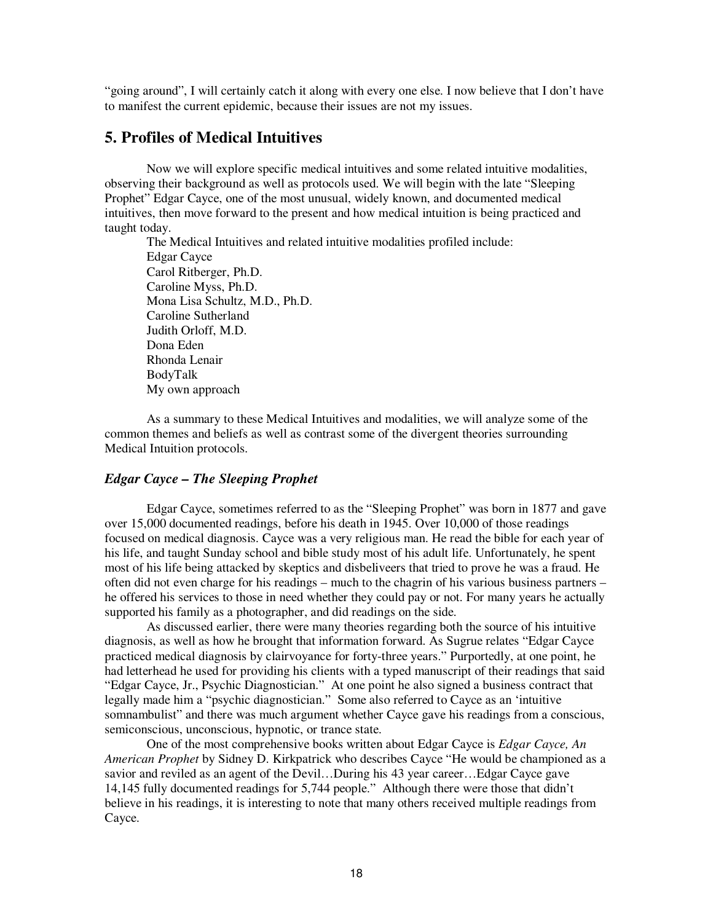"going around", I will certainly catch it along with every one else. I now believe that I don't have to manifest the current epidemic, because their issues are not my issues.

## 5. Profiles of Medical Intuitives

Now we will explore specific medical intuitives and some related intuitive modalities, observing their background as well as protocols used. We will begin with the late "Sleeping Prophet" Edgar Cayce, one of the most unusual, widely known, and documented medical intuitives, then move forward to the present and how medical intuition is being practiced and taught today.

The Medical Intuitives and related intuitive modalities profiled include:

Edgar Cayce
Carol Ritberger, Ph.D.
Caroline Myss, Ph.D.
Mona Lisa Schultz, M.D., Ph.D.
Caroline Sutherland
Judith Orloff, M.D.
Dona Eden
Rhonda Lenair
BodyTalk
My own approach

As a summary to these Medical Intuitives and modalities, we will analyze some of the common themes and beliefs as well as contrast some of the divergent theories surrounding Medical Intuition protocols.

### *Edgar Cayce – The Sleeping Prophet*

Edgar Cayce, sometimes referred to as the "Sleeping Prophet" was born in 1877 and gave over 15,000 documented readings, before his death in 1945. Over 10,000 of those readings focused on medical diagnosis. Cayce was a very religious man. He read the bible for each year of his life, and taught Sunday school and bible study most of his adult life. Unfortunately, he spent most of his life being attacked by skeptics and disbeliveers that tried to prove he was a fraud. He often did not even charge for his readings – much to the chagrin of his various business partners – he offered his services to those in need whether they could pay or not. For many years he actually supported his family as a photographer, and did readings on the side.

As discussed earlier, there were many theories regarding both the source of his intuitive diagnosis, as well as how he brought that information forward. As Sugrue relates "Edgar Cayce practiced medical diagnosis by clairvoyance for forty-three years." Purportedly, at one point, he had letterhead he used for providing his clients with a typed manuscript of their readings that said "Edgar Cayce, Jr., Psychic Diagnostician." At one point he also signed a business contract that legally made him a "psychic diagnostician." Some also referred to Cayce as an 'intuitive somnambulist" and there was much argument whether Cayce gave his readings from a conscious, semiconscious, unconscious, hypnotic, or trance state.

One of the most comprehensive books written about Edgar Cayce is *Edgar Cayce, An American Prophet* by Sidney D. Kirkpatrick who describes Cayce "He would be championed as a savior and reviled as an agent of the Devil…During his 43 year career…Edgar Cayce gave 14,145 fully documented readings for 5,744 people." Although there were those that didn't believe in his readings, it is interesting to note that many others received multiple readings from Cayce.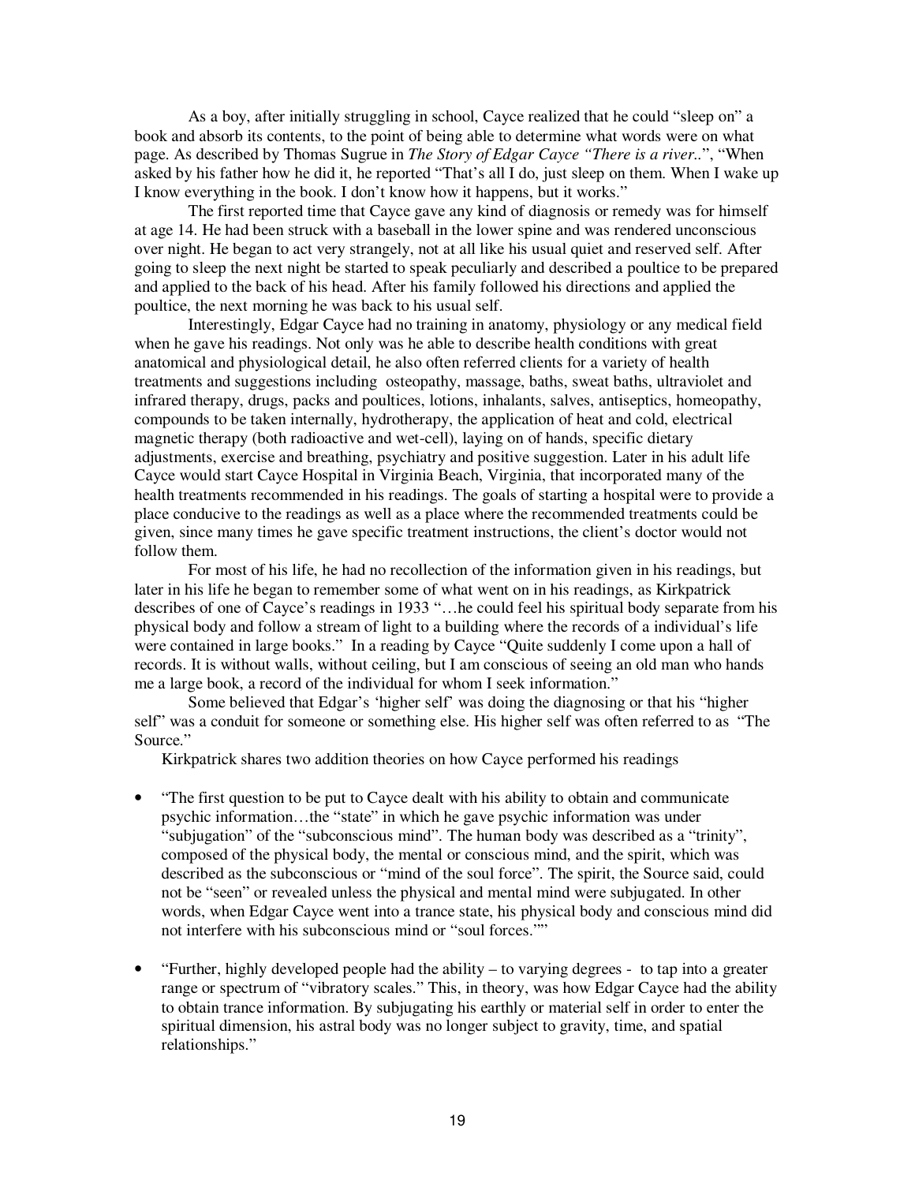As a boy, after initially struggling in school, Cayce realized that he could "sleep on" a book and absorb its contents, to the point of being able to determine what words were on what page. As described by Thomas Sugrue in *The Story of Edgar Cayce "There is a river.."*, "When asked by his father how he did it, he reported "That's all I do, just sleep on them. When I wake up I know everything in the book. I don't know how it happens, but it works."

The first reported time that Cayce gave any kind of diagnosis or remedy was for himself at age 14. He had been struck with a baseball in the lower spine and was rendered unconscious over night. He began to act very strangely, not at all like his usual quiet and reserved self. After going to sleep the next night be started to speak peculiarly and described a poultice to be prepared and applied to the back of his head. After his family followed his directions and applied the poultice, the next morning he was back to his usual self.

Interestingly, Edgar Cayce had no training in anatomy, physiology or any medical field when he gave his readings. Not only was he able to describe health conditions with great anatomical and physiological detail, he also often referred clients for a variety of health treatments and suggestions including osteopathy, massage, baths, sweat baths, ultraviolet and infrared therapy, drugs, packs and poultices, lotions, inhalants, salves, antiseptics, homeopathy, compounds to be taken internally, hydrotherapy, the application of heat and cold, electrical magnetic therapy (both radioactive and wet-cell), laying on of hands, specific dietary adjustments, exercise and breathing, psychiatry and positive suggestion. Later in his adult life Cayce would start Cayce Hospital in Virginia Beach, Virginia, that incorporated many of the health treatments recommended in his readings. The goals of starting a hospital were to provide a place conducive to the readings as well as a place where the recommended treatments could be given, since many times he gave specific treatment instructions, the client's doctor would not follow them.

For most of his life, he had no recollection of the information given in his readings, but later in his life he began to remember some of what went on in his readings, as Kirkpatrick describes of one of Cayce's readings in 1933 "…he could feel his spiritual body separate from his physical body and follow a stream of light to a building where the records of a individual's life were contained in large books." In a reading by Cayce "Quite suddenly I come upon a hall of records. It is without walls, without ceiling, but I am conscious of seeing an old man who hands me a large book, a record of the individual for whom I seek information."

Some believed that Edgar's 'higher self' was doing the diagnosing or that his "higher self" was a conduit for someone or something else. His higher self was often referred to as "The Source."

Kirkpatrick shares two addition theories on how Cayce performed his readings

- "The first question to be put to Cayce dealt with his ability to obtain and communicate psychic information…the "state" in which he gave psychic information was under "subjugation" of the "subconscious mind". The human body was described as a "trinity", composed of the physical body, the mental or conscious mind, and the spirit, which was described as the subconscious or "mind of the soul force". The spirit, the Source said, could not be "seen" or revealed unless the physical and mental mind were subjugated. In other words, when Edgar Cayce went into a trance state, his physical body and conscious mind did not interfere with his subconscious mind or "soul forces.""

- "Further, highly developed people had the ability – to varying degrees - to tap into a greater range or spectrum of "vibratory scales." This, in theory, was how Edgar Cayce had the ability to obtain trance information. By subjugating his earthly or material self in order to enter the spiritual dimension, his astral body was no longer subject to gravity, time, and spatial relationships."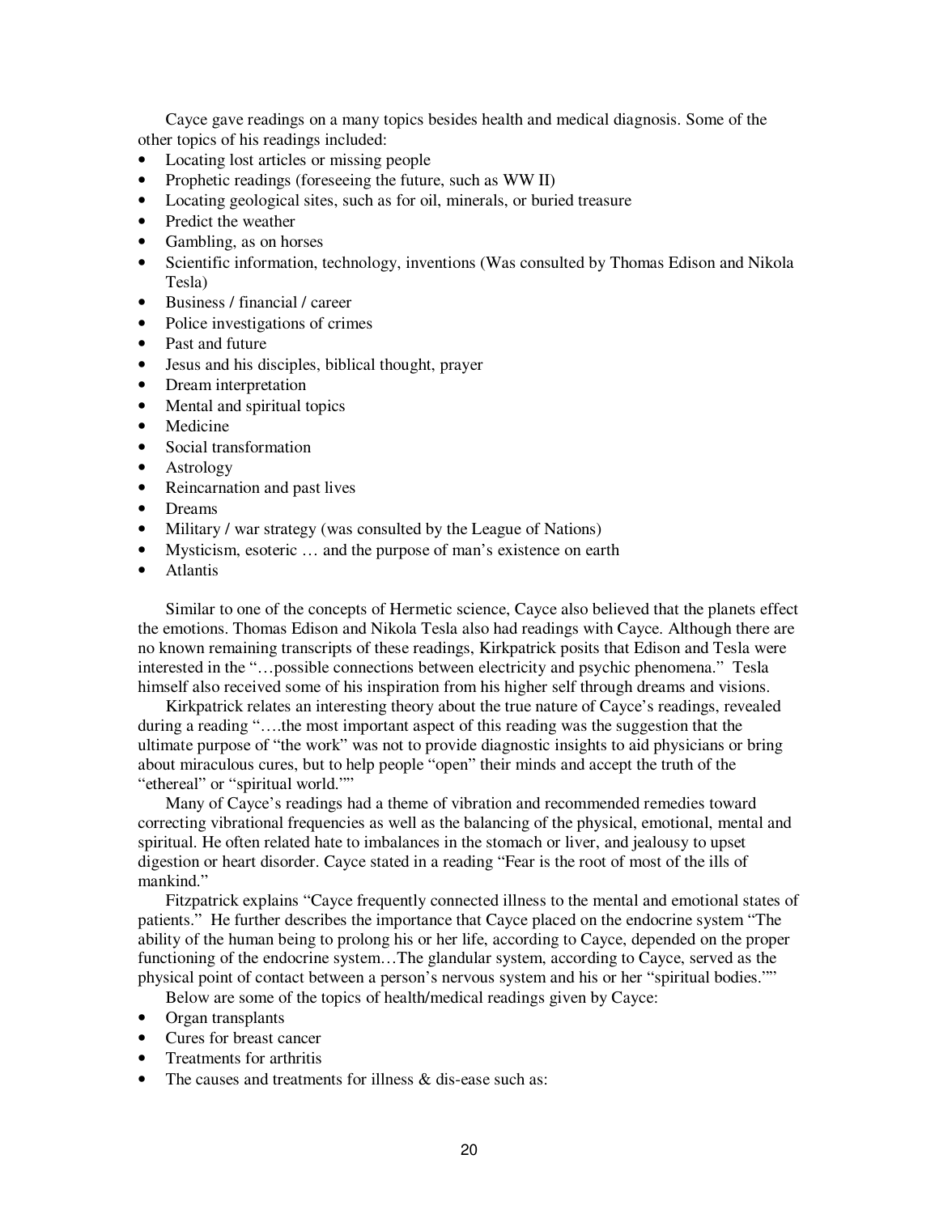Cayce gave readings on a many topics besides health and medical diagnosis. Some of the other topics of his readings included:

- Locating lost articles or missing people
- Prophetic readings (foreseeing the future, such as WW II)
- Locating geological sites, such as for oil, minerals, or buried treasure
- Predict the weather
- Gambling, as on horses
- Scientific information, technology, inventions (Was consulted by Thomas Edison and Nikola Tesla)
- Business / financial / career
- Police investigations of crimes
- Past and future
- Jesus and his disciples, biblical thought, prayer
- Dream interpretation
- Mental and spiritual topics
- Medicine
- Social transformation
- Astrology
- Reincarnation and past lives
- Dreams
- Military / war strategy (was consulted by the League of Nations)
- Mysticism, esoteric … and the purpose of man's existence on earth
- Atlantis

Similar to one of the concepts of Hermetic science, Cayce also believed that the planets effect the emotions. Thomas Edison and Nikola Tesla also had readings with Cayce. Although there are no known remaining transcripts of these readings, Kirkpatrick posits that Edison and Tesla were interested in the "…possible connections between electricity and psychic phenomena." Tesla himself also received some of his inspiration from his higher self through dreams and visions.

Kirkpatrick relates an interesting theory about the true nature of Cayce's readings, revealed during a reading "….the most important aspect of this reading was the suggestion that the ultimate purpose of "the work" was not to provide diagnostic insights to aid physicians or bring about miraculous cures, but to help people "open" their minds and accept the truth of the "ethereal" or "spiritual world.""

Many of Cayce's readings had a theme of vibration and recommended remedies toward correcting vibrational frequencies as well as the balancing of the physical, emotional, mental and spiritual. He often related hate to imbalances in the stomach or liver, and jealousy to upset digestion or heart disorder. Cayce stated in a reading "Fear is the root of most of the ills of mankind."

Fitzpatrick explains "Cayce frequently connected illness to the mental and emotional states of patients." He further describes the importance that Cayce placed on the endocrine system "The ability of the human being to prolong his or her life, according to Cayce, depended on the proper functioning of the endocrine system…The glandular system, according to Cayce, served as the physical point of contact between a person's nervous system and his or her "spiritual bodies.""

Below are some of the topics of health/medical readings given by Cayce:

- Organ transplants
- Cures for breast cancer
- Treatments for arthritis
- The causes and treatments for illness & dis-ease such as: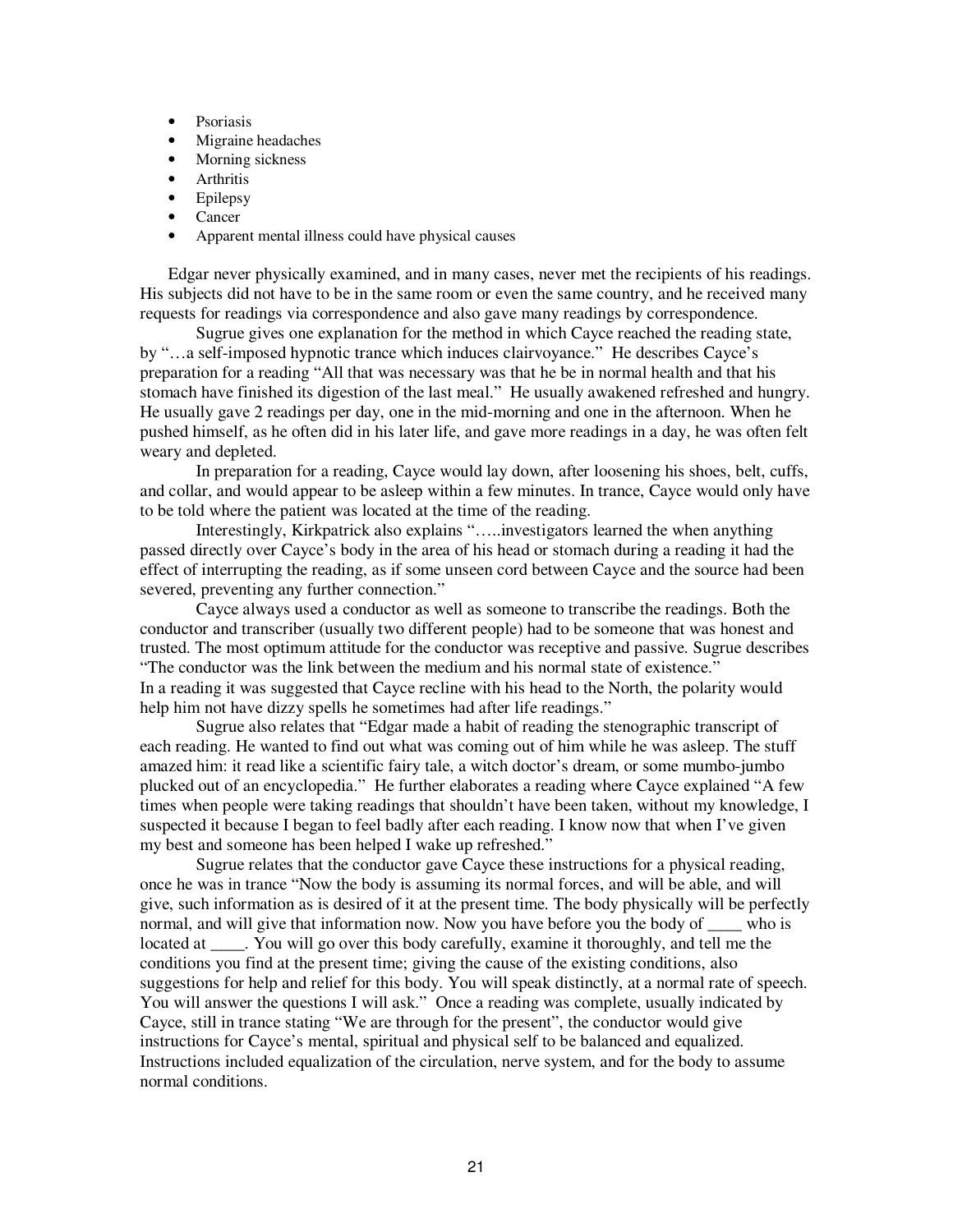- Psoriasis
- Migraine headaches
- Morning sickness
- Arthritis
- Epilepsy
- Cancer
- Apparent mental illness could have physical causes

Edgar never physically examined, and in many cases, never met the recipients of his readings. His subjects did not have to be in the same room or even the same country, and he received many requests for readings via correspondence and also gave many readings by correspondence.

Sugrue gives one explanation for the method in which Cayce reached the reading state, by "…a self-imposed hypnotic trance which induces clairvoyance." He describes Cayce's preparation for a reading "All that was necessary was that he be in normal health and that his stomach have finished its digestion of the last meal." He usually awakened refreshed and hungry. He usually gave 2 readings per day, one in the mid-morning and one in the afternoon. When he pushed himself, as he often did in his later life, and gave more readings in a day, he was often felt weary and depleted.

In preparation for a reading, Cayce would lay down, after loosening his shoes, belt, cuffs, and collar, and would appear to be asleep within a few minutes. In trance, Cayce would only have to be told where the patient was located at the time of the reading.

Interestingly, Kirkpatrick also explains "…..investigators learned the when anything passed directly over Cayce's body in the area of his head or stomach during a reading it had the effect of interrupting the reading, as if some unseen cord between Cayce and the source had been severed, preventing any further connection."

Cayce always used a conductor as well as someone to transcribe the readings. Both the conductor and transcriber (usually two different people) had to be someone that was honest and trusted. The most optimum attitude for the conductor was receptive and passive. Sugrue describes "The conductor was the link between the medium and his normal state of existence."
In a reading it was suggested that Cayce recline with his head to the North, the polarity would help him not have dizzy spells he sometimes had after life readings."

Sugrue also relates that "Edgar made a habit of reading the stenographic transcript of each reading. He wanted to find out what was coming out of him while he was asleep. The stuff amazed him: it read like a scientific fairy tale, a witch doctor's dream, or some mumbo-jumbo plucked out of an encyclopedia." He further elaborates a reading where Cayce explained "A few times when people were taking readings that shouldn't have been taken, without my knowledge, I suspected it because I began to feel badly after each reading. I know now that when I've given my best and someone has been helped I wake up refreshed."

Sugrue relates that the conductor gave Cayce these instructions for a physical reading, once he was in trance "Now the body is assuming its normal forces, and will be able, and will give, such information as is desired of it at the present time. The body physically will be perfectly normal, and will give that information now. Now you have before you the body of ____ who is located at ____. You will go over this body carefully, examine it thoroughly, and tell me the conditions you find at the present time; giving the cause of the existing conditions, also suggestions for help and relief for this body. You will speak distinctly, at a normal rate of speech. You will answer the questions I will ask." Once a reading was complete, usually indicated by Cayce, still in trance stating "We are through for the present", the conductor would give instructions for Cayce's mental, spiritual and physical self to be balanced and equalized. Instructions included equalization of the circulation, nerve system, and for the body to assume normal conditions.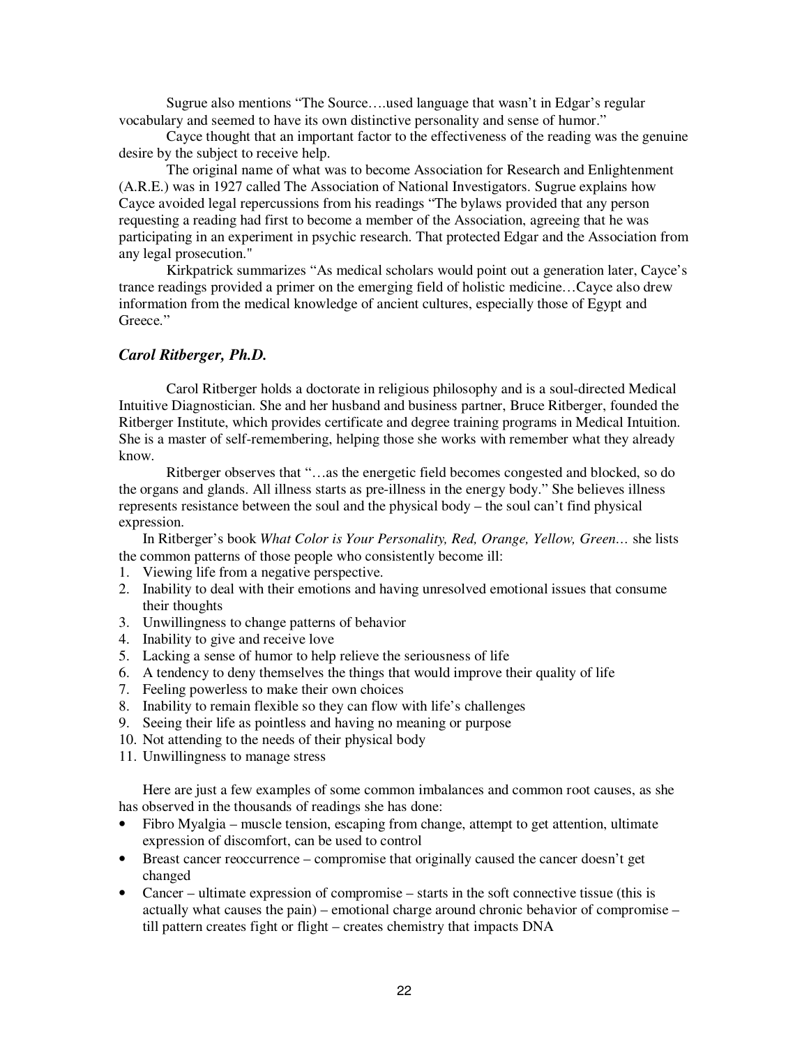Sugrue also mentions "The Source….used language that wasn't in Edgar's regular vocabulary and seemed to have its own distinctive personality and sense of humor."

Cayce thought that an important factor to the effectiveness of the reading was the genuine desire by the subject to receive help.

The original name of what was to become Association for Research and Enlightenment (A.R.E.) was in 1927 called The Association of National Investigators. Sugrue explains how Cayce avoided legal repercussions from his readings "The bylaws provided that any person requesting a reading had first to become a member of the Association, agreeing that he was participating in an experiment in psychic research. That protected Edgar and the Association from any legal prosecution."

Kirkpatrick summarizes "As medical scholars would point out a generation later, Cayce's trance readings provided a primer on the emerging field of holistic medicine…Cayce also drew information from the medical knowledge of ancient cultures, especially those of Egypt and Greece."

### *Carol Ritberger, Ph.D.*

Carol Ritberger holds a doctorate in religious philosophy and is a soul-directed Medical Intuitive Diagnostician. She and her husband and business partner, Bruce Ritberger, founded the Ritberger Institute, which provides certificate and degree training programs in Medical Intuition. She is a master of self-remembering, helping those she works with remember what they already know.

Ritberger observes that "…as the energetic field becomes congested and blocked, so do the organs and glands. All illness starts as pre-illness in the energy body." She believes illness represents resistance between the soul and the physical body – the soul can't find physical expression.

In Ritberger's book *What Color is Your Personality, Red, Orange, Yellow, Green…* she lists the common patterns of those people who consistently become ill:

1. Viewing life from a negative perspective.
2. Inability to deal with their emotions and having unresolved emotional issues that consume their thoughts
3. Unwillingness to change patterns of behavior
4. Inability to give and receive love
5. Lacking a sense of humor to help relieve the seriousness of life
6. A tendency to deny themselves the things that would improve their quality of life
7. Feeling powerless to make their own choices
8. Inability to remain flexible so they can flow with life's challenges
9. Seeing their life as pointless and having no meaning or purpose
10. Not attending to the needs of their physical body
11. Unwillingness to manage stress

Here are just a few examples of some common imbalances and common root causes, as she has observed in the thousands of readings she has done:

- Fibro Myalgia – muscle tension, escaping from change, attempt to get attention, ultimate expression of discomfort, can be used to control
- Breast cancer reoccurrence – compromise that originally caused the cancer doesn't get changed
- Cancer – ultimate expression of compromise – starts in the soft connective tissue (this is actually what causes the pain) – emotional charge around chronic behavior of compromise – till pattern creates fight or flight – creates chemistry that impacts DNA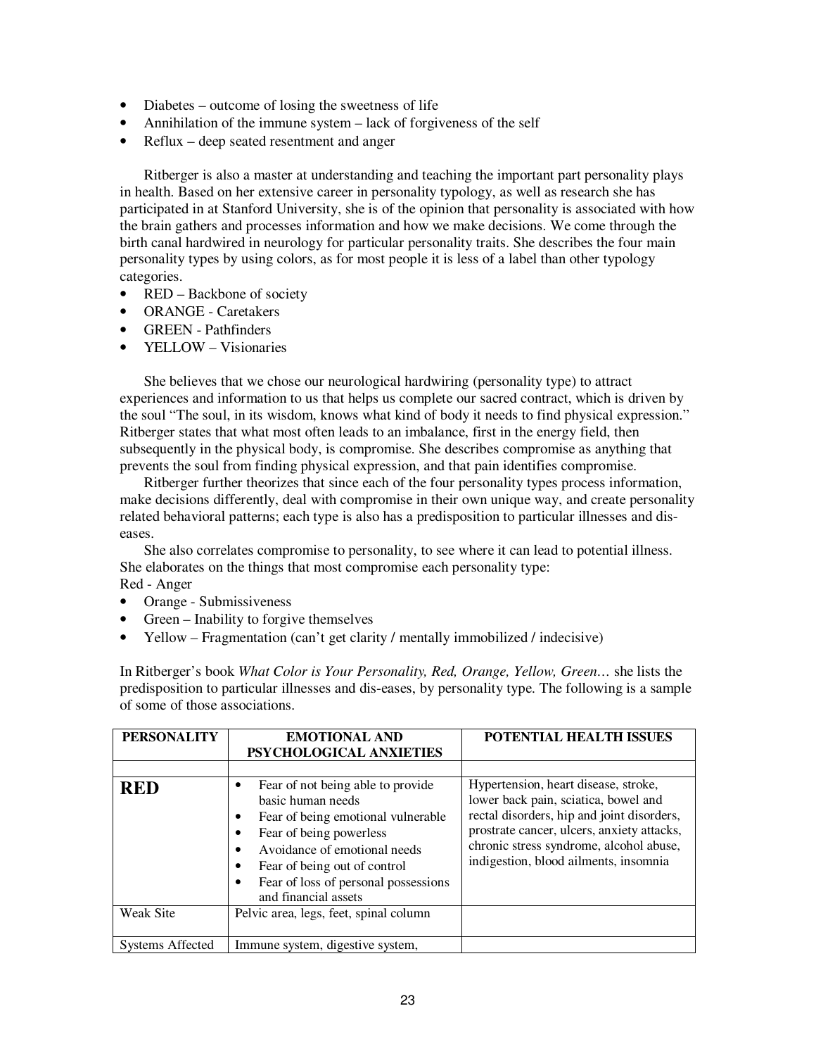- Diabetes – outcome of losing the sweetness of life
- Annihilation of the immune system – lack of forgiveness of the self
- Reflux – deep seated resentment and anger

Ritberger is also a master at understanding and teaching the important part personality plays in health. Based on her extensive career in personality typology, as well as research she has participated in at Stanford University, she is of the opinion that personality is associated with how the brain gathers and processes information and how we make decisions. We come through the birth canal hardwired in neurology for particular personality traits. She describes the four main personality types by using colors, as for most people it is less of a label than other typology categories.

- RED – Backbone of society
- ORANGE - Caretakers
- GREEN - Pathfinders
- YELLOW – Visionaries

She believes that we chose our neurological hardwiring (personality type) to attract experiences and information to us that helps us complete our sacred contract, which is driven by the soul "The soul, in its wisdom, knows what kind of body it needs to find physical expression." Ritberger states that what most often leads to an imbalance, first in the energy field, then subsequently in the physical body, is compromise. She describes compromise as anything that prevents the soul from finding physical expression, and that pain identifies compromise.

Ritberger further theorizes that since each of the four personality types process information, make decisions differently, deal with compromise in their own unique way, and create personality related behavioral patterns; each type is also has a predisposition to particular illnesses and dis-eases.

She also correlates compromise to personality, to see where it can lead to potential illness. She elaborates on the things that most compromise each personality type:

Red - Anger

- Orange - Submissiveness
- Green – Inability to forgive themselves
- Yellow – Fragmentation (can't get clarity / mentally immobilized / indecisive)

In Ritberger's book *What Color is Your Personality, Red, Orange, Yellow, Green…* she lists the predisposition to particular illnesses and dis-eases, by personality type. The following is a sample of some of those associations.

| PERSONALITY | EMOTIONAL AND PSYCHOLOGICAL ANXIETIES | POTENTIAL HEALTH ISSUES |
|---|---|---|
| | | |
| **RED** | • Fear of not being able to provide basic human needs<br>• Fear of being emotional vulnerable<br>• Fear of being powerless<br>• Avoidance of emotional needs<br>• Fear of being out of control<br>• Fear of loss of personal possessions and financial assets | Hypertension, heart disease, stroke, lower back pain, sciatica, bowel and rectal disorders, hip and joint disorders, prostrate cancer, ulcers, anxiety attacks, chronic stress syndrome, alcohol abuse, indigestion, blood ailments, insomnia |
| Weak Site | Pelvic area, legs, feet, spinal column | |
| Systems Affected | Immune system, digestive system, | |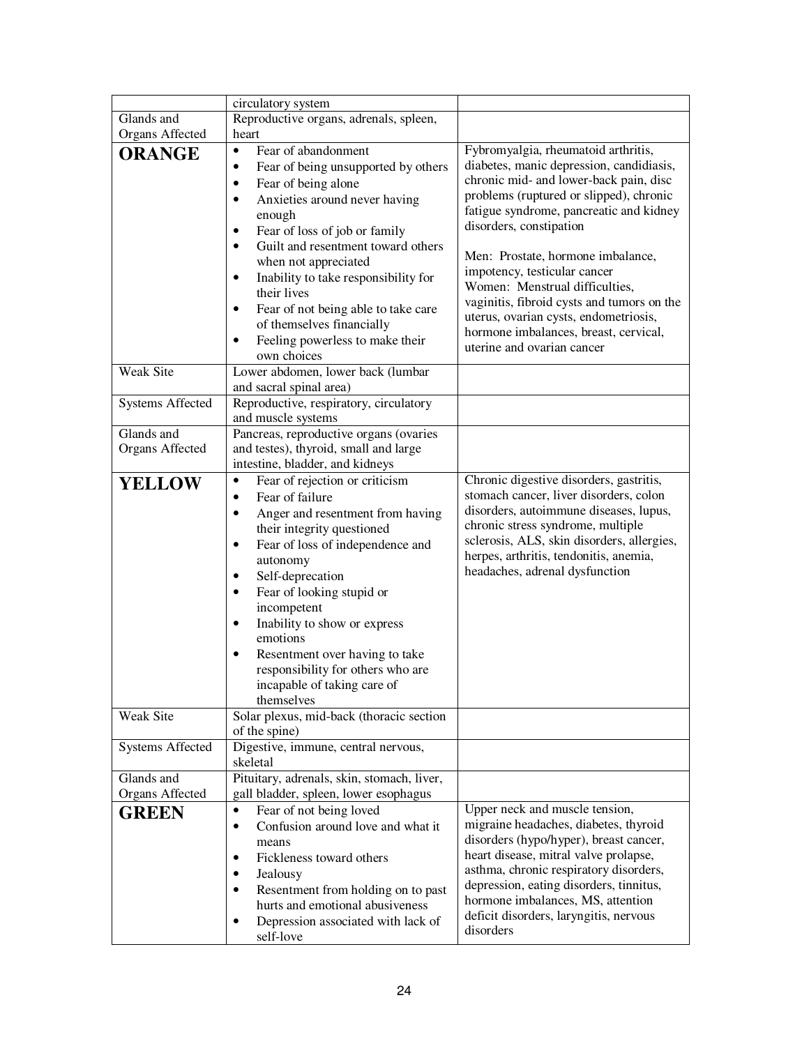| | | |
|---|---|---|
| | circulatory system | |
| Glands and Organs Affected | Reproductive organs, adrenals, spleen, heart | |
| **ORANGE** | • Fear of abandonment<br>• Fear of being unsupported by others<br>• Fear of being alone<br>• Anxieties around never having enough<br>• Fear of loss of job or family<br>• Guilt and resentment toward others when not appreciated<br>• Inability to take responsibility for their lives<br>• Fear of not being able to take care of themselves financially<br>• Feeling powerless to make their own choices | Fybromyalgia, rheumatoid arthritis, diabetes, manic depression, candidiasis, chronic mid- and lower-back pain, disc problems (ruptured or slipped), chronic fatigue syndrome, pancreatic and kidney disorders, constipation<br><br>Men: Prostate, hormone imbalance, impotency, testicular cancer<br>Women: Menstrual difficulties, vaginitis, fibroid cysts and tumors on the uterus, ovarian cysts, endometriosis, hormone imbalances, breast, cervical, uterine and ovarian cancer |
| Weak Site | Lower abdomen, lower back (lumbar and sacral spinal area) | |
| Systems Affected | Reproductive, respiratory, circulatory and muscle systems | |
| Glands and Organs Affected | Pancreas, reproductive organs (ovaries and testes), thyroid, small and large intestine, bladder, and kidneys | |
| **YELLOW** | • Fear of rejection or criticism<br>• Fear of failure<br>• Anger and resentment from having their integrity questioned<br>• Fear of loss of independence and autonomy<br>• Self-deprecation<br>• Fear of looking stupid or incompetent<br>• Inability to show or express emotions<br>• Resentment over having to take responsibility for others who are incapable of taking care of themselves | Chronic digestive disorders, gastritis, stomach cancer, liver disorders, colon disorders, autoimmune diseases, lupus, chronic stress syndrome, multiple sclerosis, ALS, skin disorders, allergies, herpes, arthritis, tendonitis, anemia, headaches, adrenal dysfunction |
| Weak Site | Solar plexus, mid-back (thoracic section of the spine) | |
| Systems Affected | Digestive, immune, central nervous, skeletal | |
| Glands and Organs Affected | Pituitary, adrenals, skin, stomach, liver, gall bladder, spleen, lower esophagus | |
| **GREEN** | • Fear of not being loved<br>• Confusion around love and what it means<br>• Fickleness toward others<br>• Jealousy<br>• Resentment from holding on to past hurts and emotional abusiveness<br>• Depression associated with lack of self-love | Upper neck and muscle tension, migraine headaches, diabetes, thyroid disorders (hypo/hyper), breast cancer, heart disease, mitral valve prolapse, asthma, chronic respiratory disorders, depression, eating disorders, tinnitus, hormone imbalances, MS, attention deficit disorders, laryngitis, nervous disorders |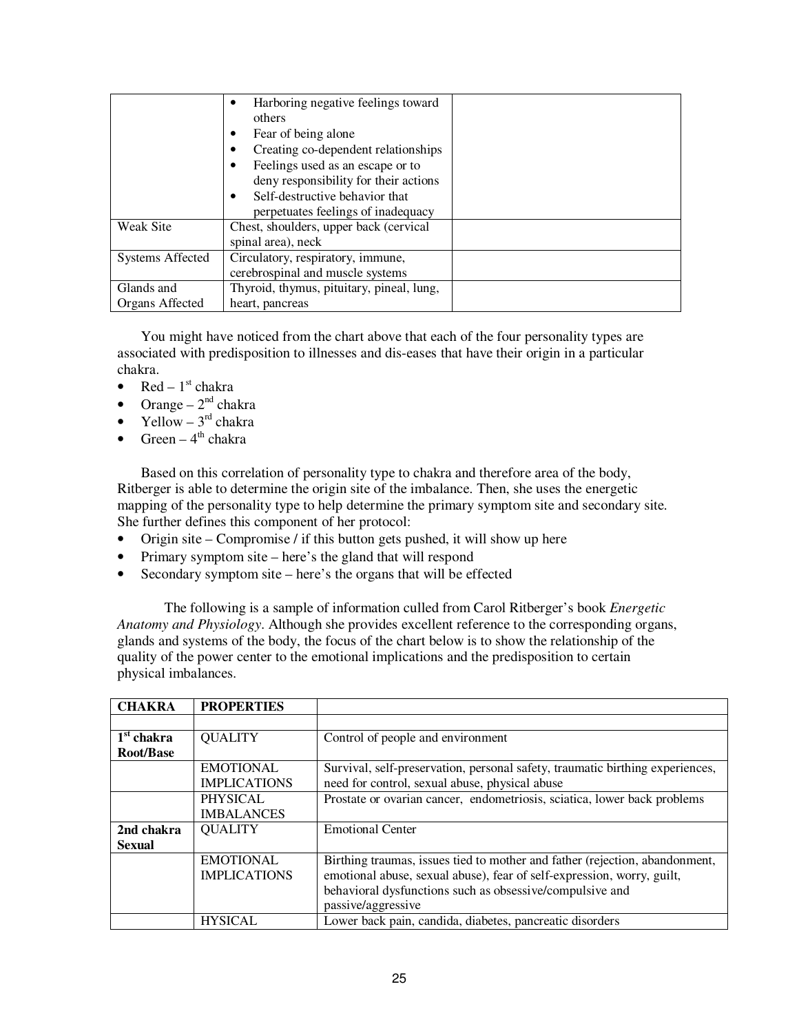| | | |
|---|---|---|
| | • Harboring negative feelings toward others<br>• Fear of being alone<br>• Creating co-dependent relationships<br>• Feelings used as an escape or to deny responsibility for their actions<br>• Self-destructive behavior that perpetuates feelings of inadequacy | |
| Weak Site | Chest, shoulders, upper back (cervical spinal area), neck | |
| Systems Affected | Circulatory, respiratory, immune, cerebrospinal and muscle systems | |
| Glands and Organs Affected | Thyroid, thymus, pituitary, pineal, lung, heart, pancreas | |

You might have noticed from the chart above that each of the four personality types are associated with predisposition to illnesses and dis-eases that have their origin in a particular chakra.

- Red – 1st chakra
- Orange – 2nd chakra
- Yellow – 3rd chakra
- Green – 4th chakra

Based on this correlation of personality type to chakra and therefore area of the body, Ritberger is able to determine the origin site of the imbalance. Then, she uses the energetic mapping of the personality type to help determine the primary symptom site and secondary site. She further defines this component of her protocol:

- Origin site – Compromise / if this button gets pushed, it will show up here
- Primary symptom site – here's the gland that will respond
- Secondary symptom site – here's the organs that will be effected

The following is a sample of information culled from Carol Ritberger's book *Energetic Anatomy and Physiology*. Although she provides excellent reference to the corresponding organs, glands and systems of the body, the focus of the chart below is to show the relationship of the quality of the power center to the emotional implications and the predisposition to certain physical imbalances.

| **CHAKRA** | **PROPERTIES** | |
|---|---|---|
| | | |
| **1st chakra Root/Base** | QUALITY | Control of people and environment |
| | EMOTIONAL IMPLICATIONS | Survival, self-preservation, personal safety, traumatic birthing experiences, need for control, sexual abuse, physical abuse |
| | PHYSICAL IMBALANCES | Prostate or ovarian cancer, endometriosis, sciatica, lower back problems |
| **2nd chakra Sexual** | QUALITY | Emotional Center |
| | EMOTIONAL IMPLICATIONS | Birthing traumas, issues tied to mother and father (rejection, abandonment, emotional abuse, sexual abuse), fear of self-expression, worry, guilt, behavioral dysfunctions such as obsessive/compulsive and passive/aggressive |
| | HYSICAL | Lower back pain, candida, diabetes, pancreatic disorders |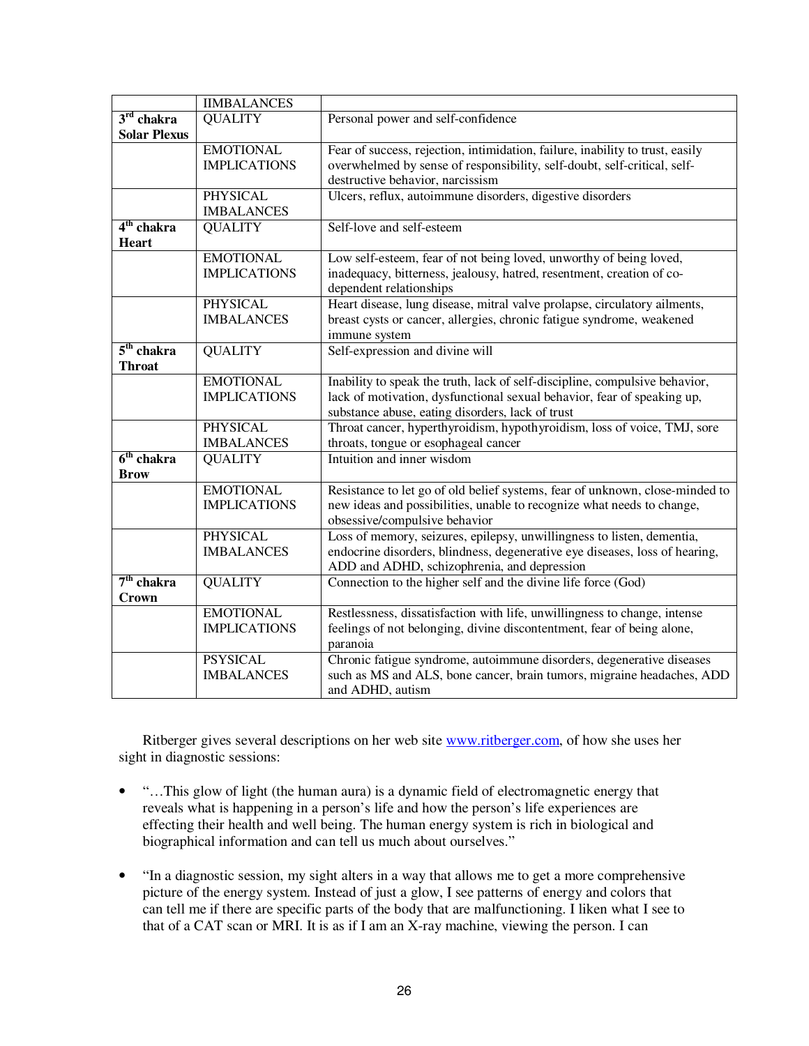| | IIMBALANCES | |
|---|---|---|
| **3rd chakra Solar Plexus** | QUALITY | Personal power and self-confidence |
| | EMOTIONAL IMPLICATIONS | Fear of success, rejection, intimidation, failure, inability to trust, easily overwhelmed by sense of responsibility, self-doubt, self-critical, self-destructive behavior, narcissism |
| | PHYSICAL IMBALANCES | Ulcers, reflux, autoimmune disorders, digestive disorders |
| **4th chakra Heart** | QUALITY | Self-love and self-esteem |
| | EMOTIONAL IMPLICATIONS | Low self-esteem, fear of not being loved, unworthy of being loved, inadequacy, bitterness, jealousy, hatred, resentment, creation of co-dependent relationships |
| | PHYSICAL IMBALANCES | Heart disease, lung disease, mitral valve prolapse, circulatory ailments, breast cysts or cancer, allergies, chronic fatigue syndrome, weakened immune system |
| **5th chakra Throat** | QUALITY | Self-expression and divine will |
| | EMOTIONAL IMPLICATIONS | Inability to speak the truth, lack of self-discipline, compulsive behavior, lack of motivation, dysfunctional sexual behavior, fear of speaking up, substance abuse, eating disorders, lack of trust |
| | PHYSICAL IMBALANCES | Throat cancer, hyperthyroidism, hypothyroidism, loss of voice, TMJ, sore throats, tongue or esophageal cancer |
| **6th chakra Brow** | QUALITY | Intuition and inner wisdom |
| | EMOTIONAL IMPLICATIONS | Resistance to let go of old belief systems, fear of unknown, close-minded to new ideas and possibilities, unable to recognize what needs to change, obsessive/compulsive behavior |
| | PHYSICAL IMBALANCES | Loss of memory, seizures, epilepsy, unwillingness to listen, dementia, endocrine disorders, blindness, degenerative eye diseases, loss of hearing, ADD and ADHD, schizophrenia, and depression |
| **7th chakra Crown** | QUALITY | Connection to the higher self and the divine life force (God) |
| | EMOTIONAL IMPLICATIONS | Restlessness, dissatisfaction with life, unwillingness to change, intense feelings of not belonging, divine discontentment, fear of being alone, paranoia |
| | PSYSICAL IMBALANCES | Chronic fatigue syndrome, autoimmune disorders, degenerative diseases such as MS and ALS, bone cancer, brain tumors, migraine headaches, ADD and ADHD, autism |

Ritberger gives several descriptions on her web site www.ritberger.com, of how she uses her sight in diagnostic sessions:

- "…This glow of light (the human aura) is a dynamic field of electromagnetic energy that reveals what is happening in a person's life and how the person's life experiences are effecting their health and well being. The human energy system is rich in biological and biographical information and can tell us much about ourselves."

- "In a diagnostic session, my sight alters in a way that allows me to get a more comprehensive picture of the energy system. Instead of just a glow, I see patterns of energy and colors that can tell me if there are specific parts of the body that are malfunctioning. I liken what I see to that of a CAT scan or MRI. It is as if I am an X-ray machine, viewing the person. I can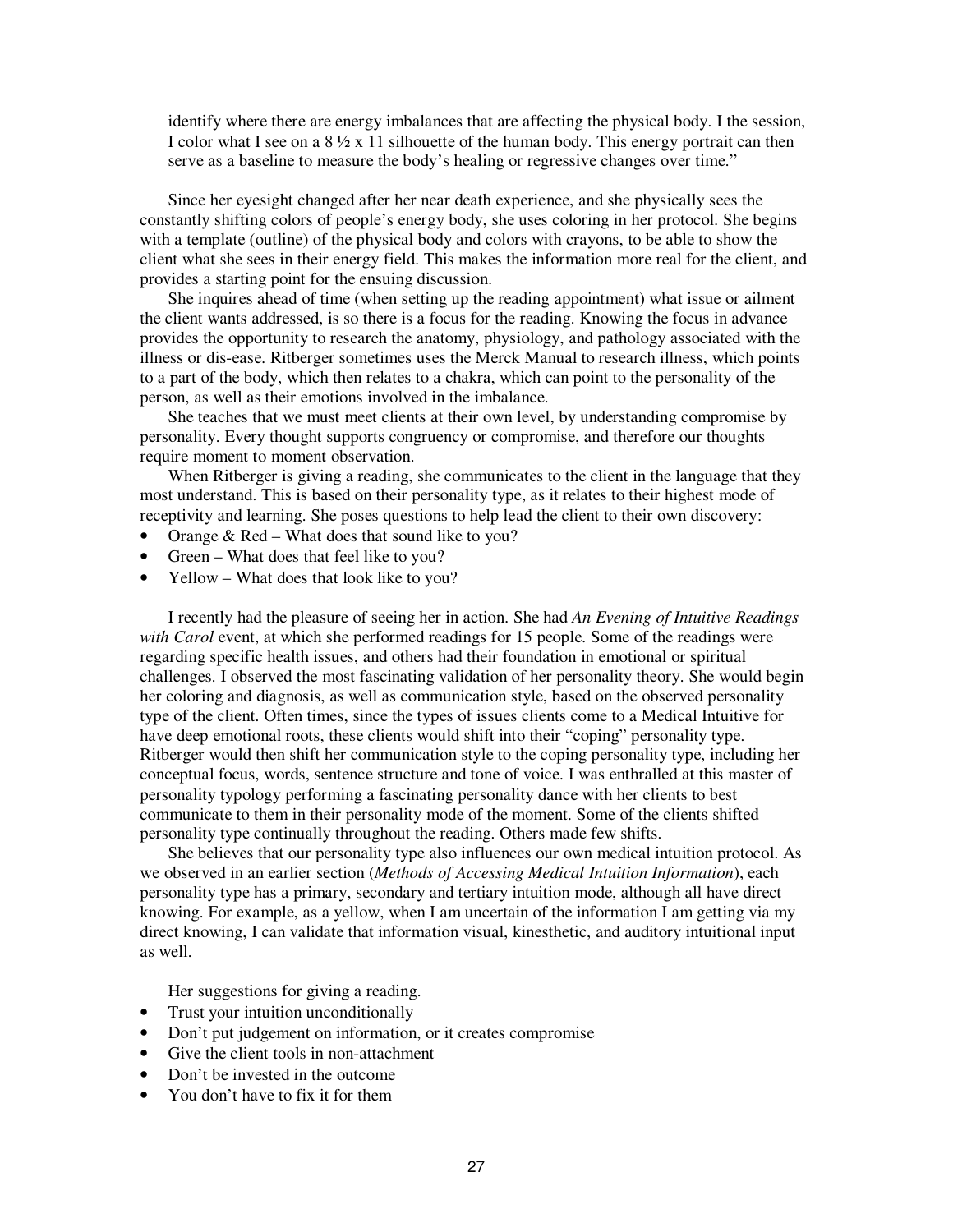identify where there are energy imbalances that are affecting the physical body. I the session, I color what I see on a 8 ½ x 11 silhouette of the human body. This energy portrait can then serve as a baseline to measure the body's healing or regressive changes over time."

Since her eyesight changed after her near death experience, and she physically sees the constantly shifting colors of people's energy body, she uses coloring in her protocol. She begins with a template (outline) of the physical body and colors with crayons, to be able to show the client what she sees in their energy field. This makes the information more real for the client, and provides a starting point for the ensuing discussion.

She inquires ahead of time (when setting up the reading appointment) what issue or ailment the client wants addressed, is so there is a focus for the reading. Knowing the focus in advance provides the opportunity to research the anatomy, physiology, and pathology associated with the illness or dis-ease. Ritberger sometimes uses the Merck Manual to research illness, which points to a part of the body, which then relates to a chakra, which can point to the personality of the person, as well as their emotions involved in the imbalance.

She teaches that we must meet clients at their own level, by understanding compromise by personality. Every thought supports congruency or compromise, and therefore our thoughts require moment to moment observation.

When Ritberger is giving a reading, she communicates to the client in the language that they most understand. This is based on their personality type, as it relates to their highest mode of receptivity and learning. She poses questions to help lead the client to their own discovery:

- Orange & Red – What does that sound like to you?
- Green – What does that feel like to you?
- Yellow – What does that look like to you?

I recently had the pleasure of seeing her in action. She had *An Evening of Intuitive Readings with Carol* event, at which she performed readings for 15 people. Some of the readings were regarding specific health issues, and others had their foundation in emotional or spiritual challenges. I observed the most fascinating validation of her personality theory. She would begin her coloring and diagnosis, as well as communication style, based on the observed personality type of the client. Often times, since the types of issues clients come to a Medical Intuitive for have deep emotional roots, these clients would shift into their "coping" personality type. Ritberger would then shift her communication style to the coping personality type, including her conceptual focus, words, sentence structure and tone of voice. I was enthralled at this master of personality typology performing a fascinating personality dance with her clients to best communicate to them in their personality mode of the moment. Some of the clients shifted personality type continually throughout the reading. Others made few shifts.

She believes that our personality type also influences our own medical intuition protocol. As we observed in an earlier section (*Methods of Accessing Medical Intuition Information*), each personality type has a primary, secondary and tertiary intuition mode, although all have direct knowing. For example, as a yellow, when I am uncertain of the information I am getting via my direct knowing, I can validate that information visual, kinesthetic, and auditory intuitional input as well.

Her suggestions for giving a reading.

- Trust your intuition unconditionally
- Don't put judgement on information, or it creates compromise
- Give the client tools in non-attachment
- Don't be invested in the outcome
- You don't have to fix it for them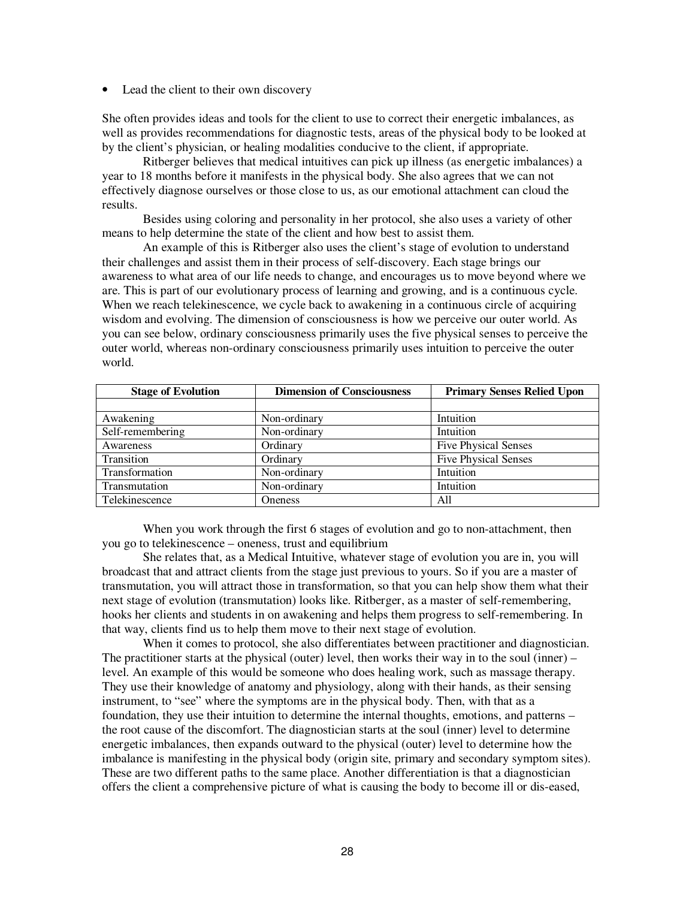- Lead the client to their own discovery

She often provides ideas and tools for the client to use to correct their energetic imbalances, as well as provides recommendations for diagnostic tests, areas of the physical body to be looked at by the client's physician, or healing modalities conducive to the client, if appropriate.

Ritberger believes that medical intuitives can pick up illness (as energetic imbalances) a year to 18 months before it manifests in the physical body. She also agrees that we can not effectively diagnose ourselves or those close to us, as our emotional attachment can cloud the results.

Besides using coloring and personality in her protocol, she also uses a variety of other means to help determine the state of the client and how best to assist them.

An example of this is Ritberger also uses the client's stage of evolution to understand their challenges and assist them in their process of self-discovery. Each stage brings our awareness to what area of our life needs to change, and encourages us to move beyond where we are. This is part of our evolutionary process of learning and growing, and is a continuous cycle. When we reach telekinescence, we cycle back to awakening in a continuous circle of acquiring wisdom and evolving. The dimension of consciousness is how we perceive our outer world. As you can see below, ordinary consciousness primarily uses the five physical senses to perceive the outer world, whereas non-ordinary consciousness primarily uses intuition to perceive the outer world.

| Stage of Evolution | Dimension of Consciousness | Primary Senses Relied Upon |
|---|---|---|
| | | |
| Awakening | Non-ordinary | Intuition |
| Self-remembering | Non-ordinary | Intuition |
| Awareness | Ordinary | Five Physical Senses |
| Transition | Ordinary | Five Physical Senses |
| Transformation | Non-ordinary | Intuition |
| Transmutation | Non-ordinary | Intuition |
| Telekinescence | Oneness | All |

When you work through the first 6 stages of evolution and go to non-attachment, then you go to telekinescence – oneness, trust and equilibrium

She relates that, as a Medical Intuitive, whatever stage of evolution you are in, you will broadcast that and attract clients from the stage just previous to yours. So if you are a master of transmutation, you will attract those in transformation, so that you can help show them what their next stage of evolution (transmutation) looks like. Ritberger, as a master of self-remembering, hooks her clients and students in on awakening and helps them progress to self-remembering. In that way, clients find us to help them move to their next stage of evolution.

When it comes to protocol, she also differentiates between practitioner and diagnostician. The practitioner starts at the physical (outer) level, then works their way in to the soul (inner) – level. An example of this would be someone who does healing work, such as massage therapy. They use their knowledge of anatomy and physiology, along with their hands, as their sensing instrument, to "see" where the symptoms are in the physical body. Then, with that as a foundation, they use their intuition to determine the internal thoughts, emotions, and patterns – the root cause of the discomfort. The diagnostician starts at the soul (inner) level to determine energetic imbalances, then expands outward to the physical (outer) level to determine how the imbalance is manifesting in the physical body (origin site, primary and secondary symptom sites). These are two different paths to the same place. Another differentiation is that a diagnostician offers the client a comprehensive picture of what is causing the body to become ill or dis-eased,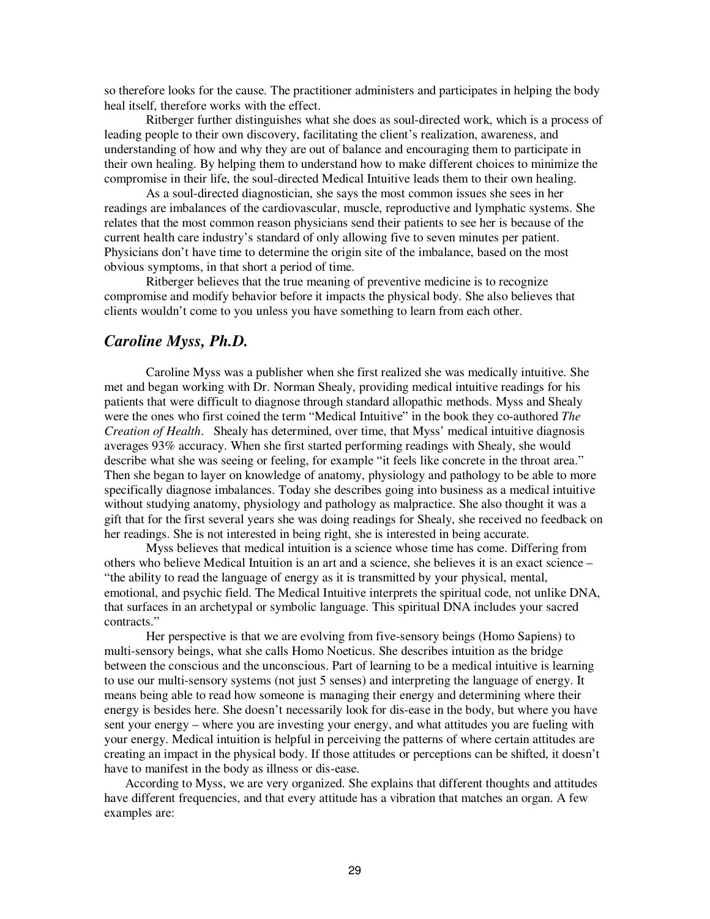so therefore looks for the cause. The practitioner administers and participates in helping the body heal itself, therefore works with the effect.

Ritberger further distinguishes what she does as soul-directed work, which is a process of leading people to their own discovery, facilitating the client's realization, awareness, and understanding of how and why they are out of balance and encouraging them to participate in their own healing. By helping them to understand how to make different choices to minimize the compromise in their life, the soul-directed Medical Intuitive leads them to their own healing.

As a soul-directed diagnostician, she says the most common issues she sees in her readings are imbalances of the cardiovascular, muscle, reproductive and lymphatic systems. She relates that the most common reason physicians send their patients to see her is because of the current health care industry's standard of only allowing five to seven minutes per patient. Physicians don't have time to determine the origin site of the imbalance, based on the most obvious symptoms, in that short a period of time.

Ritberger believes that the true meaning of preventive medicine is to recognize compromise and modify behavior before it impacts the physical body. She also believes that clients wouldn't come to you unless you have something to learn from each other.

## *Caroline Myss, Ph.D.*

Caroline Myss was a publisher when she first realized she was medically intuitive. She met and began working with Dr. Norman Shealy, providing medical intuitive readings for his patients that were difficult to diagnose through standard allopathic methods. Myss and Shealy were the ones who first coined the term "Medical Intuitive" in the book they co-authored *The Creation of Health*. Shealy has determined, over time, that Myss' medical intuitive diagnosis averages 93% accuracy. When she first started performing readings with Shealy, she would describe what she was seeing or feeling, for example "it feels like concrete in the throat area." Then she began to layer on knowledge of anatomy, physiology and pathology to be able to more specifically diagnose imbalances. Today she describes going into business as a medical intuitive without studying anatomy, physiology and pathology as malpractice. She also thought it was a gift that for the first several years she was doing readings for Shealy, she received no feedback on her readings. She is not interested in being right, she is interested in being accurate.

Myss believes that medical intuition is a science whose time has come. Differing from others who believe Medical Intuition is an art and a science, she believes it is an exact science – "the ability to read the language of energy as it is transmitted by your physical, mental, emotional, and psychic field. The Medical Intuitive interprets the spiritual code, not unlike DNA, that surfaces in an archetypal or symbolic language. This spiritual DNA includes your sacred contracts."

Her perspective is that we are evolving from five-sensory beings (Homo Sapiens) to multi-sensory beings, what she calls Homo Noeticus. She describes intuition as the bridge between the conscious and the unconscious. Part of learning to be a medical intuitive is learning to use our multi-sensory systems (not just 5 senses) and interpreting the language of energy. It means being able to read how someone is managing their energy and determining where their energy is besides here. She doesn't necessarily look for dis-ease in the body, but where you have sent your energy – where you are investing your energy, and what attitudes you are fueling with your energy. Medical intuition is helpful in perceiving the patterns of where certain attitudes are creating an impact in the physical body. If those attitudes or perceptions can be shifted, it doesn't have to manifest in the body as illness or dis-ease.

According to Myss, we are very organized. She explains that different thoughts and attitudes have different frequencies, and that every attitude has a vibration that matches an organ. A few examples are: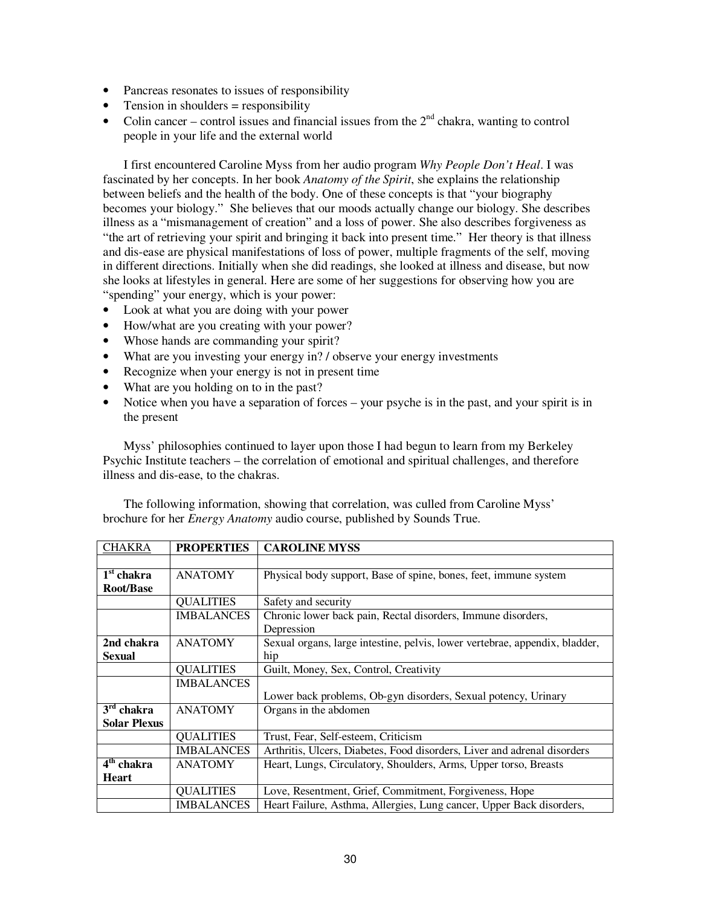- Pancreas resonates to issues of responsibility
- Tension in shoulders = responsibility
- Colin cancer – control issues and financial issues from the 2nd chakra, wanting to control people in your life and the external world

I first encountered Caroline Myss from her audio program *Why People Don't Heal*. I was fascinated by her concepts. In her book *Anatomy of the Spirit*, she explains the relationship between beliefs and the health of the body. One of these concepts is that "your biography becomes your biology." She believes that our moods actually change our biology. She describes illness as a "mismanagement of creation" and a loss of power. She also describes forgiveness as "the art of retrieving your spirit and bringing it back into present time." Her theory is that illness and dis-ease are physical manifestations of loss of power, multiple fragments of the self, moving in different directions. Initially when she did readings, she looked at illness and disease, but now she looks at lifestyles in general. Here are some of her suggestions for observing how you are "spending" your energy, which is your power:

- Look at what you are doing with your power
- How/what are you creating with your power?
- Whose hands are commanding your spirit?
- What are you investing your energy in? / observe your energy investments
- Recognize when your energy is not in present time
- What are you holding on to in the past?
- Notice when you have a separation of forces – your psyche is in the past, and your spirit is in the present

Myss' philosophies continued to layer upon those I had begun to learn from my Berkeley Psychic Institute teachers – the correlation of emotional and spiritual challenges, and therefore illness and dis-ease, to the chakras.

The following information, showing that correlation, was culled from Caroline Myss' brochure for her *Energy Anatomy* audio course, published by Sounds True.

| CHAKRA | PROPERTIES | CAROLINE MYSS |
|---|---|---|
| | | |
| **1st chakra Root/Base** | ANATOMY | Physical body support, Base of spine, bones, feet, immune system |
| | QUALITIES | Safety and security |
| | IMBALANCES | Chronic lower back pain, Rectal disorders, Immune disorders, Depression |
| **2nd chakra Sexual** | ANATOMY | Sexual organs, large intestine, pelvis, lower vertebrae, appendix, bladder, hip |
| | QUALITIES | Guilt, Money, Sex, Control, Creativity |
| | IMBALANCES | Lower back problems, Ob-gyn disorders, Sexual potency, Urinary |
| **3rd chakra Solar Plexus** | ANATOMY | Organs in the abdomen |
| | QUALITIES | Trust, Fear, Self-esteem, Criticism |
| | IMBALANCES | Arthritis, Ulcers, Diabetes, Food disorders, Liver and adrenal disorders |
| **4th chakra Heart** | ANATOMY | Heart, Lungs, Circulatory, Shoulders, Arms, Upper torso, Breasts |
| | QUALITIES | Love, Resentment, Grief, Commitment, Forgiveness, Hope |
| | IMBALANCES | Heart Failure, Asthma, Allergies, Lung cancer, Upper Back disorders, |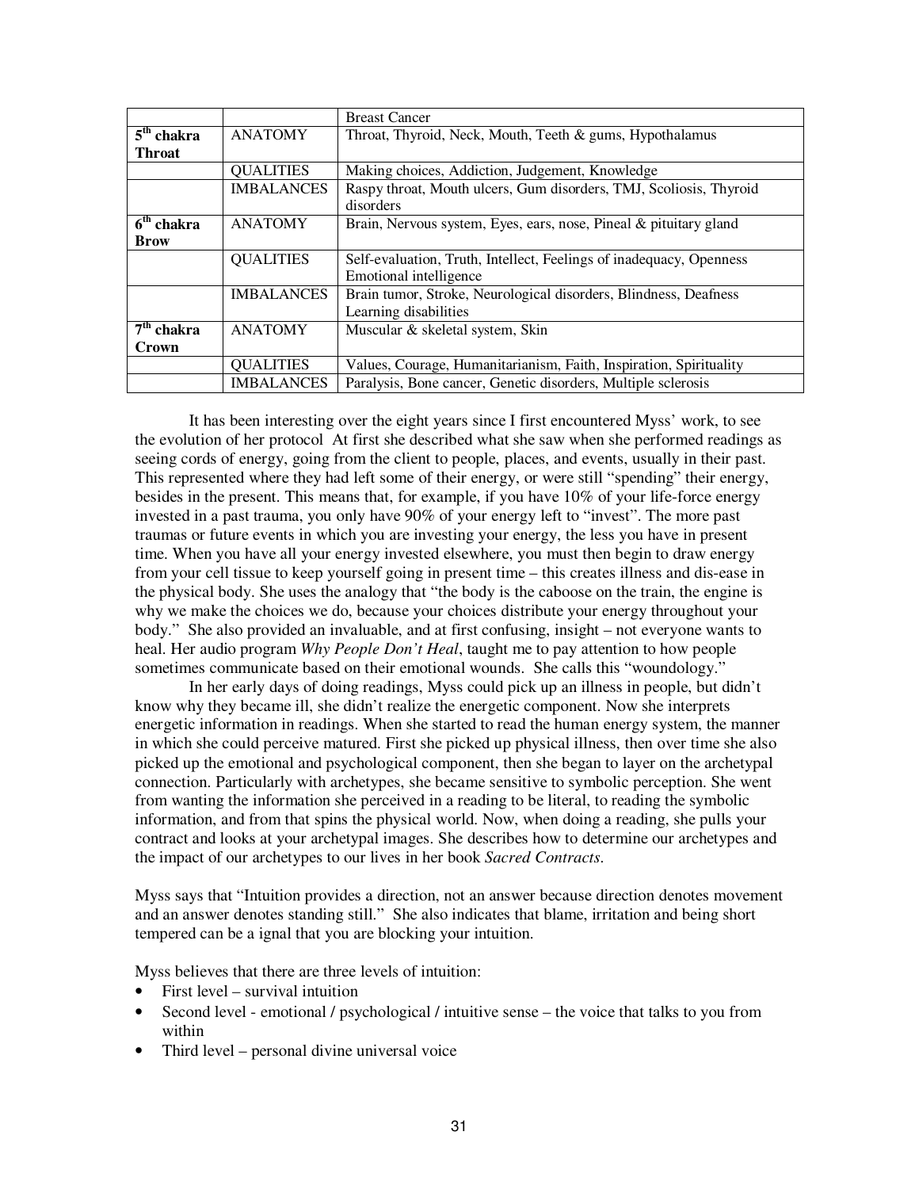| | | Breast Cancer |
|---|---|---|
| **5th chakra Throat** | ANATOMY | Throat, Thyroid, Neck, Mouth, Teeth & gums, Hypothalamus |
| | QUALITIES | Making choices, Addiction, Judgement, Knowledge |
| | IMBALANCES | Raspy throat, Mouth ulcers, Gum disorders, TMJ, Scoliosis, Thyroid disorders |
| **6th chakra Brow** | ANATOMY | Brain, Nervous system, Eyes, ears, nose, Pineal & pituitary gland |
| | QUALITIES | Self-evaluation, Truth, Intellect, Feelings of inadequacy, Openness Emotional intelligence |
| | IMBALANCES | Brain tumor, Stroke, Neurological disorders, Blindness, Deafness Learning disabilities |
| **7th chakra Crown** | ANATOMY | Muscular & skeletal system, Skin |
| | QUALITIES | Values, Courage, Humanitarianism, Faith, Inspiration, Spirituality |
| | IMBALANCES | Paralysis, Bone cancer, Genetic disorders, Multiple sclerosis |

It has been interesting over the eight years since I first encountered Myss' work, to see the evolution of her protocol At first she described what she saw when she performed readings as seeing cords of energy, going from the client to people, places, and events, usually in their past. This represented where they had left some of their energy, or were still "spending" their energy, besides in the present. This means that, for example, if you have 10% of your life-force energy invested in a past trauma, you only have 90% of your energy left to "invest". The more past traumas or future events in which you are investing your energy, the less you have in present time. When you have all your energy invested elsewhere, you must then begin to draw energy from your cell tissue to keep yourself going in present time – this creates illness and dis-ease in the physical body. She uses the analogy that "the body is the caboose on the train, the engine is why we make the choices we do, because your choices distribute your energy throughout your body." She also provided an invaluable, and at first confusing, insight – not everyone wants to heal. Her audio program *Why People Don't Heal*, taught me to pay attention to how people sometimes communicate based on their emotional wounds. She calls this "woundology."

In her early days of doing readings, Myss could pick up an illness in people, but didn't know why they became ill, she didn't realize the energetic component. Now she interprets energetic information in readings. When she started to read the human energy system, the manner in which she could perceive matured. First she picked up physical illness, then over time she also picked up the emotional and psychological component, then she began to layer on the archetypal connection. Particularly with archetypes, she became sensitive to symbolic perception. She went from wanting the information she perceived in a reading to be literal, to reading the symbolic information, and from that spins the physical world. Now, when doing a reading, she pulls your contract and looks at your archetypal images. She describes how to determine our archetypes and the impact of our archetypes to our lives in her book *Sacred Contracts*.

Myss says that "Intuition provides a direction, not an answer because direction denotes movement and an answer denotes standing still." She also indicates that blame, irritation and being short tempered can be a ignal that you are blocking your intuition.

Myss believes that there are three levels of intuition:

- First level – survival intuition
- Second level - emotional / psychological / intuitive sense – the voice that talks to you from within
- Third level – personal divine universal voice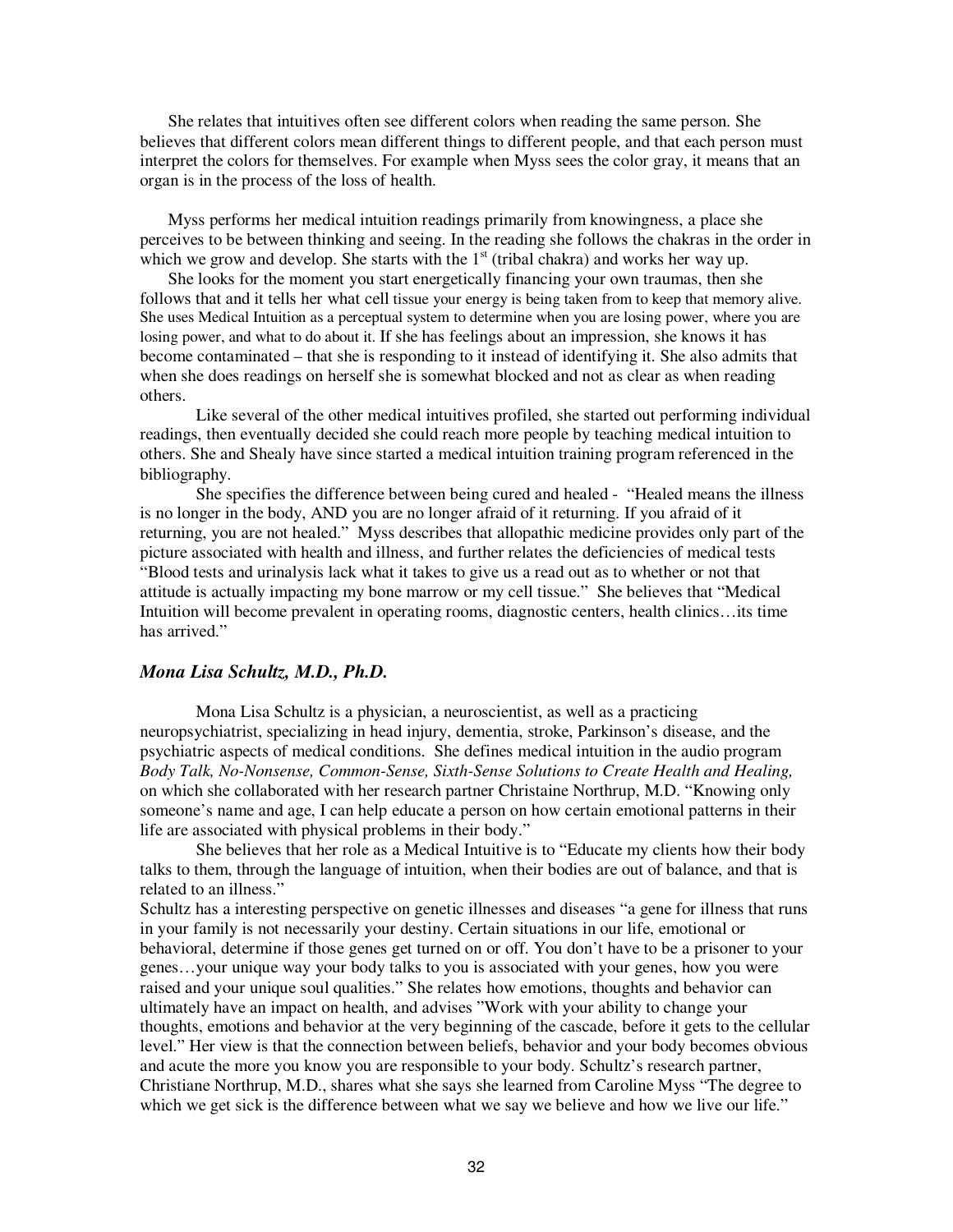She relates that intuitives often see different colors when reading the same person. She believes that different colors mean different things to different people, and that each person must interpret the colors for themselves. For example when Myss sees the color gray, it means that an organ is in the process of the loss of health.

Myss performs her medical intuition readings primarily from knowingness, a place she perceives to be between thinking and seeing. In the reading she follows the chakras in the order in which we grow and develop. She starts with the 1st (tribal chakra) and works her way up.

She looks for the moment you start energetically financing your own traumas, then she follows that and it tells her what cell tissue your energy is being taken from to keep that memory alive. She uses Medical Intuition as a perceptual system to determine when you are losing power, where you are losing power, and what to do about it. If she has feelings about an impression, she knows it has become contaminated – that she is responding to it instead of identifying it. She also admits that when she does readings on herself she is somewhat blocked and not as clear as when reading others.

Like several of the other medical intuitives profiled, she started out performing individual readings, then eventually decided she could reach more people by teaching medical intuition to others. She and Shealy have since started a medical intuition training program referenced in the bibliography.

She specifies the difference between being cured and healed - "Healed means the illness is no longer in the body, AND you are no longer afraid of it returning. If you afraid of it returning, you are not healed." Myss describes that allopathic medicine provides only part of the picture associated with health and illness, and further relates the deficiencies of medical tests "Blood tests and urinalysis lack what it takes to give us a read out as to whether or not that attitude is actually impacting my bone marrow or my cell tissue." She believes that "Medical Intuition will become prevalent in operating rooms, diagnostic centers, health clinics…its time has arrived."

### *Mona Lisa Schultz, M.D., Ph.D.*

Mona Lisa Schultz is a physician, a neuroscientist, as well as a practicing neuropsychiatrist, specializing in head injury, dementia, stroke, Parkinson's disease, and the psychiatric aspects of medical conditions. She defines medical intuition in the audio program *Body Talk, No-Nonsense, Common-Sense, Sixth-Sense Solutions to Create Health and Healing,* on which she collaborated with her research partner Christaine Northrup, M.D. "Knowing only someone's name and age, I can help educate a person on how certain emotional patterns in their life are associated with physical problems in their body."

She believes that her role as a Medical Intuitive is to "Educate my clients how their body talks to them, through the language of intuition, when their bodies are out of balance, and that is related to an illness."

Schultz has a interesting perspective on genetic illnesses and diseases "a gene for illness that runs in your family is not necessarily your destiny. Certain situations in our life, emotional or behavioral, determine if those genes get turned on or off. You don't have to be a prisoner to your genes…your unique way your body talks to you is associated with your genes, how you were raised and your unique soul qualities." She relates how emotions, thoughts and behavior can ultimately have an impact on health, and advises "Work with your ability to change your thoughts, emotions and behavior at the very beginning of the cascade, before it gets to the cellular level." Her view is that the connection between beliefs, behavior and your body becomes obvious and acute the more you know you are responsible to your body. Schultz's research partner, Christiane Northrup, M.D., shares what she says she learned from Caroline Myss "The degree to which we get sick is the difference between what we say we believe and how we live our life."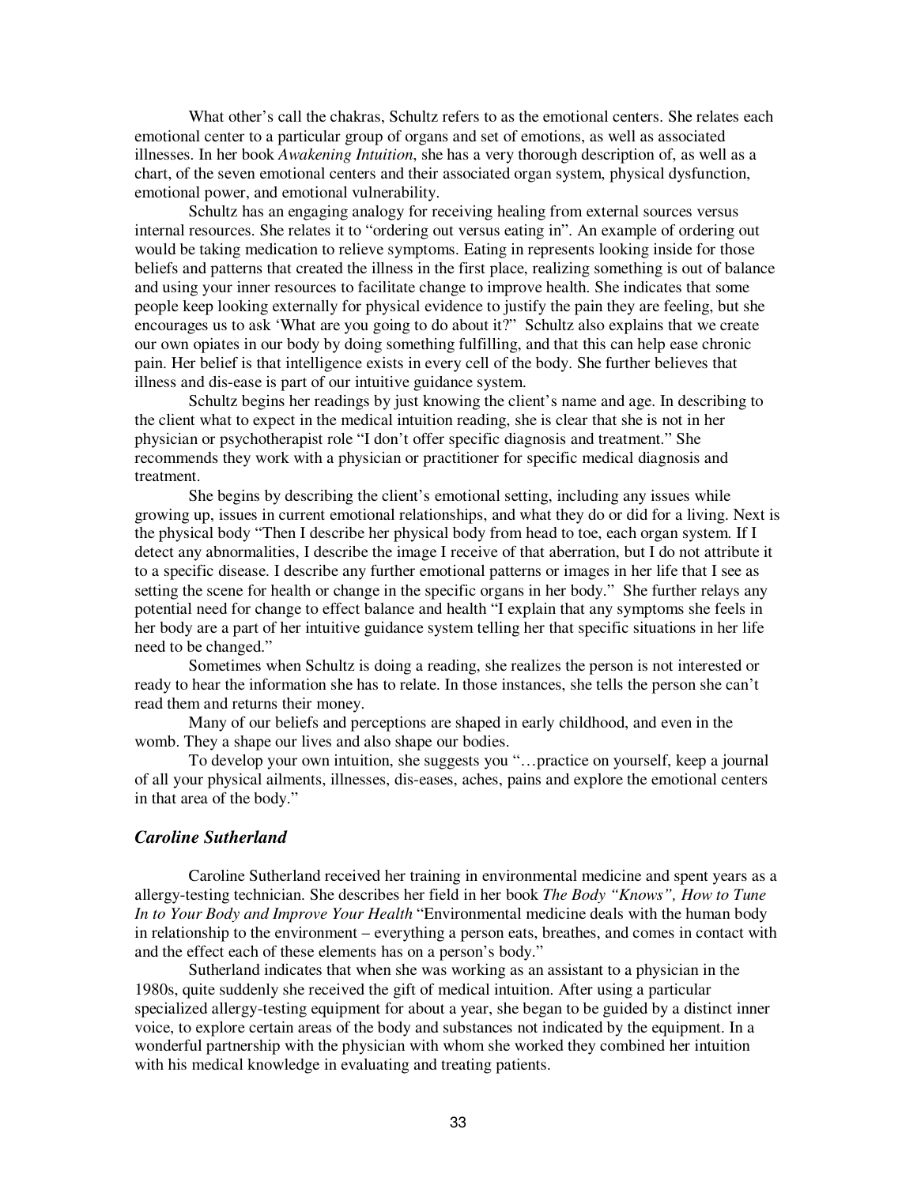What other's call the chakras, Schultz refers to as the emotional centers. She relates each emotional center to a particular group of organs and set of emotions, as well as associated illnesses. In her book *Awakening Intuition*, she has a very thorough description of, as well as a chart, of the seven emotional centers and their associated organ system, physical dysfunction, emotional power, and emotional vulnerability.

Schultz has an engaging analogy for receiving healing from external sources versus internal resources. She relates it to "ordering out versus eating in". An example of ordering out would be taking medication to relieve symptoms. Eating in represents looking inside for those beliefs and patterns that created the illness in the first place, realizing something is out of balance and using your inner resources to facilitate change to improve health. She indicates that some people keep looking externally for physical evidence to justify the pain they are feeling, but she encourages us to ask 'What are you going to do about it?" Schultz also explains that we create our own opiates in our body by doing something fulfilling, and that this can help ease chronic pain. Her belief is that intelligence exists in every cell of the body. She further believes that illness and dis-ease is part of our intuitive guidance system.

Schultz begins her readings by just knowing the client's name and age. In describing to the client what to expect in the medical intuition reading, she is clear that she is not in her physician or psychotherapist role "I don't offer specific diagnosis and treatment." She recommends they work with a physician or practitioner for specific medical diagnosis and treatment.

She begins by describing the client's emotional setting, including any issues while growing up, issues in current emotional relationships, and what they do or did for a living. Next is the physical body "Then I describe her physical body from head to toe, each organ system. If I detect any abnormalities, I describe the image I receive of that aberration, but I do not attribute it to a specific disease. I describe any further emotional patterns or images in her life that I see as setting the scene for health or change in the specific organs in her body." She further relays any potential need for change to effect balance and health "I explain that any symptoms she feels in her body are a part of her intuitive guidance system telling her that specific situations in her life need to be changed."

Sometimes when Schultz is doing a reading, she realizes the person is not interested or ready to hear the information she has to relate. In those instances, she tells the person she can't read them and returns their money.

Many of our beliefs and perceptions are shaped in early childhood, and even in the womb. They a shape our lives and also shape our bodies.

To develop your own intuition, she suggests you "…practice on yourself, keep a journal of all your physical ailments, illnesses, dis-eases, aches, pains and explore the emotional centers in that area of the body."

### *Caroline Sutherland*

Caroline Sutherland received her training in environmental medicine and spent years as a allergy-testing technician. She describes her field in her book *The Body "Knows", How to Tune In to Your Body and Improve Your Health* "Environmental medicine deals with the human body in relationship to the environment – everything a person eats, breathes, and comes in contact with and the effect each of these elements has on a person's body."

Sutherland indicates that when she was working as an assistant to a physician in the 1980s, quite suddenly she received the gift of medical intuition. After using a particular specialized allergy-testing equipment for about a year, she began to be guided by a distinct inner voice, to explore certain areas of the body and substances not indicated by the equipment. In a wonderful partnership with the physician with whom she worked they combined her intuition with his medical knowledge in evaluating and treating patients.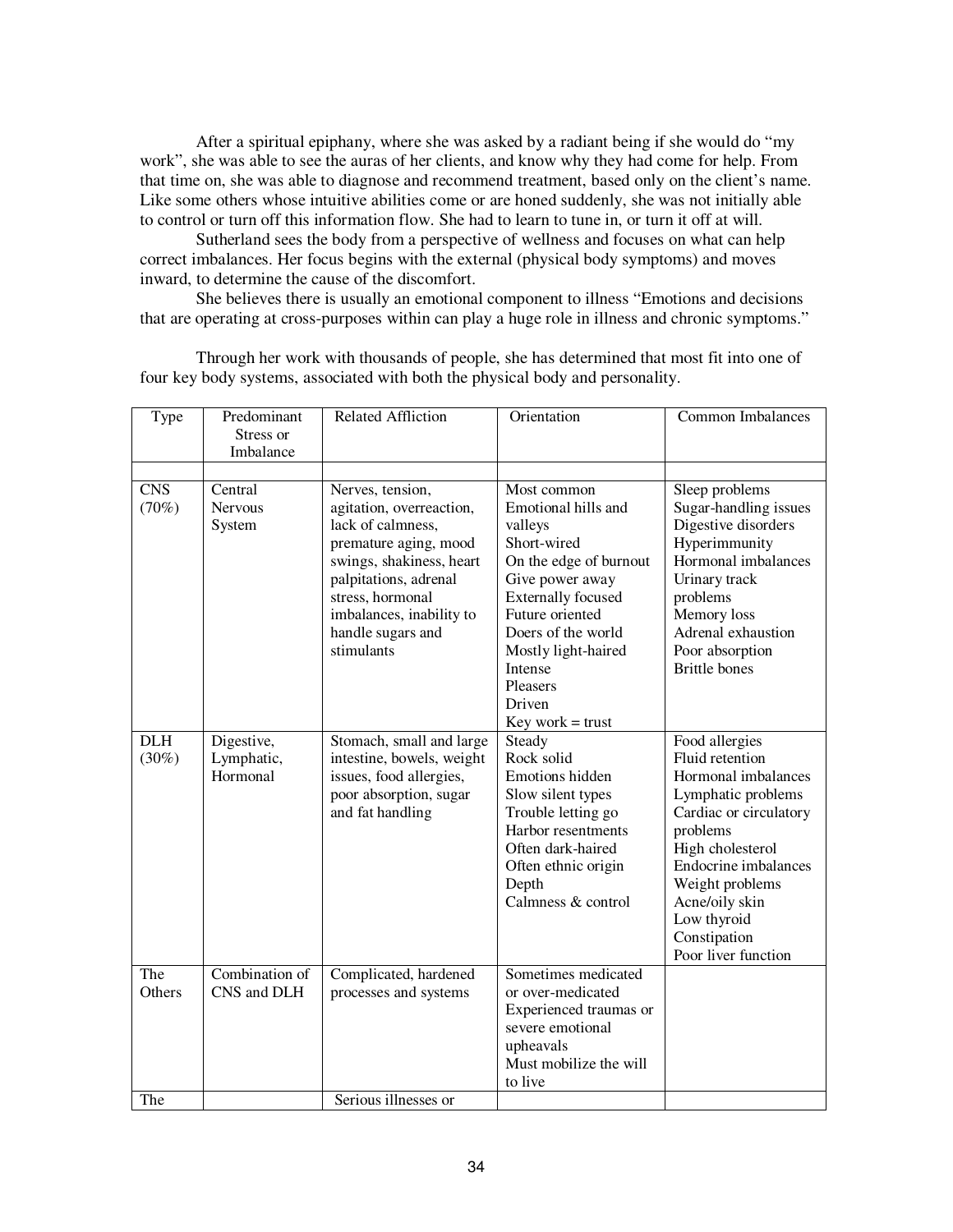After a spiritual epiphany, where she was asked by a radiant being if she would do "my work", she was able to see the auras of her clients, and know why they had come for help. From that time on, she was able to diagnose and recommend treatment, based only on the client's name. Like some others whose intuitive abilities come or are honed suddenly, she was not initially able to control or turn off this information flow. She had to learn to tune in, or turn it off at will.

Sutherland sees the body from a perspective of wellness and focuses on what can help correct imbalances. Her focus begins with the external (physical body symptoms) and moves inward, to determine the cause of the discomfort.

She believes there is usually an emotional component to illness "Emotions and decisions that are operating at cross-purposes within can play a huge role in illness and chronic symptoms."

Through her work with thousands of people, she has determined that most fit into one of four key body systems, associated with both the physical body and personality.

| Type | Predominant Stress or Imbalance | Related Affliction | Orientation | Common Imbalances |
|---|---|---|---|---|
| | | | | |
| CNS (70%) | Central Nervous System | Nerves, tension, agitation, overreaction, lack of calmness, premature aging, mood swings, shakiness, heart palpitations, adrenal stress, hormonal imbalances, inability to handle sugars and stimulants | Most common<br>Emotional hills and valleys<br>Short-wired<br>On the edge of burnout<br>Give power away<br>Externally focused<br>Future oriented<br>Doers of the world<br>Mostly light-haired<br>Intense<br>Pleasers<br>Driven<br>Key work = trust | Sleep problems<br>Sugar-handling issues<br>Digestive disorders<br>Hyperimmunity<br>Hormonal imbalances<br>Urinary track problems<br>Memory loss<br>Adrenal exhaustion<br>Poor absorption<br>Brittle bones |
| DLH (30%) | Digestive, Lymphatic, Hormonal | Stomach, small and large intestine, bowels, weight issues, food allergies, poor absorption, sugar and fat handling | Steady<br>Rock solid<br>Emotions hidden<br>Slow silent types<br>Trouble letting go<br>Harbor resentments<br>Often dark-haired<br>Often ethnic origin<br>Depth<br>Calmness & control | Food allergies<br>Fluid retention<br>Hormonal imbalances<br>Lymphatic problems<br>Cardiac or circulatory problems<br>High cholesterol<br>Endocrine imbalances<br>Weight problems<br>Acne/oily skin<br>Low thyroid<br>Constipation<br>Poor liver function |
| The Others | Combination of CNS and DLH | Complicated, hardened processes and systems | Sometimes medicated or over-medicated<br>Experienced traumas or severe emotional upheavals<br>Must mobilize the will to live | |
| The | | Serious illnesses or | | |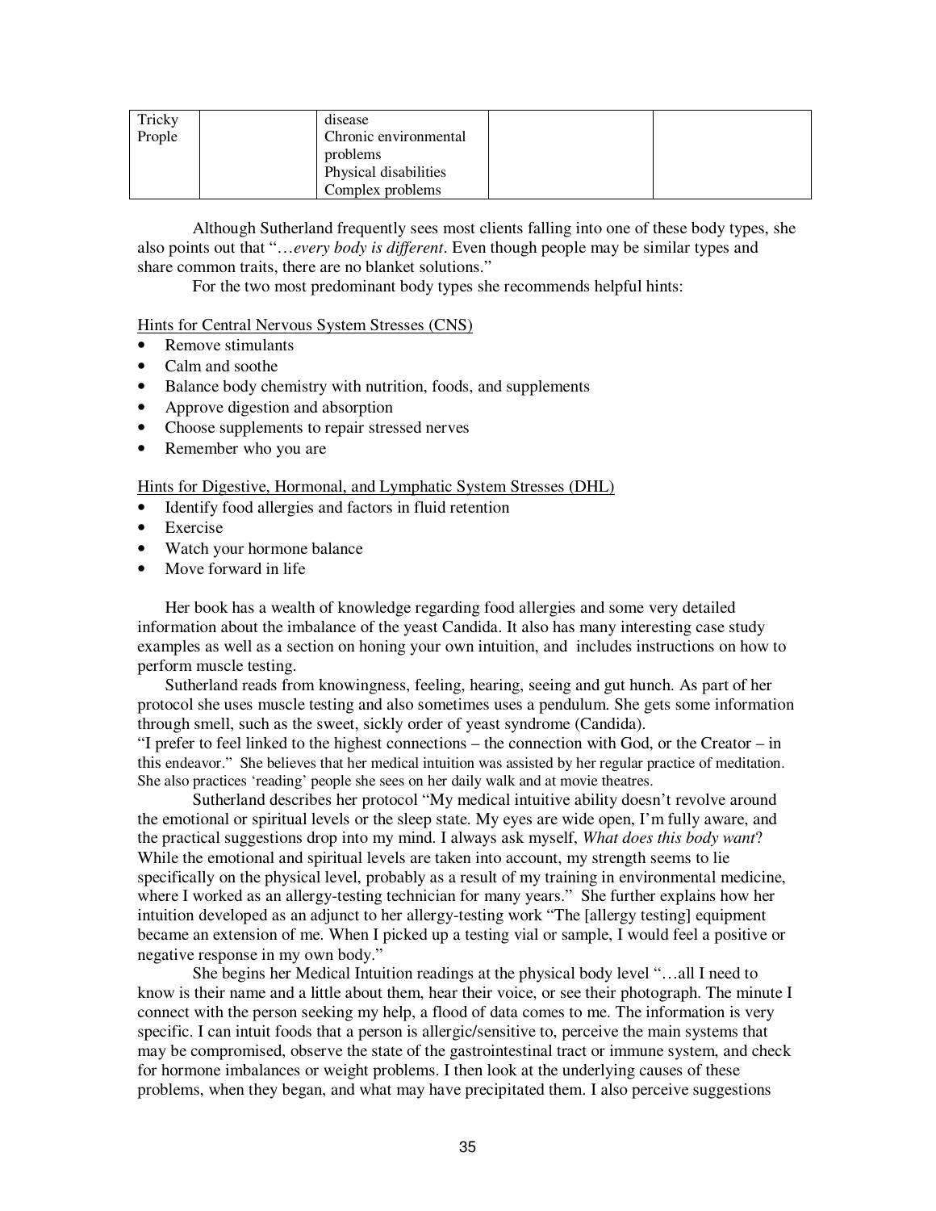| Tricky Prople | | disease<br>Chronic environmental problems<br>Physical disabilities<br>Complex problems | | |
|---|---|---|---|---|

Although Sutherland frequently sees most clients falling into one of these body types, she also points out that "…*every body is different*. Even though people may be similar types and share common traits, there are no blanket solutions."

For the two most predominant body types she recommends helpful hints:

Hints for Central Nervous System Stresses (CNS)

- Remove stimulants
- Calm and soothe
- Balance body chemistry with nutrition, foods, and supplements
- Approve digestion and absorption
- Choose supplements to repair stressed nerves
- Remember who you are

Hints for Digestive, Hormonal, and Lymphatic System Stresses (DHL)

- Identify food allergies and factors in fluid retention
- Exercise
- Watch your hormone balance
- Move forward in life

Her book has a wealth of knowledge regarding food allergies and some very detailed information about the imbalance of the yeast Candida. It also has many interesting case study examples as well as a section on honing your own intuition, and includes instructions on how to perform muscle testing.

Sutherland reads from knowingness, feeling, hearing, seeing and gut hunch. As part of her protocol she uses muscle testing and also sometimes uses a pendulum. She gets some information through smell, such as the sweet, sickly order of yeast syndrome (Candida).

"I prefer to feel linked to the highest connections – the connection with God, or the Creator – in this endeavor." She believes that her medical intuition was assisted by her regular practice of meditation. She also practices 'reading' people she sees on her daily walk and at movie theatres.

Sutherland describes her protocol "My medical intuitive ability doesn't revolve around the emotional or spiritual levels or the sleep state. My eyes are wide open, I'm fully aware, and the practical suggestions drop into my mind. I always ask myself, *What does this body want*? While the emotional and spiritual levels are taken into account, my strength seems to lie specifically on the physical level, probably as a result of my training in environmental medicine, where I worked as an allergy-testing technician for many years." She further explains how her intuition developed as an adjunct to her allergy-testing work "The [allergy testing] equipment became an extension of me. When I picked up a testing vial or sample, I would feel a positive or negative response in my own body."

She begins her Medical Intuition readings at the physical body level "…all I need to know is their name and a little about them, hear their voice, or see their photograph. The minute I connect with the person seeking my help, a flood of data comes to me. The information is very specific. I can intuit foods that a person is allergic/sensitive to, perceive the main systems that may be compromised, observe the state of the gastrointestinal tract or immune system, and check for hormone imbalances or weight problems. I then look at the underlying causes of these problems, when they began, and what may have precipitated them. I also perceive suggestions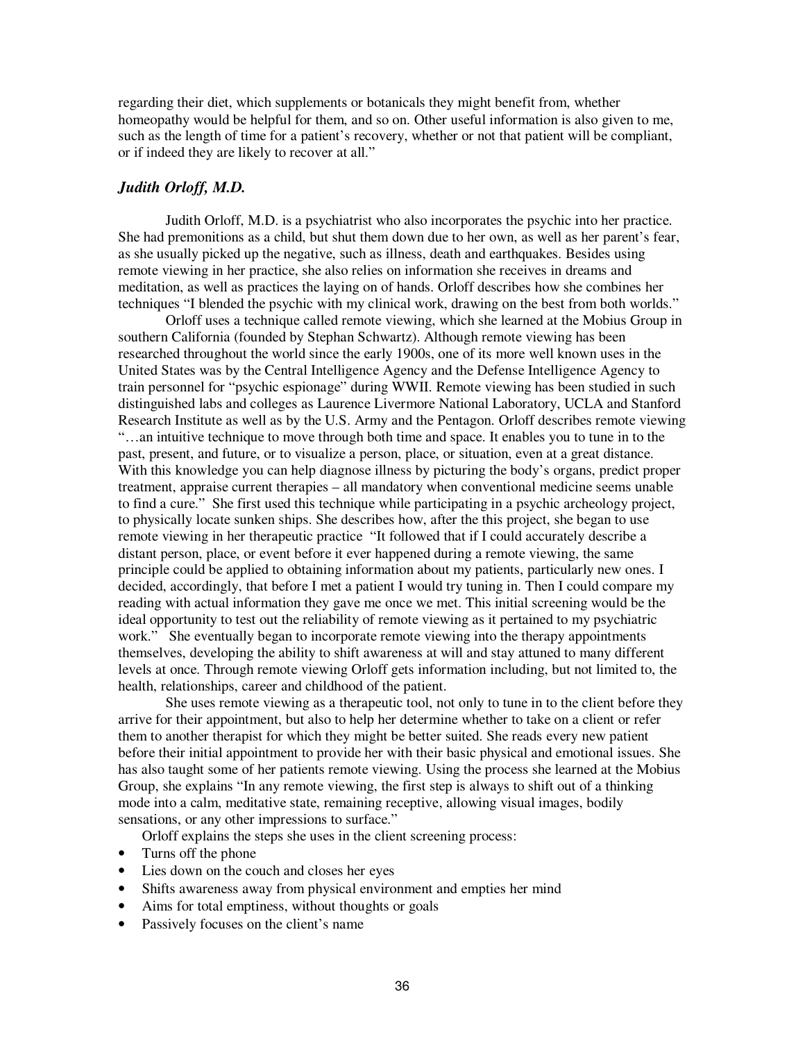regarding their diet, which supplements or botanicals they might benefit from, whether homeopathy would be helpful for them, and so on. Other useful information is also given to me, such as the length of time for a patient's recovery, whether or not that patient will be compliant, or if indeed they are likely to recover at all."

### *Judith Orloff, M.D.*

Judith Orloff, M.D. is a psychiatrist who also incorporates the psychic into her practice. She had premonitions as a child, but shut them down due to her own, as well as her parent's fear, as she usually picked up the negative, such as illness, death and earthquakes. Besides using remote viewing in her practice, she also relies on information she receives in dreams and meditation, as well as practices the laying on of hands. Orloff describes how she combines her techniques "I blended the psychic with my clinical work, drawing on the best from both worlds."

Orloff uses a technique called remote viewing, which she learned at the Mobius Group in southern California (founded by Stephan Schwartz). Although remote viewing has been researched throughout the world since the early 1900s, one of its more well known uses in the United States was by the Central Intelligence Agency and the Defense Intelligence Agency to train personnel for "psychic espionage" during WWII. Remote viewing has been studied in such distinguished labs and colleges as Laurence Livermore National Laboratory, UCLA and Stanford Research Institute as well as by the U.S. Army and the Pentagon. Orloff describes remote viewing "…an intuitive technique to move through both time and space. It enables you to tune in to the past, present, and future, or to visualize a person, place, or situation, even at a great distance. With this knowledge you can help diagnose illness by picturing the body's organs, predict proper treatment, appraise current therapies – all mandatory when conventional medicine seems unable to find a cure." She first used this technique while participating in a psychic archeology project, to physically locate sunken ships. She describes how, after the this project, she began to use remote viewing in her therapeutic practice "It followed that if I could accurately describe a distant person, place, or event before it ever happened during a remote viewing, the same principle could be applied to obtaining information about my patients, particularly new ones. I decided, accordingly, that before I met a patient I would try tuning in. Then I could compare my reading with actual information they gave me once we met. This initial screening would be the ideal opportunity to test out the reliability of remote viewing as it pertained to my psychiatric work." She eventually began to incorporate remote viewing into the therapy appointments themselves, developing the ability to shift awareness at will and stay attuned to many different levels at once. Through remote viewing Orloff gets information including, but not limited to, the health, relationships, career and childhood of the patient.

She uses remote viewing as a therapeutic tool, not only to tune in to the client before they arrive for their appointment, but also to help her determine whether to take on a client or refer them to another therapist for which they might be better suited. She reads every new patient before their initial appointment to provide her with their basic physical and emotional issues. She has also taught some of her patients remote viewing. Using the process she learned at the Mobius Group, she explains "In any remote viewing, the first step is always to shift out of a thinking mode into a calm, meditative state, remaining receptive, allowing visual images, bodily sensations, or any other impressions to surface."

Orloff explains the steps she uses in the client screening process:

- Turns off the phone
- Lies down on the couch and closes her eyes
- Shifts awareness away from physical environment and empties her mind
- Aims for total emptiness, without thoughts or goals
- Passively focuses on the client's name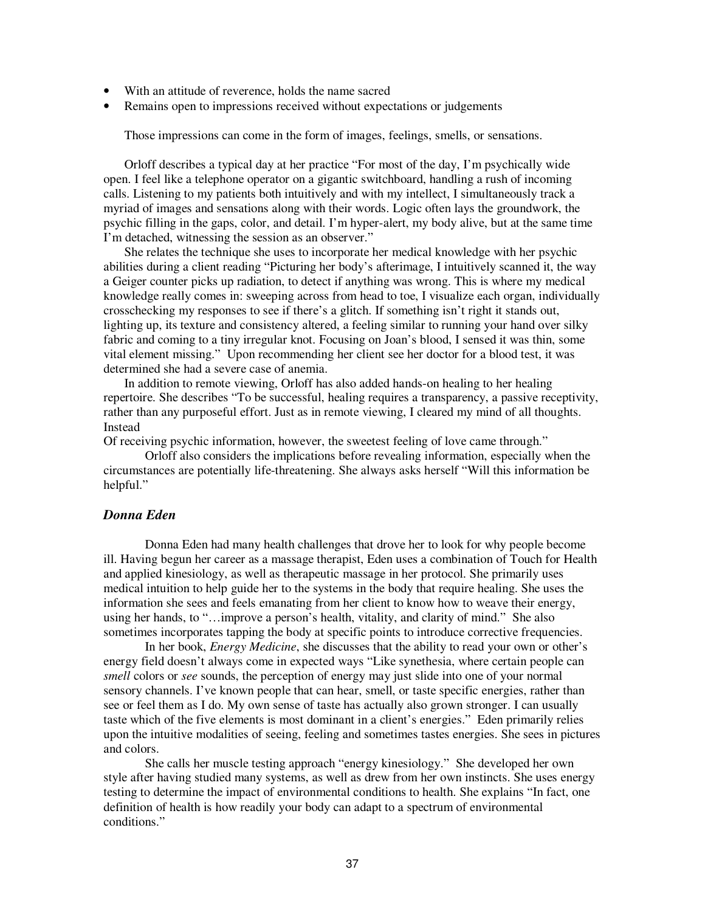- With an attitude of reverence, holds the name sacred
- Remains open to impressions received without expectations or judgements

Those impressions can come in the form of images, feelings, smells, or sensations.

Orloff describes a typical day at her practice "For most of the day, I'm psychically wide open. I feel like a telephone operator on a gigantic switchboard, handling a rush of incoming calls. Listening to my patients both intuitively and with my intellect, I simultaneously track a myriad of images and sensations along with their words. Logic often lays the groundwork, the psychic filling in the gaps, color, and detail. I'm hyper-alert, my body alive, but at the same time I'm detached, witnessing the session as an observer."

She relates the technique she uses to incorporate her medical knowledge with her psychic abilities during a client reading "Picturing her body's afterimage, I intuitively scanned it, the way a Geiger counter picks up radiation, to detect if anything was wrong. This is where my medical knowledge really comes in: sweeping across from head to toe, I visualize each organ, individually crosschecking my responses to see if there's a glitch. If something isn't right it stands out, lighting up, its texture and consistency altered, a feeling similar to running your hand over silky fabric and coming to a tiny irregular knot. Focusing on Joan's blood, I sensed it was thin, some vital element missing." Upon recommending her client see her doctor for a blood test, it was determined she had a severe case of anemia.

In addition to remote viewing, Orloff has also added hands-on healing to her healing repertoire. She describes "To be successful, healing requires a transparency, a passive receptivity, rather than any purposeful effort. Just as in remote viewing, I cleared my mind of all thoughts. Instead
Of receiving psychic information, however, the sweetest feeling of love came through."

Orloff also considers the implications before revealing information, especially when the circumstances are potentially life-threatening. She always asks herself "Will this information be helpful."

### *Donna Eden*

Donna Eden had many health challenges that drove her to look for why people become ill. Having begun her career as a massage therapist, Eden uses a combination of Touch for Health and applied kinesiology, as well as therapeutic massage in her protocol. She primarily uses medical intuition to help guide her to the systems in the body that require healing. She uses the information she sees and feels emanating from her client to know how to weave their energy, using her hands, to "…improve a person's health, vitality, and clarity of mind." She also sometimes incorporates tapping the body at specific points to introduce corrective frequencies.

In her book, *Energy Medicine*, she discusses that the ability to read your own or other's energy field doesn't always come in expected ways "Like synethesia, where certain people can *smell* colors or *see* sounds, the perception of energy may just slide into one of your normal sensory channels. I've known people that can hear, smell, or taste specific energies, rather than see or feel them as I do. My own sense of taste has actually also grown stronger. I can usually taste which of the five elements is most dominant in a client's energies." Eden primarily relies upon the intuitive modalities of seeing, feeling and sometimes tastes energies. She sees in pictures and colors.

She calls her muscle testing approach "energy kinesiology." She developed her own style after having studied many systems, as well as drew from her own instincts. She uses energy testing to determine the impact of environmental conditions to health. She explains "In fact, one definition of health is how readily your body can adapt to a spectrum of environmental conditions."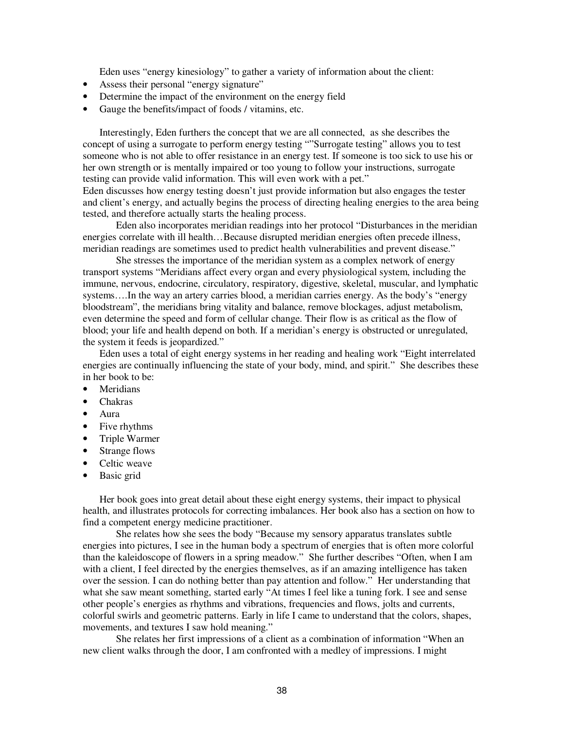Eden uses "energy kinesiology" to gather a variety of information about the client:

- Assess their personal "energy signature"
- Determine the impact of the environment on the energy field
- Gauge the benefits/impact of foods / vitamins, etc.

Interestingly, Eden furthers the concept that we are all connected, as she describes the concept of using a surrogate to perform energy testing ""Surrogate testing" allows you to test someone who is not able to offer resistance in an energy test. If someone is too sick to use his or her own strength or is mentally impaired or too young to follow your instructions, surrogate testing can provide valid information. This will even work with a pet."

Eden discusses how energy testing doesn't just provide information but also engages the tester and client's energy, and actually begins the process of directing healing energies to the area being tested, and therefore actually starts the healing process.

Eden also incorporates meridian readings into her protocol "Disturbances in the meridian energies correlate with ill health…Because disrupted meridian energies often precede illness, meridian readings are sometimes used to predict health vulnerabilities and prevent disease."

She stresses the importance of the meridian system as a complex network of energy transport systems "Meridians affect every organ and every physiological system, including the immune, nervous, endocrine, circulatory, respiratory, digestive, skeletal, muscular, and lymphatic systems….In the way an artery carries blood, a meridian carries energy. As the body's "energy bloodstream", the meridians bring vitality and balance, remove blockages, adjust metabolism, even determine the speed and form of cellular change. Their flow is as critical as the flow of blood; your life and health depend on both. If a meridian's energy is obstructed or unregulated, the system it feeds is jeopardized."

Eden uses a total of eight energy systems in her reading and healing work "Eight interrelated energies are continually influencing the state of your body, mind, and spirit." She describes these in her book to be:

- Meridians
- Chakras
- Aura
- Five rhythms
- Triple Warmer
- Strange flows
- Celtic weave
- Basic grid

Her book goes into great detail about these eight energy systems, their impact to physical health, and illustrates protocols for correcting imbalances. Her book also has a section on how to find a competent energy medicine practitioner.

She relates how she sees the body "Because my sensory apparatus translates subtle energies into pictures, I see in the human body a spectrum of energies that is often more colorful than the kaleidoscope of flowers in a spring meadow." She further describes "Often, when I am with a client, I feel directed by the energies themselves, as if an amazing intelligence has taken over the session. I can do nothing better than pay attention and follow." Her understanding that what she saw meant something, started early "At times I feel like a tuning fork. I see and sense other people's energies as rhythms and vibrations, frequencies and flows, jolts and currents, colorful swirls and geometric patterns. Early in life I came to understand that the colors, shapes, movements, and textures I saw hold meaning."

She relates her first impressions of a client as a combination of information "When an new client walks through the door, I am confronted with a medley of impressions. I might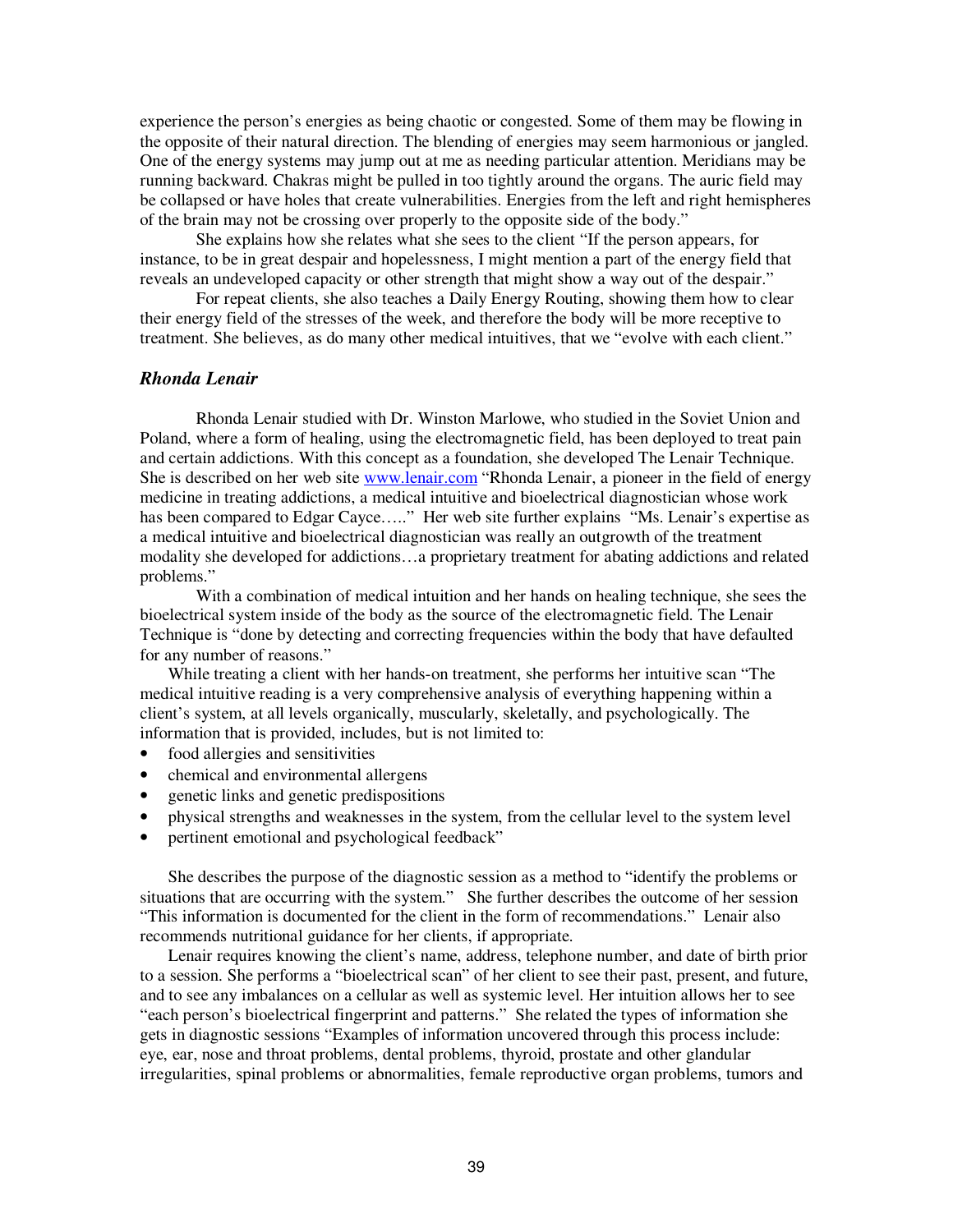experience the person's energies as being chaotic or congested. Some of them may be flowing in the opposite of their natural direction. The blending of energies may seem harmonious or jangled. One of the energy systems may jump out at me as needing particular attention. Meridians may be running backward. Chakras might be pulled in too tightly around the organs. The auric field may be collapsed or have holes that create vulnerabilities. Energies from the left and right hemispheres of the brain may not be crossing over properly to the opposite side of the body."

She explains how she relates what she sees to the client "If the person appears, for instance, to be in great despair and hopelessness, I might mention a part of the energy field that reveals an undeveloped capacity or other strength that might show a way out of the despair."

For repeat clients, she also teaches a Daily Energy Routing, showing them how to clear their energy field of the stresses of the week, and therefore the body will be more receptive to treatment. She believes, as do many other medical intuitives, that we "evolve with each client."

### *Rhonda Lenair*

Rhonda Lenair studied with Dr. Winston Marlowe, who studied in the Soviet Union and Poland, where a form of healing, using the electromagnetic field, has been deployed to treat pain and certain addictions. With this concept as a foundation, she developed The Lenair Technique. She is described on her web site www.lenair.com "Rhonda Lenair, a pioneer in the field of energy medicine in treating addictions, a medical intuitive and bioelectrical diagnostician whose work has been compared to Edgar Cayce….." Her web site further explains "Ms. Lenair's expertise as a medical intuitive and bioelectrical diagnostician was really an outgrowth of the treatment modality she developed for addictions…a proprietary treatment for abating addictions and related problems."

With a combination of medical intuition and her hands on healing technique, she sees the bioelectrical system inside of the body as the source of the electromagnetic field. The Lenair Technique is "done by detecting and correcting frequencies within the body that have defaulted for any number of reasons."

While treating a client with her hands-on treatment, she performs her intuitive scan "The medical intuitive reading is a very comprehensive analysis of everything happening within a client's system, at all levels organically, muscularly, skeletally, and psychologically. The information that is provided, includes, but is not limited to:

- food allergies and sensitivities
- chemical and environmental allergens
- genetic links and genetic predispositions
- physical strengths and weaknesses in the system, from the cellular level to the system level
- pertinent emotional and psychological feedback"

She describes the purpose of the diagnostic session as a method to "identify the problems or situations that are occurring with the system." She further describes the outcome of her session "This information is documented for the client in the form of recommendations." Lenair also recommends nutritional guidance for her clients, if appropriate.

Lenair requires knowing the client's name, address, telephone number, and date of birth prior to a session. She performs a "bioelectrical scan" of her client to see their past, present, and future, and to see any imbalances on a cellular as well as systemic level. Her intuition allows her to see "each person's bioelectrical fingerprint and patterns." She related the types of information she gets in diagnostic sessions "Examples of information uncovered through this process include: eye, ear, nose and throat problems, dental problems, thyroid, prostate and other glandular irregularities, spinal problems or abnormalities, female reproductive organ problems, tumors and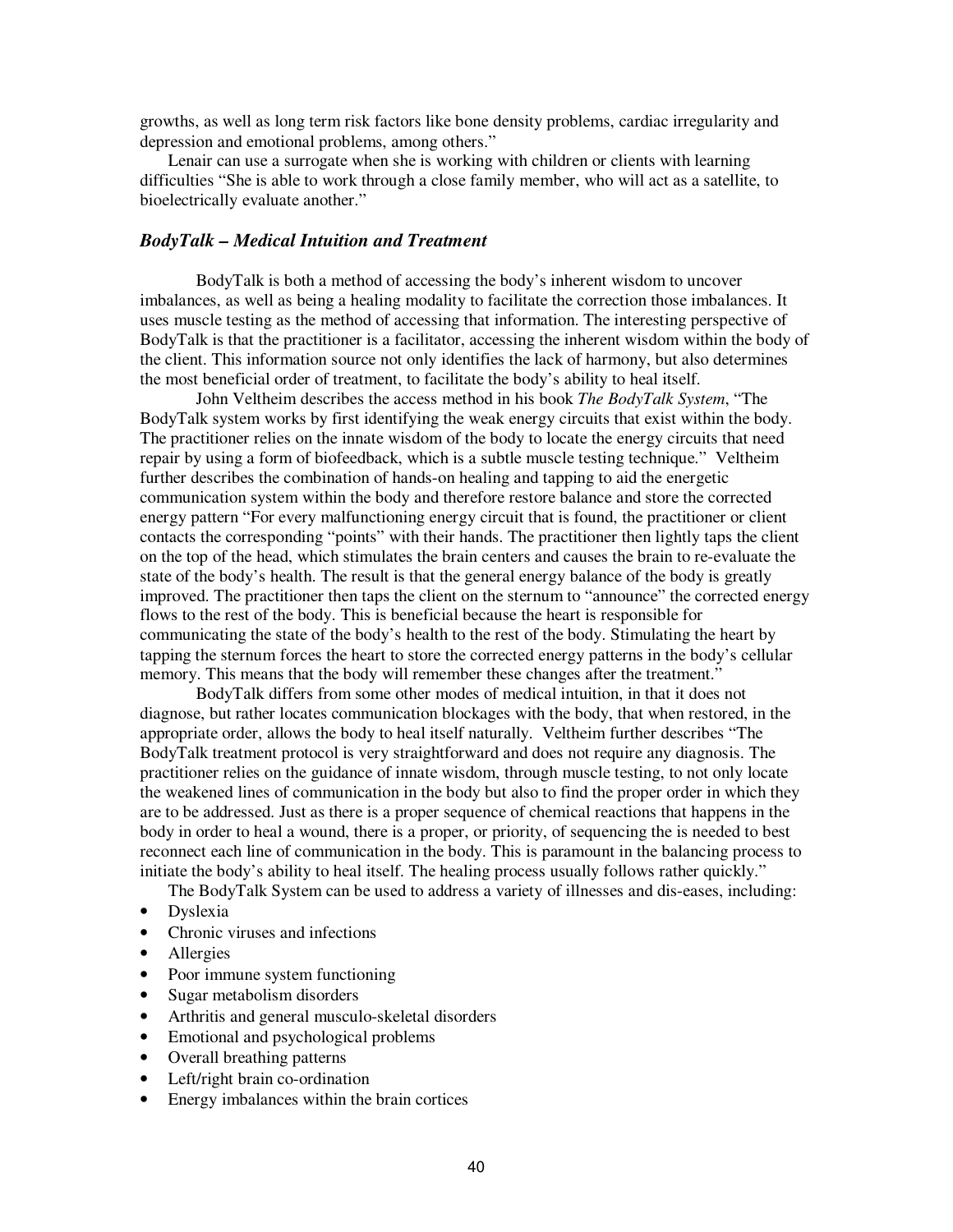growths, as well as long term risk factors like bone density problems, cardiac irregularity and depression and emotional problems, among others."

Lenair can use a surrogate when she is working with children or clients with learning difficulties "She is able to work through a close family member, who will act as a satellite, to bioelectrically evaluate another."

### *BodyTalk – Medical Intuition and Treatment*

BodyTalk is both a method of accessing the body's inherent wisdom to uncover imbalances, as well as being a healing modality to facilitate the correction those imbalances. It uses muscle testing as the method of accessing that information. The interesting perspective of BodyTalk is that the practitioner is a facilitator, accessing the inherent wisdom within the body of the client. This information source not only identifies the lack of harmony, but also determines the most beneficial order of treatment, to facilitate the body's ability to heal itself.

John Veltheim describes the access method in his book *The BodyTalk System*, "The BodyTalk system works by first identifying the weak energy circuits that exist within the body. The practitioner relies on the innate wisdom of the body to locate the energy circuits that need repair by using a form of biofeedback, which is a subtle muscle testing technique." Veltheim further describes the combination of hands-on healing and tapping to aid the energetic communication system within the body and therefore restore balance and store the corrected energy pattern "For every malfunctioning energy circuit that is found, the practitioner or client contacts the corresponding "points" with their hands. The practitioner then lightly taps the client on the top of the head, which stimulates the brain centers and causes the brain to re-evaluate the state of the body's health. The result is that the general energy balance of the body is greatly improved. The practitioner then taps the client on the sternum to "announce" the corrected energy flows to the rest of the body. This is beneficial because the heart is responsible for communicating the state of the body's health to the rest of the body. Stimulating the heart by tapping the sternum forces the heart to store the corrected energy patterns in the body's cellular memory. This means that the body will remember these changes after the treatment."

BodyTalk differs from some other modes of medical intuition, in that it does not diagnose, but rather locates communication blockages with the body, that when restored, in the appropriate order, allows the body to heal itself naturally. Veltheim further describes "The BodyTalk treatment protocol is very straightforward and does not require any diagnosis. The practitioner relies on the guidance of innate wisdom, through muscle testing, to not only locate the weakened lines of communication in the body but also to find the proper order in which they are to be addressed. Just as there is a proper sequence of chemical reactions that happens in the body in order to heal a wound, there is a proper, or priority, of sequencing the is needed to best reconnect each line of communication in the body. This is paramount in the balancing process to initiate the body's ability to heal itself. The healing process usually follows rather quickly."

The BodyTalk System can be used to address a variety of illnesses and dis-eases, including:

- Dyslexia
- Chronic viruses and infections
- Allergies
- Poor immune system functioning
- Sugar metabolism disorders
- Arthritis and general musculo-skeletal disorders
- Emotional and psychological problems
- Overall breathing patterns
- Left/right brain co-ordination
- Energy imbalances within the brain cortices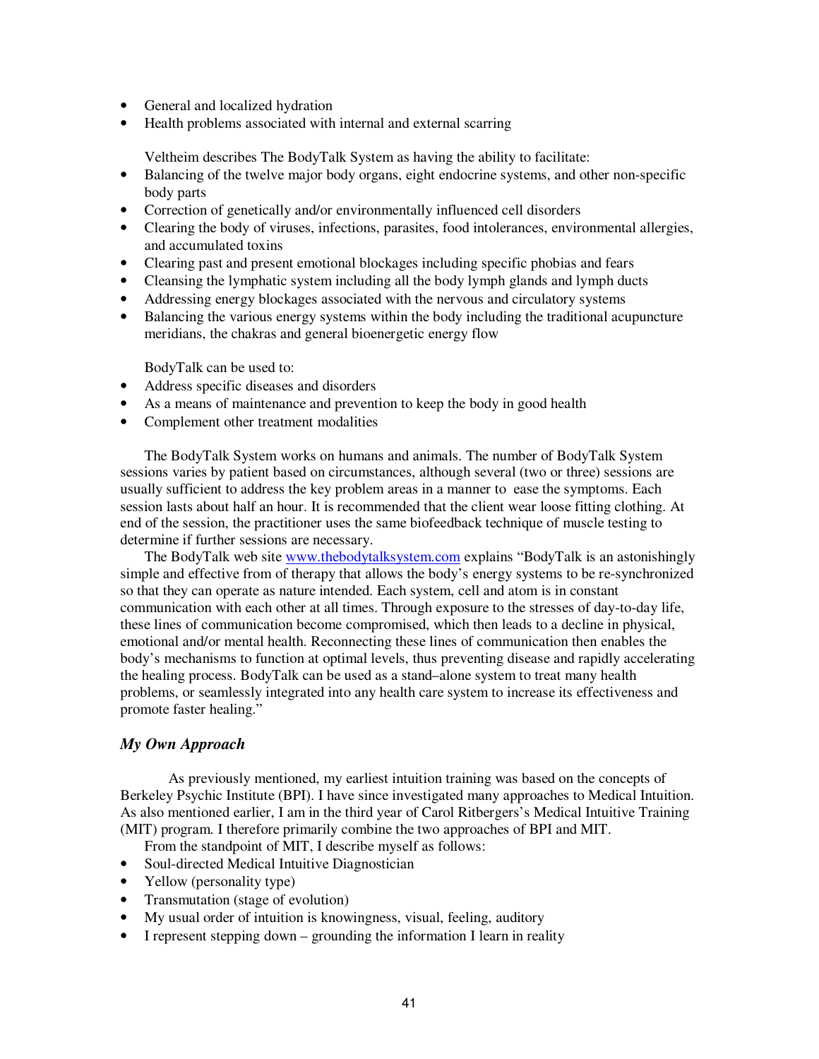- General and localized hydration
- Health problems associated with internal and external scarring

Veltheim describes The BodyTalk System as having the ability to facilitate:

- Balancing of the twelve major body organs, eight endocrine systems, and other non-specific body parts
- Correction of genetically and/or environmentally influenced cell disorders
- Clearing the body of viruses, infections, parasites, food intolerances, environmental allergies, and accumulated toxins
- Clearing past and present emotional blockages including specific phobias and fears
- Cleansing the lymphatic system including all the body lymph glands and lymph ducts
- Addressing energy blockages associated with the nervous and circulatory systems
- Balancing the various energy systems within the body including the traditional acupuncture meridians, the chakras and general bioenergetic energy flow

BodyTalk can be used to:

- Address specific diseases and disorders
- As a means of maintenance and prevention to keep the body in good health
- Complement other treatment modalities

The BodyTalk System works on humans and animals. The number of BodyTalk System sessions varies by patient based on circumstances, although several (two or three) sessions are usually sufficient to address the key problem areas in a manner to ease the symptoms. Each session lasts about half an hour. It is recommended that the client wear loose fitting clothing. At end of the session, the practitioner uses the same biofeedback technique of muscle testing to determine if further sessions are necessary.

The BodyTalk web site www.thebodytalksystem.com explains "BodyTalk is an astonishingly simple and effective from of therapy that allows the body's energy systems to be re-synchronized so that they can operate as nature intended. Each system, cell and atom is in constant communication with each other at all times. Through exposure to the stresses of day-to-day life, these lines of communication become compromised, which then leads to a decline in physical, emotional and/or mental health. Reconnecting these lines of communication then enables the body's mechanisms to function at optimal levels, thus preventing disease and rapidly accelerating the healing process. BodyTalk can be used as a stand–alone system to treat many health problems, or seamlessly integrated into any health care system to increase its effectiveness and promote faster healing."

### *My Own Approach*

As previously mentioned, my earliest intuition training was based on the concepts of Berkeley Psychic Institute (BPI). I have since investigated many approaches to Medical Intuition. As also mentioned earlier, I am in the third year of Carol Ritbergers's Medical Intuitive Training (MIT) program. I therefore primarily combine the two approaches of BPI and MIT.

From the standpoint of MIT, I describe myself as follows:

- Soul-directed Medical Intuitive Diagnostician
- Yellow (personality type)
- Transmutation (stage of evolution)
- My usual order of intuition is knowingness, visual, feeling, auditory
- I represent stepping down – grounding the information I learn in reality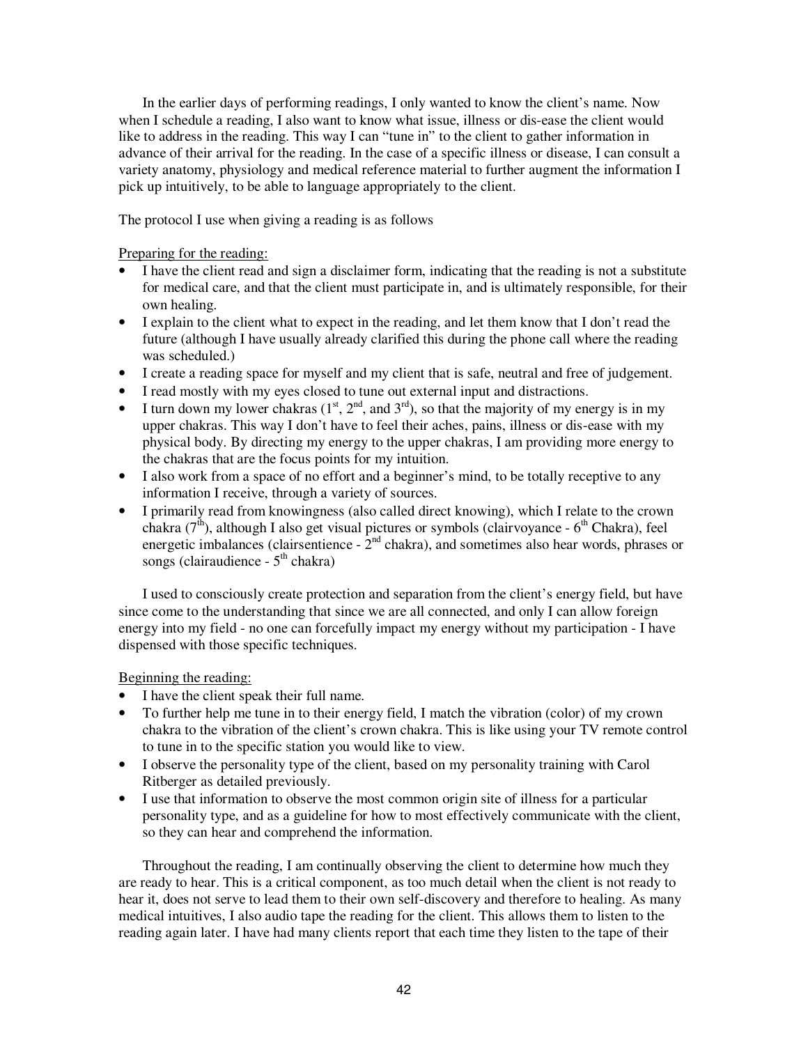In the earlier days of performing readings, I only wanted to know the client's name. Now when I schedule a reading, I also want to know what issue, illness or dis-ease the client would like to address in the reading. This way I can "tune in" to the client to gather information in advance of their arrival for the reading. In the case of a specific illness or disease, I can consult a variety anatomy, physiology and medical reference material to further augment the information I pick up intuitively, to be able to language appropriately to the client.

The protocol I use when giving a reading is as follows

Preparing for the reading:

- I have the client read and sign a disclaimer form, indicating that the reading is not a substitute for medical care, and that the client must participate in, and is ultimately responsible, for their own healing.
- I explain to the client what to expect in the reading, and let them know that I don't read the future (although I have usually already clarified this during the phone call where the reading was scheduled.)
- I create a reading space for myself and my client that is safe, neutral and free of judgement.
- I read mostly with my eyes closed to tune out external input and distractions.
- I turn down my lower chakras (1st, 2nd, and 3rd), so that the majority of my energy is in my upper chakras. This way I don't have to feel their aches, pains, illness or dis-ease with my physical body. By directing my energy to the upper chakras, I am providing more energy to the chakras that are the focus points for my intuition.
- I also work from a space of no effort and a beginner's mind, to be totally receptive to any information I receive, through a variety of sources.
- I primarily read from knowingness (also called direct knowing), which I relate to the crown chakra (7th), although I also get visual pictures or symbols (clairvoyance - 6th Chakra), feel energetic imbalances (clairsentience - 2nd chakra), and sometimes also hear words, phrases or songs (clairaudience - 5th chakra)

I used to consciously create protection and separation from the client's energy field, but have since come to the understanding that since we are all connected, and only I can allow foreign energy into my field - no one can forcefully impact my energy without my participation - I have dispensed with those specific techniques.

Beginning the reading:

- I have the client speak their full name.
- To further help me tune in to their energy field, I match the vibration (color) of my crown chakra to the vibration of the client's crown chakra. This is like using your TV remote control to tune in to the specific station you would like to view.
- I observe the personality type of the client, based on my personality training with Carol Ritberger as detailed previously.
- I use that information to observe the most common origin site of illness for a particular personality type, and as a guideline for how to most effectively communicate with the client, so they can hear and comprehend the information.

Throughout the reading, I am continually observing the client to determine how much they are ready to hear. This is a critical component, as too much detail when the client is not ready to hear it, does not serve to lead them to their own self-discovery and therefore to healing. As many medical intuitives, I also audio tape the reading for the client. This allows them to listen to the reading again later. I have had many clients report that each time they listen to the tape of their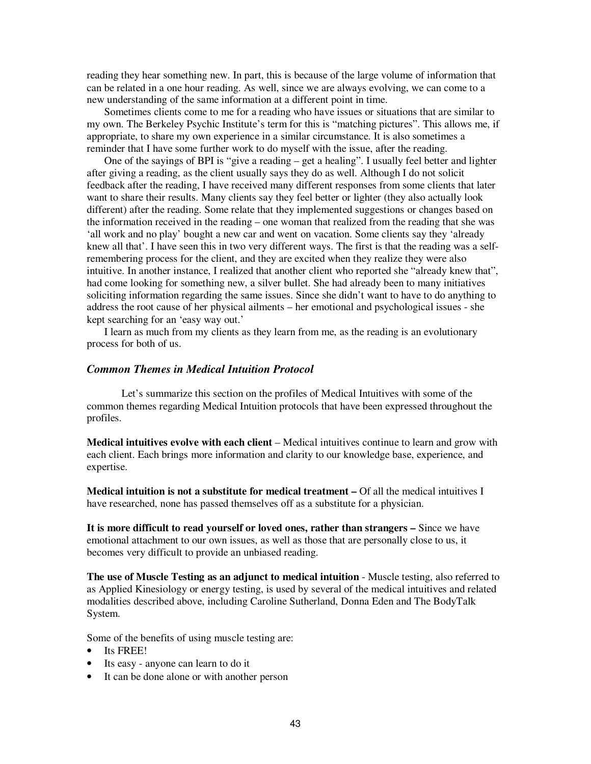reading they hear something new. In part, this is because of the large volume of information that can be related in a one hour reading. As well, since we are always evolving, we can come to a new understanding of the same information at a different point in time.

Sometimes clients come to me for a reading who have issues or situations that are similar to my own. The Berkeley Psychic Institute's term for this is "matching pictures". This allows me, if appropriate, to share my own experience in a similar circumstance. It is also sometimes a reminder that I have some further work to do myself with the issue, after the reading.

One of the sayings of BPI is "give a reading – get a healing". I usually feel better and lighter after giving a reading, as the client usually says they do as well. Although I do not solicit feedback after the reading, I have received many different responses from some clients that later want to share their results. Many clients say they feel better or lighter (they also actually look different) after the reading. Some relate that they implemented suggestions or changes based on the information received in the reading – one woman that realized from the reading that she was 'all work and no play' bought a new car and went on vacation. Some clients say they 'already knew all that'. I have seen this in two very different ways. The first is that the reading was a self-remembering process for the client, and they are excited when they realize they were also intuitive. In another instance, I realized that another client who reported she "already knew that", had come looking for something new, a silver bullet. She had already been to many initiatives soliciting information regarding the same issues. Since she didn't want to have to do anything to address the root cause of her physical ailments – her emotional and psychological issues - she kept searching for an 'easy way out.'

I learn as much from my clients as they learn from me, as the reading is an evolutionary process for both of us.

### *Common Themes in Medical Intuition Protocol*

Let's summarize this section on the profiles of Medical Intuitives with some of the common themes regarding Medical Intuition protocols that have been expressed throughout the profiles.

**Medical intuitives evolve with each client** – Medical intuitives continue to learn and grow with each client. Each brings more information and clarity to our knowledge base, experience, and expertise.

**Medical intuition is not a substitute for medical treatment –** Of all the medical intuitives I have researched, none has passed themselves off as a substitute for a physician.

**It is more difficult to read yourself or loved ones, rather than strangers –** Since we have emotional attachment to our own issues, as well as those that are personally close to us, it becomes very difficult to provide an unbiased reading.

**The use of Muscle Testing as an adjunct to medical intuition** - Muscle testing, also referred to as Applied Kinesiology or energy testing, is used by several of the medical intuitives and related modalities described above, including Caroline Sutherland, Donna Eden and The BodyTalk System.

Some of the benefits of using muscle testing are:

- Its FREE!
- Its easy - anyone can learn to do it
- It can be done alone or with another person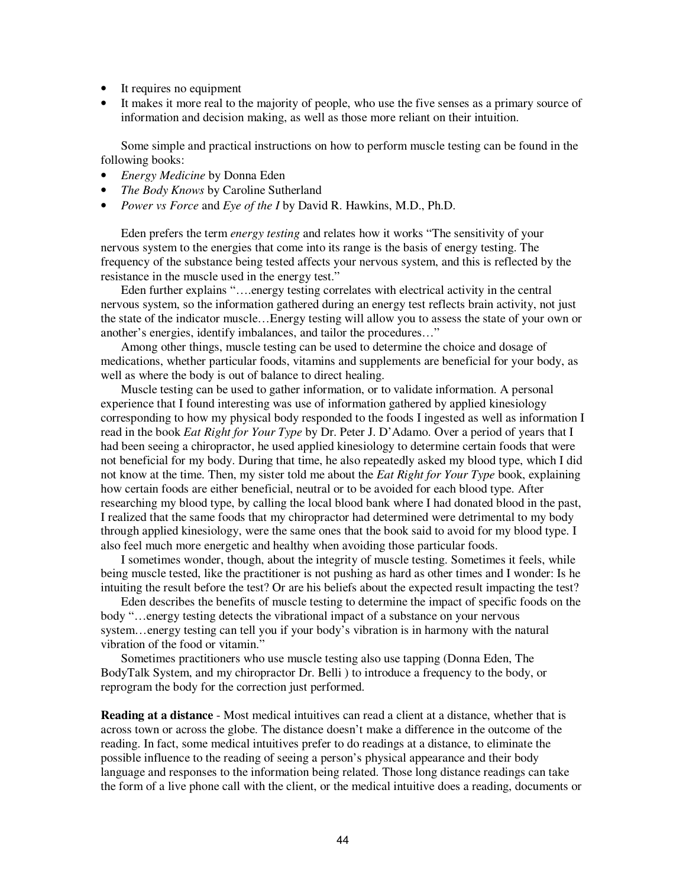- It requires no equipment
- It makes it more real to the majority of people, who use the five senses as a primary source of information and decision making, as well as those more reliant on their intuition.

Some simple and practical instructions on how to perform muscle testing can be found in the following books:

- *Energy Medicine* by Donna Eden
- *The Body Knows* by Caroline Sutherland
- *Power vs Force* and *Eye of the I* by David R. Hawkins, M.D., Ph.D.

Eden prefers the term *energy testing* and relates how it works "The sensitivity of your nervous system to the energies that come into its range is the basis of energy testing. The frequency of the substance being tested affects your nervous system, and this is reflected by the resistance in the muscle used in the energy test."

Eden further explains "….energy testing correlates with electrical activity in the central nervous system, so the information gathered during an energy test reflects brain activity, not just the state of the indicator muscle…Energy testing will allow you to assess the state of your own or another's energies, identify imbalances, and tailor the procedures…"

Among other things, muscle testing can be used to determine the choice and dosage of medications, whether particular foods, vitamins and supplements are beneficial for your body, as well as where the body is out of balance to direct healing.

Muscle testing can be used to gather information, or to validate information. A personal experience that I found interesting was use of information gathered by applied kinesiology corresponding to how my physical body responded to the foods I ingested as well as information I read in the book *Eat Right for Your Type* by Dr. Peter J. D'Adamo. Over a period of years that I had been seeing a chiropractor, he used applied kinesiology to determine certain foods that were not beneficial for my body. During that time, he also repeatedly asked my blood type, which I did not know at the time. Then, my sister told me about the *Eat Right for Your Type* book, explaining how certain foods are either beneficial, neutral or to be avoided for each blood type. After researching my blood type, by calling the local blood bank where I had donated blood in the past, I realized that the same foods that my chiropractor had determined were detrimental to my body through applied kinesiology, were the same ones that the book said to avoid for my blood type. I also feel much more energetic and healthy when avoiding those particular foods.

I sometimes wonder, though, about the integrity of muscle testing. Sometimes it feels, while being muscle tested, like the practitioner is not pushing as hard as other times and I wonder: Is he intuiting the result before the test? Or are his beliefs about the expected result impacting the test?

Eden describes the benefits of muscle testing to determine the impact of specific foods on the body "…energy testing detects the vibrational impact of a substance on your nervous system…energy testing can tell you if your body's vibration is in harmony with the natural vibration of the food or vitamin."

Sometimes practitioners who use muscle testing also use tapping (Donna Eden, The BodyTalk System, and my chiropractor Dr. Belli ) to introduce a frequency to the body, or reprogram the body for the correction just performed.

**Reading at a distance** - Most medical intuitives can read a client at a distance, whether that is across town or across the globe. The distance doesn't make a difference in the outcome of the reading. In fact, some medical intuitives prefer to do readings at a distance, to eliminate the possible influence to the reading of seeing a person's physical appearance and their body language and responses to the information being related. Those long distance readings can take the form of a live phone call with the client, or the medical intuitive does a reading, documents or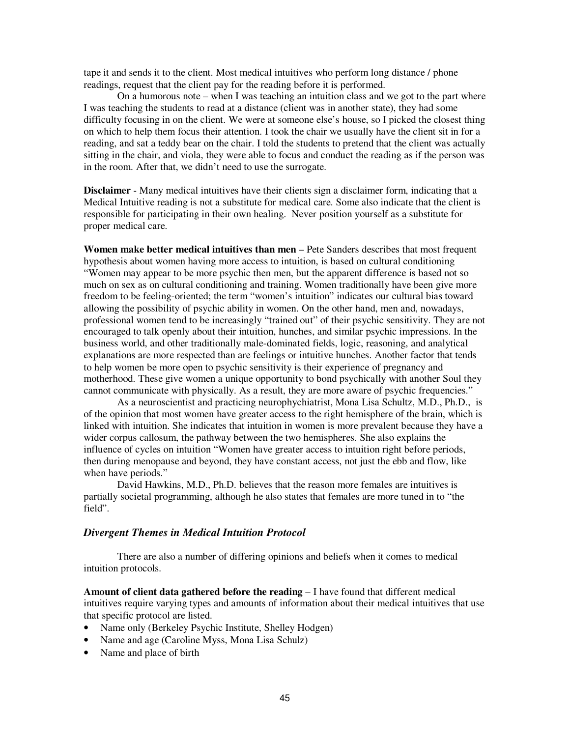tape it and sends it to the client. Most medical intuitives who perform long distance / phone readings, request that the client pay for the reading before it is performed.

On a humorous note – when I was teaching an intuition class and we got to the part where I was teaching the students to read at a distance (client was in another state), they had some difficulty focusing in on the client. We were at someone else's house, so I picked the closest thing on which to help them focus their attention. I took the chair we usually have the client sit in for a reading, and sat a teddy bear on the chair. I told the students to pretend that the client was actually sitting in the chair, and viola, they were able to focus and conduct the reading as if the person was in the room. After that, we didn't need to use the surrogate.

**Disclaimer** - Many medical intuitives have their clients sign a disclaimer form, indicating that a Medical Intuitive reading is not a substitute for medical care. Some also indicate that the client is responsible for participating in their own healing. Never position yourself as a substitute for proper medical care.

**Women make better medical intuitives than men** – Pete Sanders describes that most frequent hypothesis about women having more access to intuition, is based on cultural conditioning "Women may appear to be more psychic then men, but the apparent difference is based not so much on sex as on cultural conditioning and training. Women traditionally have been give more freedom to be feeling-oriented; the term "women's intuition" indicates our cultural bias toward allowing the possibility of psychic ability in women. On the other hand, men and, nowadays, professional women tend to be increasingly "trained out" of their psychic sensitivity. They are not encouraged to talk openly about their intuition, hunches, and similar psychic impressions. In the business world, and other traditionally male-dominated fields, logic, reasoning, and analytical explanations are more respected than are feelings or intuitive hunches. Another factor that tends to help women be more open to psychic sensitivity is their experience of pregnancy and motherhood. These give women a unique opportunity to bond psychically with another Soul they cannot communicate with physically. As a result, they are more aware of psychic frequencies."

As a neuroscientist and practicing neurophychiatrist, Mona Lisa Schultz, M.D., Ph.D., is of the opinion that most women have greater access to the right hemisphere of the brain, which is linked with intuition. She indicates that intuition in women is more prevalent because they have a wider corpus callosum, the pathway between the two hemispheres. She also explains the influence of cycles on intuition "Women have greater access to intuition right before periods, then during menopause and beyond, they have constant access, not just the ebb and flow, like when have periods."

David Hawkins, M.D., Ph.D. believes that the reason more females are intuitives is partially societal programming, although he also states that females are more tuned in to "the field".

### *Divergent Themes in Medical Intuition Protocol*

There are also a number of differing opinions and beliefs when it comes to medical intuition protocols.

**Amount of client data gathered before the reading** – I have found that different medical intuitives require varying types and amounts of information about their medical intuitives that use that specific protocol are listed.

- Name only (Berkeley Psychic Institute, Shelley Hodgen)
- Name and age (Caroline Myss, Mona Lisa Schulz)
- Name and place of birth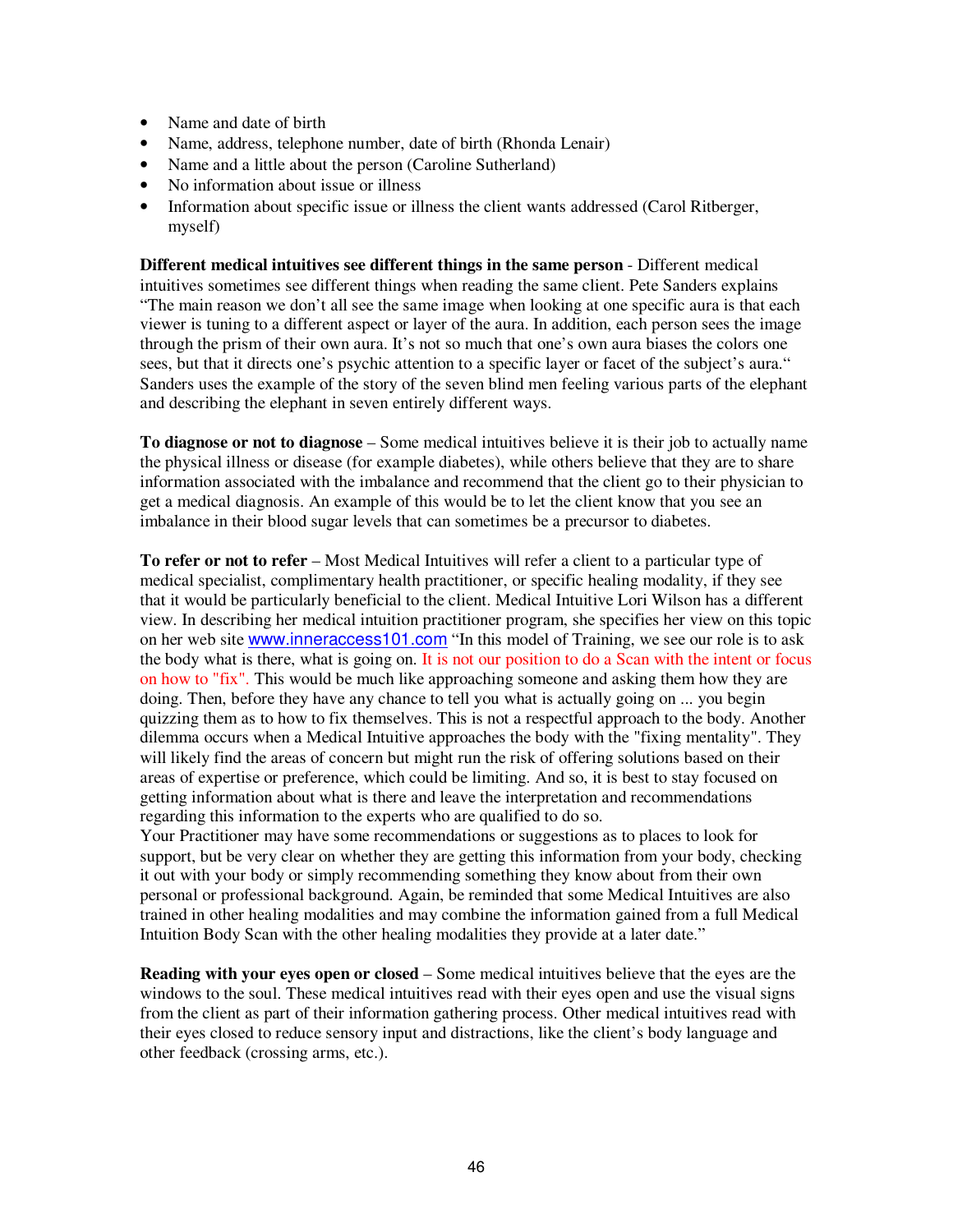- Name and date of birth
- Name, address, telephone number, date of birth (Rhonda Lenair)
- Name and a little about the person (Caroline Sutherland)
- No information about issue or illness
- Information about specific issue or illness the client wants addressed (Carol Ritberger, myself)

**Different medical intuitives see different things in the same person** - Different medical intuitives sometimes see different things when reading the same client. Pete Sanders explains "The main reason we don't all see the same image when looking at one specific aura is that each viewer is tuning to a different aspect or layer of the aura. In addition, each person sees the image through the prism of their own aura. It's not so much that one's own aura biases the colors one sees, but that it directs one's psychic attention to a specific layer or facet of the subject's aura." Sanders uses the example of the story of the seven blind men feeling various parts of the elephant and describing the elephant in seven entirely different ways.

**To diagnose or not to diagnose** – Some medical intuitives believe it is their job to actually name the physical illness or disease (for example diabetes), while others believe that they are to share information associated with the imbalance and recommend that the client go to their physician to get a medical diagnosis. An example of this would be to let the client know that you see an imbalance in their blood sugar levels that can sometimes be a precursor to diabetes.

**To refer or not to refer** – Most Medical Intuitives will refer a client to a particular type of medical specialist, complimentary health practitioner, or specific healing modality, if they see that it would be particularly beneficial to the client. Medical Intuitive Lori Wilson has a different view. In describing her medical intuition practitioner program, she specifies her view on this topic on her web site www.inneraccess101.com "In this model of Training, we see our role is to ask the body what is there, what is going on. It is not our position to do a Scan with the intent or focus on how to "fix". This would be much like approaching someone and asking them how they are doing. Then, before they have any chance to tell you what is actually going on ... you begin quizzing them as to how to fix themselves. This is not a respectful approach to the body. Another dilemma occurs when a Medical Intuitive approaches the body with the "fixing mentality". They will likely find the areas of concern but might run the risk of offering solutions based on their areas of expertise or preference, which could be limiting. And so, it is best to stay focused on getting information about what is there and leave the interpretation and recommendations regarding this information to the experts who are qualified to do so.
Your Practitioner may have some recommendations or suggestions as to places to look for support, but be very clear on whether they are getting this information from your body, checking it out with your body or simply recommending something they know about from their own personal or professional background. Again, be reminded that some Medical Intuitives are also trained in other healing modalities and may combine the information gained from a full Medical Intuition Body Scan with the other healing modalities they provide at a later date."

**Reading with your eyes open or closed** – Some medical intuitives believe that the eyes are the windows to the soul. These medical intuitives read with their eyes open and use the visual signs from the client as part of their information gathering process. Other medical intuitives read with their eyes closed to reduce sensory input and distractions, like the client's body language and other feedback (crossing arms, etc.).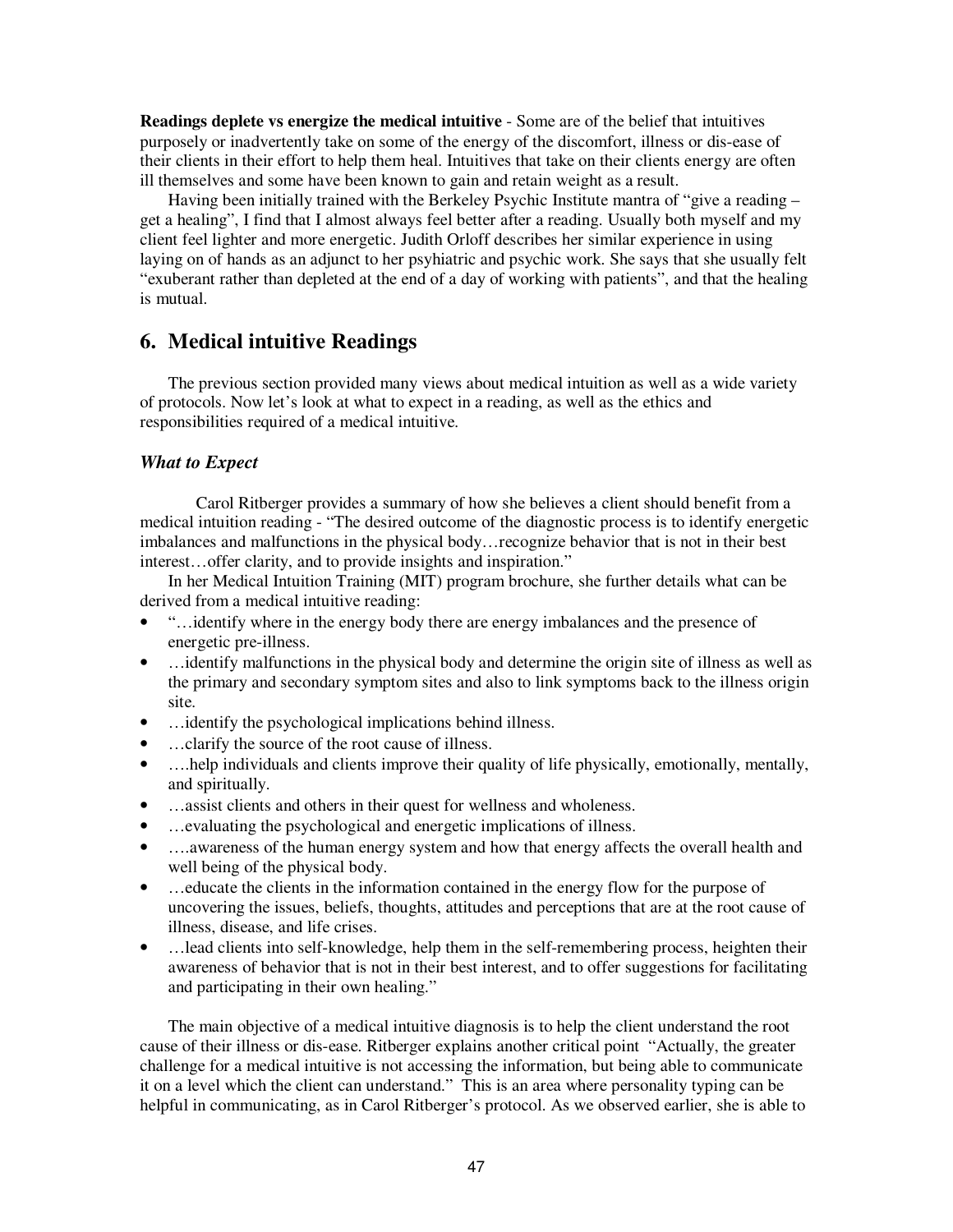**Readings deplete vs energize the medical intuitive** - Some are of the belief that intuitives purposely or inadvertently take on some of the energy of the discomfort, illness or dis-ease of their clients in their effort to help them heal. Intuitives that take on their clients energy are often ill themselves and some have been known to gain and retain weight as a result.

Having been initially trained with the Berkeley Psychic Institute mantra of "give a reading – get a healing", I find that I almost always feel better after a reading. Usually both myself and my client feel lighter and more energetic. Judith Orloff describes her similar experience in using laying on of hands as an adjunct to her psyhiatric and psychic work. She says that she usually felt "exuberant rather than depleted at the end of a day of working with patients", and that the healing is mutual.

## 6. Medical intuitive Readings

The previous section provided many views about medical intuition as well as a wide variety of protocols. Now let's look at what to expect in a reading, as well as the ethics and responsibilities required of a medical intuitive.

### *What to Expect*

Carol Ritberger provides a summary of how she believes a client should benefit from a medical intuition reading - "The desired outcome of the diagnostic process is to identify energetic imbalances and malfunctions in the physical body…recognize behavior that is not in their best interest…offer clarity, and to provide insights and inspiration."

In her Medical Intuition Training (MIT) program brochure, she further details what can be derived from a medical intuitive reading:

- "…identify where in the energy body there are energy imbalances and the presence of energetic pre-illness.
- …identify malfunctions in the physical body and determine the origin site of illness as well as the primary and secondary symptom sites and also to link symptoms back to the illness origin site.
- …identify the psychological implications behind illness.
- …clarify the source of the root cause of illness.
- ….help individuals and clients improve their quality of life physically, emotionally, mentally, and spiritually.
- …assist clients and others in their quest for wellness and wholeness.
- …evaluating the psychological and energetic implications of illness.
- ….awareness of the human energy system and how that energy affects the overall health and well being of the physical body.
- …educate the clients in the information contained in the energy flow for the purpose of uncovering the issues, beliefs, thoughts, attitudes and perceptions that are at the root cause of illness, disease, and life crises.
- …lead clients into self-knowledge, help them in the self-remembering process, heighten their awareness of behavior that is not in their best interest, and to offer suggestions for facilitating and participating in their own healing."

The main objective of a medical intuitive diagnosis is to help the client understand the root cause of their illness or dis-ease. Ritberger explains another critical point "Actually, the greater challenge for a medical intuitive is not accessing the information, but being able to communicate it on a level which the client can understand." This is an area where personality typing can be helpful in communicating, as in Carol Ritberger's protocol. As we observed earlier, she is able to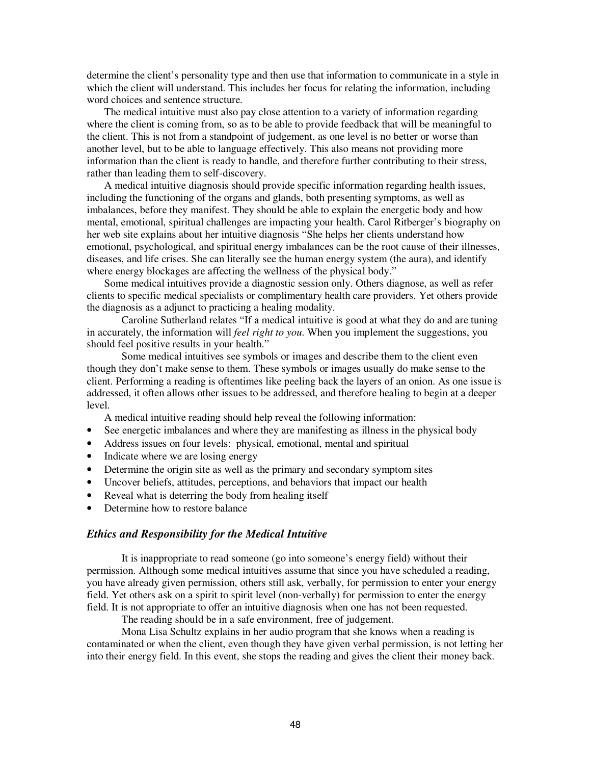determine the client's personality type and then use that information to communicate in a style in which the client will understand. This includes her focus for relating the information, including word choices and sentence structure.

The medical intuitive must also pay close attention to a variety of information regarding where the client is coming from, so as to be able to provide feedback that will be meaningful to the client. This is not from a standpoint of judgement, as one level is no better or worse than another level, but to be able to language effectively. This also means not providing more information than the client is ready to handle, and therefore further contributing to their stress, rather than leading them to self-discovery.

A medical intuitive diagnosis should provide specific information regarding health issues, including the functioning of the organs and glands, both presenting symptoms, as well as imbalances, before they manifest. They should be able to explain the energetic body and how mental, emotional, spiritual challenges are impacting your health. Carol Ritberger's biography on her web site explains about her intuitive diagnosis "She helps her clients understand how emotional, psychological, and spiritual energy imbalances can be the root cause of their illnesses, diseases, and life crises. She can literally see the human energy system (the aura), and identify where energy blockages are affecting the wellness of the physical body."

Some medical intuitives provide a diagnostic session only. Others diagnose, as well as refer clients to specific medical specialists or complimentary health care providers. Yet others provide the diagnosis as a adjunct to practicing a healing modality.

Caroline Sutherland relates "If a medical intuitive is good at what they do and are tuning in accurately, the information will *feel right to you*. When you implement the suggestions, you should feel positive results in your health."

Some medical intuitives see symbols or images and describe them to the client even though they don't make sense to them. These symbols or images usually do make sense to the client. Performing a reading is oftentimes like peeling back the layers of an onion. As one issue is addressed, it often allows other issues to be addressed, and therefore healing to begin at a deeper level.

A medical intuitive reading should help reveal the following information:

- See energetic imbalances and where they are manifesting as illness in the physical body
- Address issues on four levels: physical, emotional, mental and spiritual
- Indicate where we are losing energy
- Determine the origin site as well as the primary and secondary symptom sites
- Uncover beliefs, attitudes, perceptions, and behaviors that impact our health
- Reveal what is deterring the body from healing itself
- Determine how to restore balance

### *Ethics and Responsibility for the Medical Intuitive*

It is inappropriate to read someone (go into someone's energy field) without their permission. Although some medical intuitives assume that since you have scheduled a reading, you have already given permission, others still ask, verbally, for permission to enter your energy field. Yet others ask on a spirit to spirit level (non-verbally) for permission to enter the energy field. It is not appropriate to offer an intuitive diagnosis when one has not been requested.

The reading should be in a safe environment, free of judgement.

Mona Lisa Schultz explains in her audio program that she knows when a reading is contaminated or when the client, even though they have given verbal permission, is not letting her into their energy field. In this event, she stops the reading and gives the client their money back.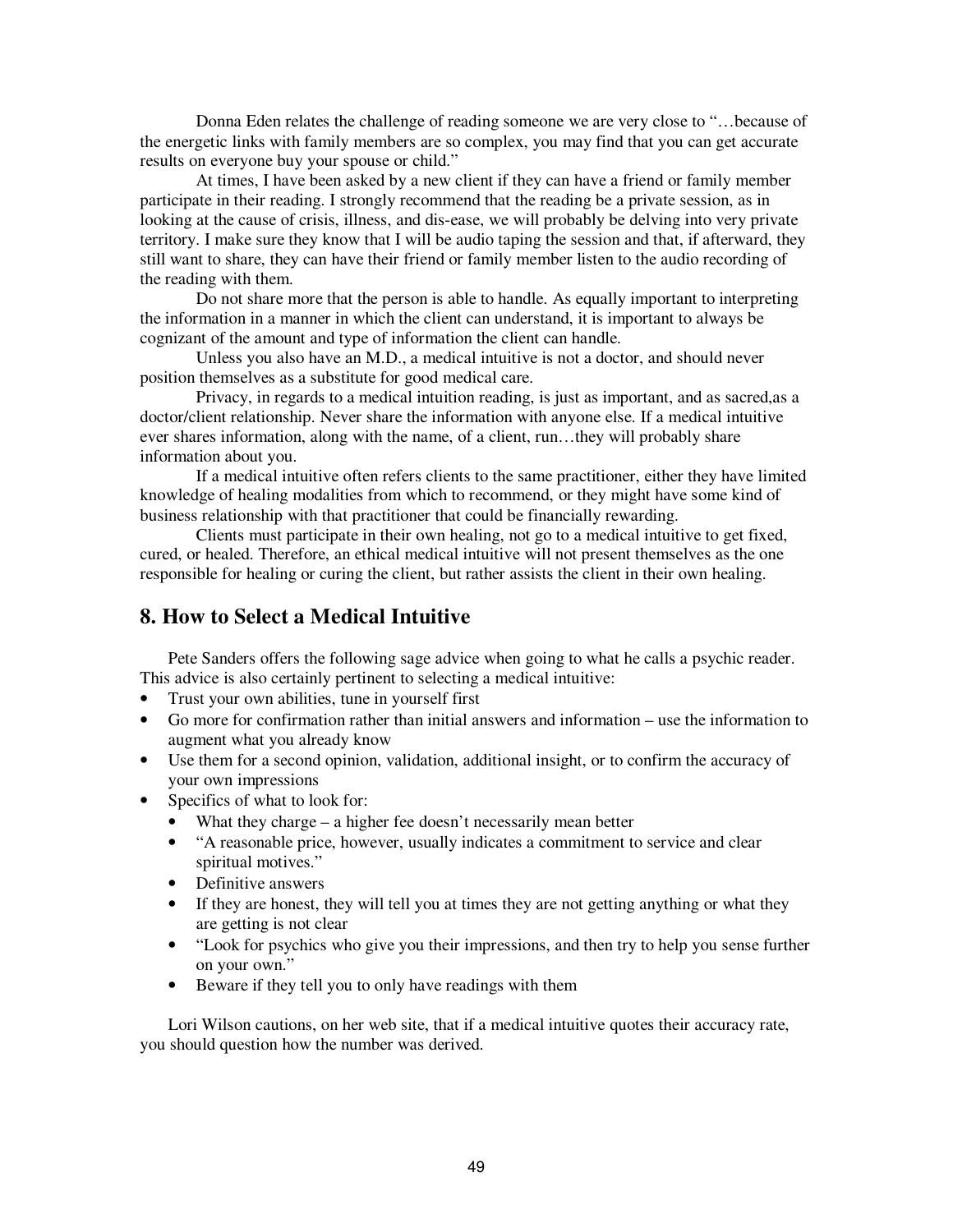Donna Eden relates the challenge of reading someone we are very close to "…because of the energetic links with family members are so complex, you may find that you can get accurate results on everyone buy your spouse or child."

At times, I have been asked by a new client if they can have a friend or family member participate in their reading. I strongly recommend that the reading be a private session, as in looking at the cause of crisis, illness, and dis-ease, we will probably be delving into very private territory. I make sure they know that I will be audio taping the session and that, if afterward, they still want to share, they can have their friend or family member listen to the audio recording of the reading with them.

Do not share more that the person is able to handle. As equally important to interpreting the information in a manner in which the client can understand, it is important to always be cognizant of the amount and type of information the client can handle.

Unless you also have an M.D., a medical intuitive is not a doctor, and should never position themselves as a substitute for good medical care.

Privacy, in regards to a medical intuition reading, is just as important, and as sacred,as a doctor/client relationship. Never share the information with anyone else. If a medical intuitive ever shares information, along with the name, of a client, run…they will probably share information about you.

If a medical intuitive often refers clients to the same practitioner, either they have limited knowledge of healing modalities from which to recommend, or they might have some kind of business relationship with that practitioner that could be financially rewarding.

Clients must participate in their own healing, not go to a medical intuitive to get fixed, cured, or healed. Therefore, an ethical medical intuitive will not present themselves as the one responsible for healing or curing the client, but rather assists the client in their own healing.

## 8. How to Select a Medical Intuitive

Pete Sanders offers the following sage advice when going to what he calls a psychic reader. This advice is also certainly pertinent to selecting a medical intuitive:

- Trust your own abilities, tune in yourself first
- Go more for confirmation rather than initial answers and information – use the information to augment what you already know
- Use them for a second opinion, validation, additional insight, or to confirm the accuracy of your own impressions
- Specifics of what to look for:
  - What they charge – a higher fee doesn't necessarily mean better
  - "A reasonable price, however, usually indicates a commitment to service and clear spiritual motives."
  - Definitive answers
  - If they are honest, they will tell you at times they are not getting anything or what they are getting is not clear
  - "Look for psychics who give you their impressions, and then try to help you sense further on your own."
  - Beware if they tell you to only have readings with them

Lori Wilson cautions, on her web site, that if a medical intuitive quotes their accuracy rate, you should question how the number was derived.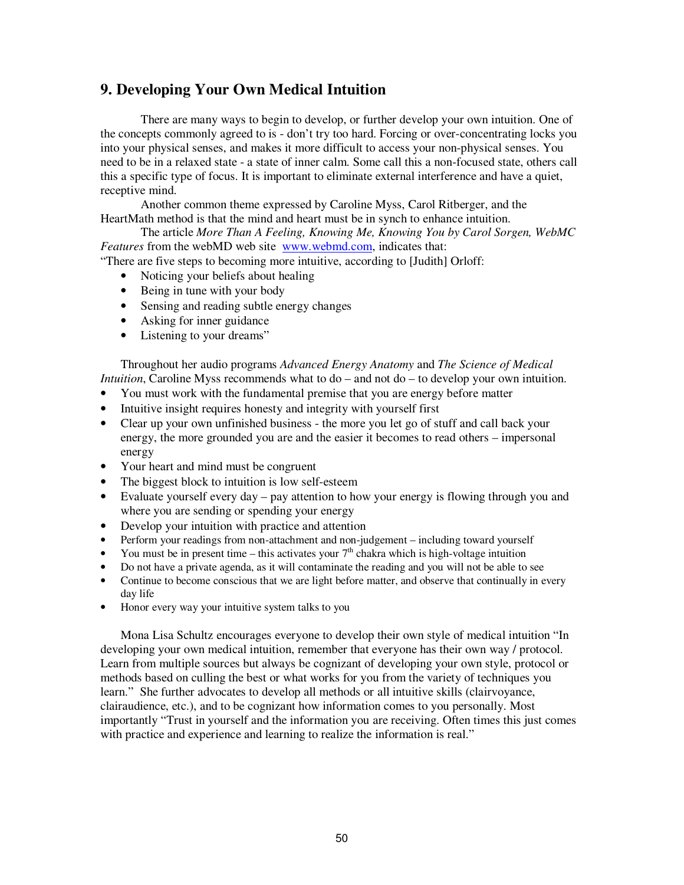## 9. Developing Your Own Medical Intuition

There are many ways to begin to develop, or further develop your own intuition. One of the concepts commonly agreed to is - don't try too hard. Forcing or over-concentrating locks you into your physical senses, and makes it more difficult to access your non-physical senses. You need to be in a relaxed state - a state of inner calm. Some call this a non-focused state, others call this a specific type of focus. It is important to eliminate external interference and have a quiet, receptive mind.

Another common theme expressed by Caroline Myss, Carol Ritberger, and the HeartMath method is that the mind and heart must be in synch to enhance intuition.

The article *More Than A Feeling, Knowing Me, Knowing You by Carol Sorgen, WebMC Features* from the webMD web site www.webmd.com, indicates that:

"There are five steps to becoming more intuitive, according to [Judith] Orloff:

- Noticing your beliefs about healing
- Being in tune with your body
- Sensing and reading subtle energy changes
- Asking for inner guidance
- Listening to your dreams"

Throughout her audio programs *Advanced Energy Anatomy* and *The Science of Medical Intuition*, Caroline Myss recommends what to do – and not do – to develop your own intuition.

- You must work with the fundamental premise that you are energy before matter
- Intuitive insight requires honesty and integrity with yourself first
- Clear up your own unfinished business - the more you let go of stuff and call back your energy, the more grounded you are and the easier it becomes to read others – impersonal energy
- Your heart and mind must be congruent
- The biggest block to intuition is low self-esteem
- Evaluate yourself every day – pay attention to how your energy is flowing through you and where you are sending or spending your energy
- Develop your intuition with practice and attention
- Perform your readings from non-attachment and non-judgement – including toward yourself
- You must be in present time – this activates your 7th chakra which is high-voltage intuition
- Do not have a private agenda, as it will contaminate the reading and you will not be able to see
- Continue to become conscious that we are light before matter, and observe that continually in every day life
- Honor every way your intuitive system talks to you

Mona Lisa Schultz encourages everyone to develop their own style of medical intuition "In developing your own medical intuition, remember that everyone has their own way / protocol. Learn from multiple sources but always be cognizant of developing your own style, protocol or methods based on culling the best or what works for you from the variety of techniques you learn." She further advocates to develop all methods or all intuitive skills (clairvoyance, clairaudience, etc.), and to be cognizant how information comes to you personally. Most importantly "Trust in yourself and the information you are receiving. Often times this just comes with practice and experience and learning to realize the information is real."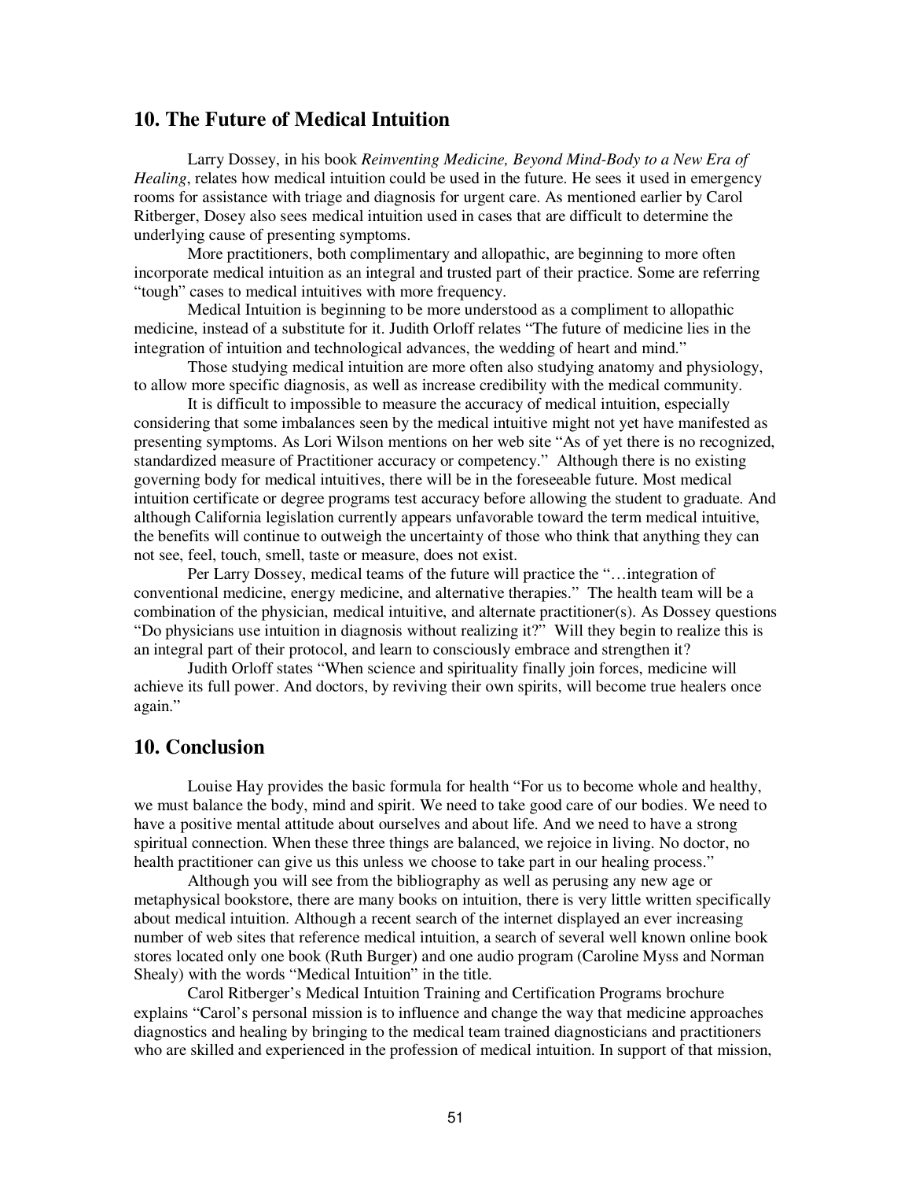## 10. The Future of Medical Intuition

Larry Dossey, in his book *Reinventing Medicine, Beyond Mind-Body to a New Era of Healing*, relates how medical intuition could be used in the future. He sees it used in emergency rooms for assistance with triage and diagnosis for urgent care. As mentioned earlier by Carol Ritberger, Dosey also sees medical intuition used in cases that are difficult to determine the underlying cause of presenting symptoms.

More practitioners, both complimentary and allopathic, are beginning to more often incorporate medical intuition as an integral and trusted part of their practice. Some are referring "tough" cases to medical intuitives with more frequency.

Medical Intuition is beginning to be more understood as a compliment to allopathic medicine, instead of a substitute for it. Judith Orloff relates "The future of medicine lies in the integration of intuition and technological advances, the wedding of heart and mind."

Those studying medical intuition are more often also studying anatomy and physiology, to allow more specific diagnosis, as well as increase credibility with the medical community.

It is difficult to impossible to measure the accuracy of medical intuition, especially considering that some imbalances seen by the medical intuitive might not yet have manifested as presenting symptoms. As Lori Wilson mentions on her web site "As of yet there is no recognized, standardized measure of Practitioner accuracy or competency." Although there is no existing governing body for medical intuitives, there will be in the foreseeable future. Most medical intuition certificate or degree programs test accuracy before allowing the student to graduate. And although California legislation currently appears unfavorable toward the term medical intuitive, the benefits will continue to outweigh the uncertainty of those who think that anything they can not see, feel, touch, smell, taste or measure, does not exist.

Per Larry Dossey, medical teams of the future will practice the "…integration of conventional medicine, energy medicine, and alternative therapies." The health team will be a combination of the physician, medical intuitive, and alternate practitioner(s). As Dossey questions "Do physicians use intuition in diagnosis without realizing it?" Will they begin to realize this is an integral part of their protocol, and learn to consciously embrace and strengthen it?

Judith Orloff states "When science and spirituality finally join forces, medicine will achieve its full power. And doctors, by reviving their own spirits, will become true healers once again."

## 10. Conclusion

Louise Hay provides the basic formula for health "For us to become whole and healthy, we must balance the body, mind and spirit. We need to take good care of our bodies. We need to have a positive mental attitude about ourselves and about life. And we need to have a strong spiritual connection. When these three things are balanced, we rejoice in living. No doctor, no health practitioner can give us this unless we choose to take part in our healing process."

Although you will see from the bibliography as well as perusing any new age or metaphysical bookstore, there are many books on intuition, there is very little written specifically about medical intuition. Although a recent search of the internet displayed an ever increasing number of web sites that reference medical intuition, a search of several well known online book stores located only one book (Ruth Burger) and one audio program (Caroline Myss and Norman Shealy) with the words "Medical Intuition" in the title.

Carol Ritberger's Medical Intuition Training and Certification Programs brochure explains "Carol's personal mission is to influence and change the way that medicine approaches diagnostics and healing by bringing to the medical team trained diagnosticians and practitioners who are skilled and experienced in the profession of medical intuition. In support of that mission,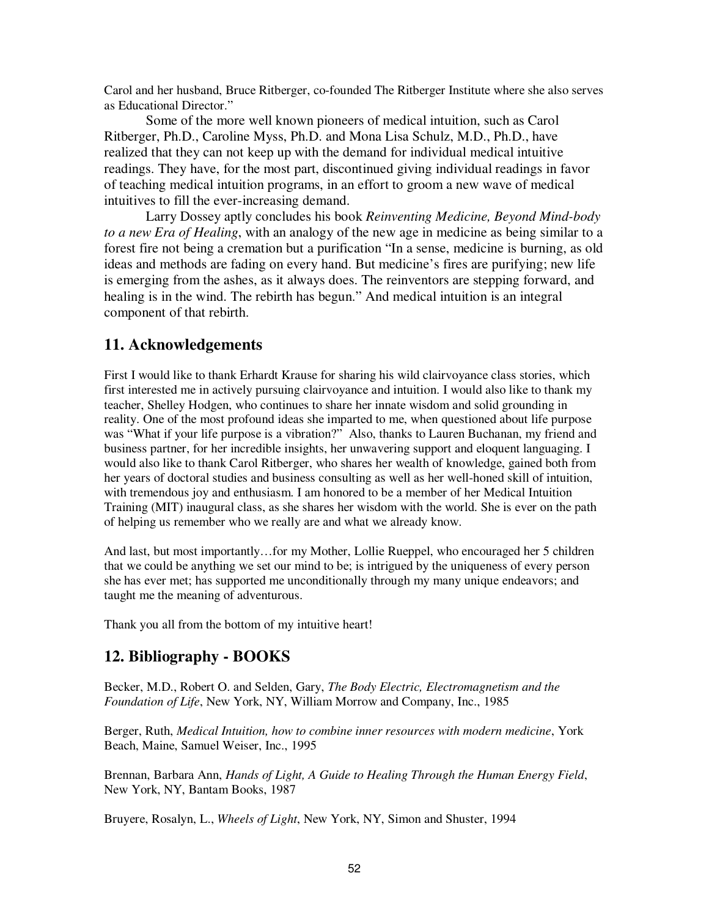Carol and her husband, Bruce Ritberger, co-founded The Ritberger Institute where she also serves as Educational Director."

Some of the more well known pioneers of medical intuition, such as Carol Ritberger, Ph.D., Caroline Myss, Ph.D. and Mona Lisa Schulz, M.D., Ph.D., have realized that they can not keep up with the demand for individual medical intuitive readings. They have, for the most part, discontinued giving individual readings in favor of teaching medical intuition programs, in an effort to groom a new wave of medical intuitives to fill the ever-increasing demand.

Larry Dossey aptly concludes his book *Reinventing Medicine, Beyond Mind-body to a new Era of Healing*, with an analogy of the new age in medicine as being similar to a forest fire not being a cremation but a purification "In a sense, medicine is burning, as old ideas and methods are fading on every hand. But medicine's fires are purifying; new life is emerging from the ashes, as it always does. The reinventors are stepping forward, and healing is in the wind. The rebirth has begun." And medical intuition is an integral component of that rebirth.

## 11. Acknowledgements

First I would like to thank Erhardt Krause for sharing his wild clairvoyance class stories, which first interested me in actively pursuing clairvoyance and intuition. I would also like to thank my teacher, Shelley Hodgen, who continues to share her innate wisdom and solid grounding in reality. One of the most profound ideas she imparted to me, when questioned about life purpose was "What if your life purpose is a vibration?" Also, thanks to Lauren Buchanan, my friend and business partner, for her incredible insights, her unwavering support and eloquent languaging. I would also like to thank Carol Ritberger, who shares her wealth of knowledge, gained both from her years of doctoral studies and business consulting as well as her well-honed skill of intuition, with tremendous joy and enthusiasm. I am honored to be a member of her Medical Intuition Training (MIT) inaugural class, as she shares her wisdom with the world. She is ever on the path of helping us remember who we really are and what we already know.

And last, but most importantly…for my Mother, Lollie Rueppel, who encouraged her 5 children that we could be anything we set our mind to be; is intrigued by the uniqueness of every person she has ever met; has supported me unconditionally through my many unique endeavors; and taught me the meaning of adventurous.

Thank you all from the bottom of my intuitive heart!

## 12. Bibliography - BOOKS

Becker, M.D., Robert O. and Selden, Gary, *The Body Electric, Electromagnetism and the Foundation of Life*, New York, NY, William Morrow and Company, Inc., 1985

Berger, Ruth, *Medical Intuition, how to combine inner resources with modern medicine*, York Beach, Maine, Samuel Weiser, Inc., 1995

Brennan, Barbara Ann, *Hands of Light, A Guide to Healing Through the Human Energy Field*, New York, NY, Bantam Books, 1987

Bruyere, Rosalyn, L., *Wheels of Light*, New York, NY, Simon and Shuster, 1994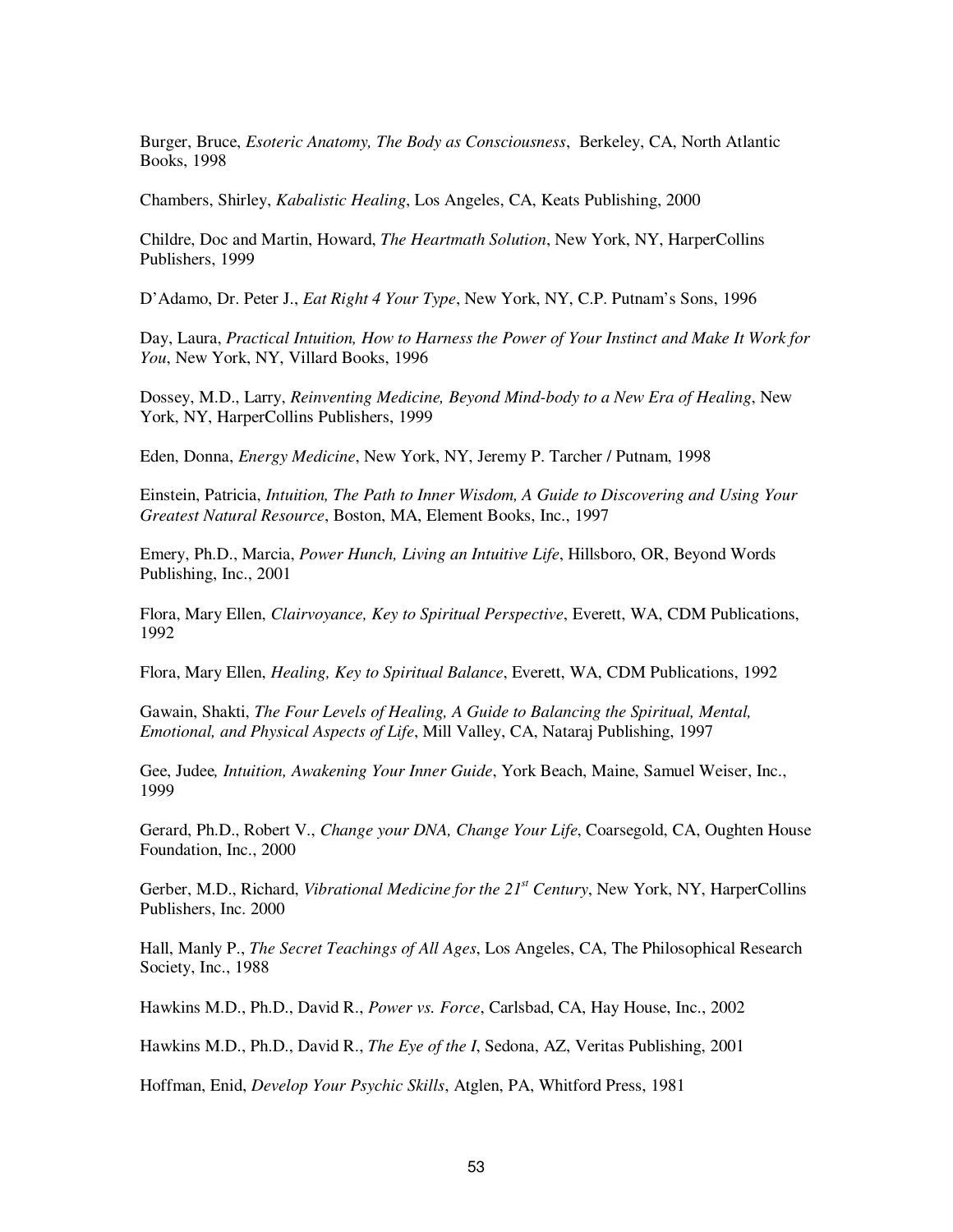Burger, Bruce, *Esoteric Anatomy, The Body as Consciousness*, Berkeley, CA, North Atlantic Books, 1998

Chambers, Shirley, *Kabalistic Healing*, Los Angeles, CA, Keats Publishing, 2000

Childre, Doc and Martin, Howard, *The Heartmath Solution*, New York, NY, HarperCollins Publishers, 1999

D'Adamo, Dr. Peter J., *Eat Right 4 Your Type*, New York, NY, C.P. Putnam's Sons, 1996

Day, Laura, *Practical Intuition, How to Harness the Power of Your Instinct and Make It Work for You*, New York, NY, Villard Books, 1996

Dossey, M.D., Larry, *Reinventing Medicine, Beyond Mind-body to a New Era of Healing*, New York, NY, HarperCollins Publishers, 1999

Eden, Donna, *Energy Medicine*, New York, NY, Jeremy P. Tarcher / Putnam, 1998

Einstein, Patricia, *Intuition, The Path to Inner Wisdom, A Guide to Discovering and Using Your Greatest Natural Resource*, Boston, MA, Element Books, Inc., 1997

Emery, Ph.D., Marcia, *Power Hunch, Living an Intuitive Life*, Hillsboro, OR, Beyond Words Publishing, Inc., 2001

Flora, Mary Ellen, *Clairvoyance, Key to Spiritual Perspective*, Everett, WA, CDM Publications, 1992

Flora, Mary Ellen, *Healing, Key to Spiritual Balance*, Everett, WA, CDM Publications, 1992

Gawain, Shakti, *The Four Levels of Healing, A Guide to Balancing the Spiritual, Mental, Emotional, and Physical Aspects of Life*, Mill Valley, CA, Nataraj Publishing, 1997

Gee, Judee*, Intuition, Awakening Your Inner Guide*, York Beach, Maine, Samuel Weiser, Inc., 1999

Gerard, Ph.D., Robert V., *Change your DNA, Change Your Life*, Coarsegold, CA, Oughten House Foundation, Inc., 2000

Gerber, M.D., Richard, *Vibrational Medicine for the 21st Century*, New York, NY, HarperCollins Publishers, Inc. 2000

Hall, Manly P., *The Secret Teachings of All Ages*, Los Angeles, CA, The Philosophical Research Society, Inc., 1988

Hawkins M.D., Ph.D., David R., *Power vs. Force*, Carlsbad, CA, Hay House, Inc., 2002

Hawkins M.D., Ph.D., David R., *The Eye of the I*, Sedona, AZ, Veritas Publishing, 2001

Hoffman, Enid, *Develop Your Psychic Skills*, Atglen, PA, Whitford Press, 1981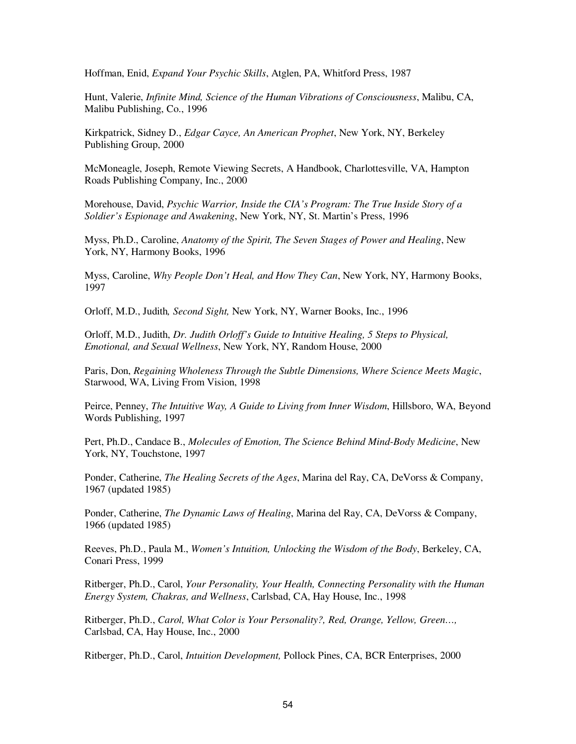Hoffman, Enid, *Expand Your Psychic Skills*, Atglen, PA, Whitford Press, 1987

Hunt, Valerie, *Infinite Mind, Science of the Human Vibrations of Consciousness*, Malibu, CA, Malibu Publishing, Co., 1996

Kirkpatrick, Sidney D., *Edgar Cayce, An American Prophet*, New York, NY, Berkeley Publishing Group, 2000

McMoneagle, Joseph, Remote Viewing Secrets, A Handbook, Charlottesville, VA, Hampton Roads Publishing Company, Inc., 2000

Morehouse, David, *Psychic Warrior, Inside the CIA's Program: The True Inside Story of a Soldier's Espionage and Awakening*, New York, NY, St. Martin's Press, 1996

Myss, Ph.D., Caroline, *Anatomy of the Spirit, The Seven Stages of Power and Healing*, New York, NY, Harmony Books, 1996

Myss, Caroline, *Why People Don't Heal, and How They Can*, New York, NY, Harmony Books, 1997

Orloff, M.D., Judith*, Second Sight,* New York, NY, Warner Books, Inc., 1996

Orloff, M.D., Judith, *Dr. Judith Orloff's Guide to Intuitive Healing, 5 Steps to Physical, Emotional, and Sexual Wellness*, New York, NY, Random House, 2000

Paris, Don, *Regaining Wholeness Through the Subtle Dimensions, Where Science Meets Magic*, Starwood, WA, Living From Vision, 1998

Peirce, Penney, *The Intuitive Way, A Guide to Living from Inner Wisdom*, Hillsboro, WA, Beyond Words Publishing, 1997

Pert, Ph.D., Candace B., *Molecules of Emotion, The Science Behind Mind-Body Medicine*, New York, NY, Touchstone, 1997

Ponder, Catherine, *The Healing Secrets of the Ages*, Marina del Ray, CA, DeVorss & Company, 1967 (updated 1985)

Ponder, Catherine, *The Dynamic Laws of Healing*, Marina del Ray, CA, DeVorss & Company, 1966 (updated 1985)

Reeves, Ph.D., Paula M., *Women's Intuition, Unlocking the Wisdom of the Body*, Berkeley, CA, Conari Press, 1999

Ritberger, Ph.D., Carol, *Your Personality, Your Health, Connecting Personality with the Human Energy System, Chakras, and Wellness*, Carlsbad, CA, Hay House, Inc., 1998

Ritberger, Ph.D., *Carol, What Color is Your Personality?, Red, Orange, Yellow, Green…,* Carlsbad, CA, Hay House, Inc., 2000

Ritberger, Ph.D., Carol, *Intuition Development,* Pollock Pines, CA, BCR Enterprises, 2000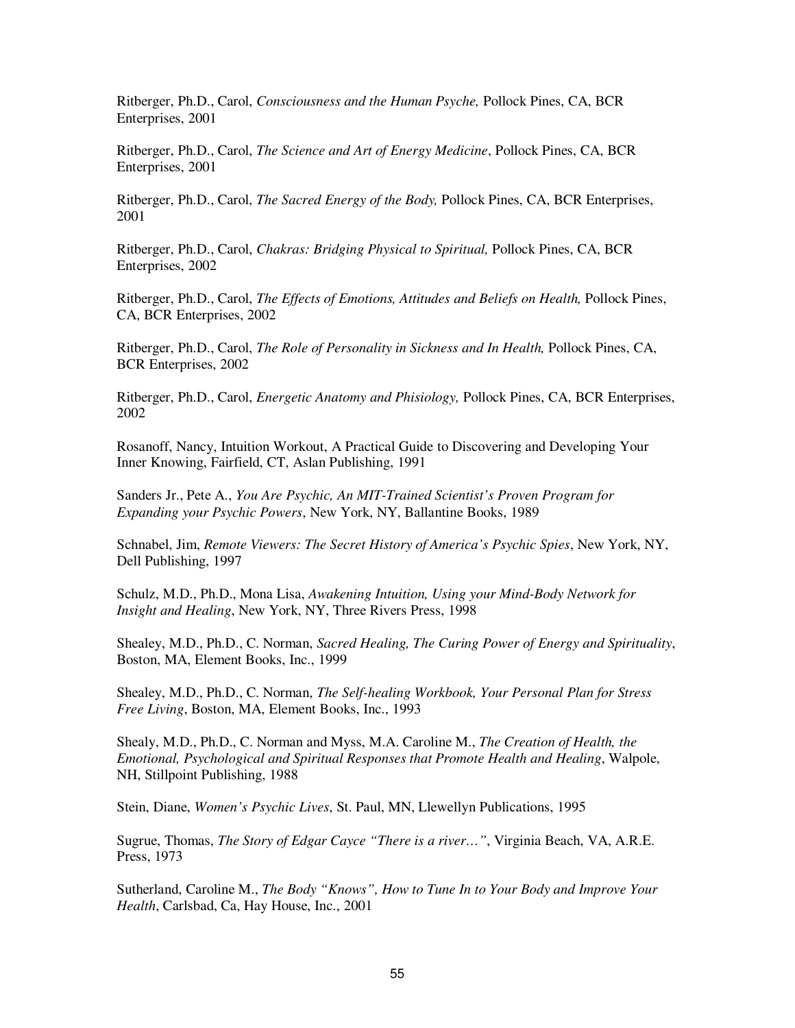Ritberger, Ph.D., Carol, *Consciousness and the Human Psyche,* Pollock Pines, CA, BCR Enterprises, 2001

Ritberger, Ph.D., Carol, *The Science and Art of Energy Medicine*, Pollock Pines, CA, BCR Enterprises, 2001

Ritberger, Ph.D., Carol, *The Sacred Energy of the Body,* Pollock Pines, CA, BCR Enterprises, 2001

Ritberger, Ph.D., Carol, *Chakras: Bridging Physical to Spiritual,* Pollock Pines, CA, BCR Enterprises, 2002

Ritberger, Ph.D., Carol, *The Effects of Emotions, Attitudes and Beliefs on Health,* Pollock Pines, CA, BCR Enterprises, 2002

Ritberger, Ph.D., Carol, *The Role of Personality in Sickness and In Health,* Pollock Pines, CA, BCR Enterprises, 2002

Ritberger, Ph.D., Carol, *Energetic Anatomy and Phisiology,* Pollock Pines, CA, BCR Enterprises, 2002

Rosanoff, Nancy, Intuition Workout, A Practical Guide to Discovering and Developing Your Inner Knowing, Fairfield, CT, Aslan Publishing, 1991

Sanders Jr., Pete A., *You Are Psychic, An MIT-Trained Scientist's Proven Program for Expanding your Psychic Powers*, New York, NY, Ballantine Books, 1989

Schnabel, Jim, *Remote Viewers: The Secret History of America's Psychic Spies*, New York, NY, Dell Publishing, 1997

Schulz, M.D., Ph.D., Mona Lisa, *Awakening Intuition, Using your Mind-Body Network for Insight and Healing*, New York, NY, Three Rivers Press, 1998

Shealey, M.D., Ph.D., C. Norman, *Sacred Healing, The Curing Power of Energy and Spirituality*, Boston, MA, Element Books, Inc., 1999

Shealey, M.D., Ph.D., C. Norman, *The Self-healing Workbook, Your Personal Plan for Stress Free Living*, Boston, MA, Element Books, Inc., 1993

Shealy, M.D., Ph.D., C. Norman and Myss, M.A. Caroline M., *The Creation of Health, the Emotional, Psychological and Spiritual Responses that Promote Health and Healing*, Walpole, NH, Stillpoint Publishing, 1988

Stein, Diane, *Women's Psychic Lives*, St. Paul, MN, Llewellyn Publications, 1995

Sugrue, Thomas, *The Story of Edgar Cayce "There is a river…"*, Virginia Beach, VA, A.R.E. Press, 1973

Sutherland, Caroline M., *The Body "Knows", How to Tune In to Your Body and Improve Your Health*, Carlsbad, Ca, Hay House, Inc., 2001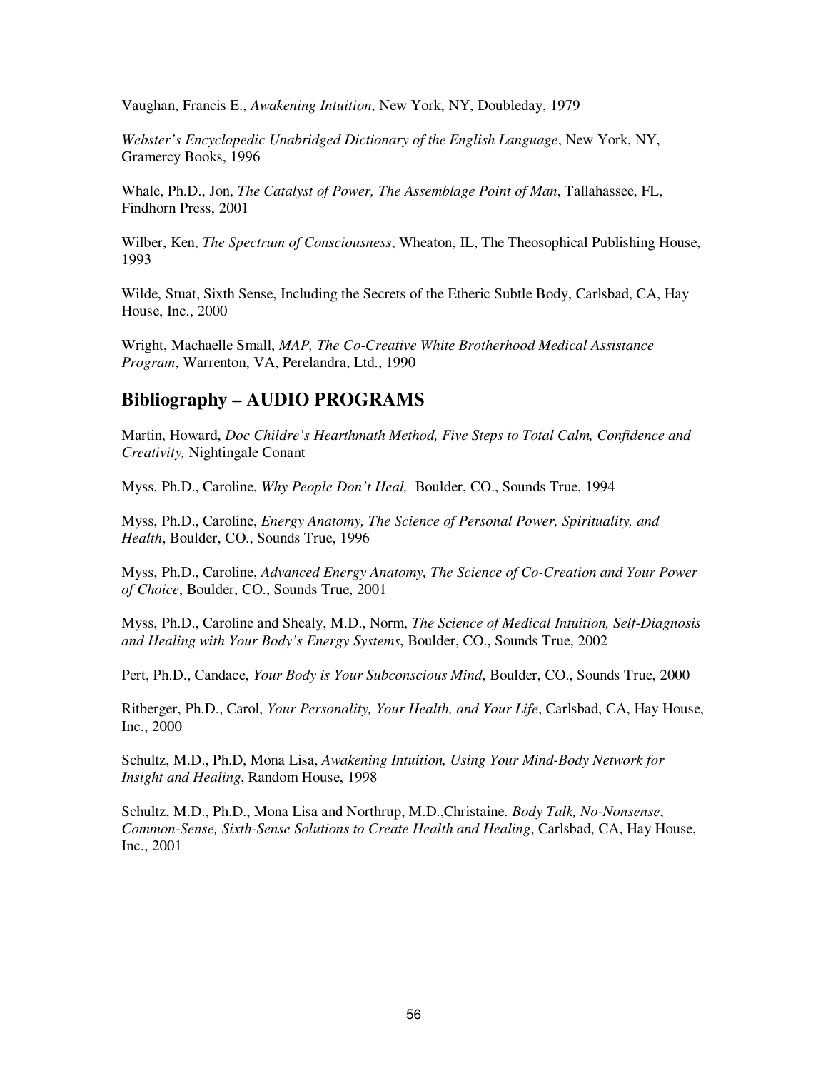Vaughan, Francis E., *Awakening Intuition*, New York, NY, Doubleday, 1979

*Webster's Encyclopedic Unabridged Dictionary of the English Language*, New York, NY, Gramercy Books, 1996

Whale, Ph.D., Jon, *The Catalyst of Power, The Assemblage Point of Man*, Tallahassee, FL, Findhorn Press, 2001

Wilber, Ken, *The Spectrum of Consciousness*, Wheaton, IL, The Theosophical Publishing House, 1993

Wilde, Stuat, Sixth Sense, Including the Secrets of the Etheric Subtle Body, Carlsbad, CA, Hay House, Inc., 2000

Wright, Machaelle Small, *MAP, The Co-Creative White Brotherhood Medical Assistance Program*, Warrenton, VA, Perelandra, Ltd., 1990

## Bibliography – AUDIO PROGRAMS

Martin, Howard, *Doc Childre's Hearthmath Method, Five Steps to Total Calm, Confidence and Creativity,* Nightingale Conant

Myss, Ph.D., Caroline, *Why People Don't Heal,* Boulder, CO., Sounds True, 1994

Myss, Ph.D., Caroline, *Energy Anatomy, The Science of Personal Power, Spirituality, and Health*, Boulder, CO., Sounds True, 1996

Myss, Ph.D., Caroline, *Advanced Energy Anatomy, The Science of Co-Creation and Your Power of Choice*, Boulder, CO., Sounds True, 2001

Myss, Ph.D., Caroline and Shealy, M.D., Norm, *The Science of Medical Intuition, Self-Diagnosis and Healing with Your Body's Energy Systems*, Boulder, CO., Sounds True, 2002

Pert, Ph.D., Candace, *Your Body is Your Subconscious Mind*, Boulder, CO., Sounds True, 2000

Ritberger, Ph.D., Carol, *Your Personality, Your Health, and Your Life*, Carlsbad, CA, Hay House, Inc., 2000

Schultz, M.D., Ph.D, Mona Lisa, *Awakening Intuition, Using Your Mind-Body Network for Insight and Healing*, Random House, 1998

Schultz, M.D., Ph.D., Mona Lisa and Northrup, M.D.,Christaine. *Body Talk, No-Nonsense, Common-Sense, Sixth-Sense Solutions to Create Health and Healing*, Carlsbad, CA, Hay House, Inc., 2001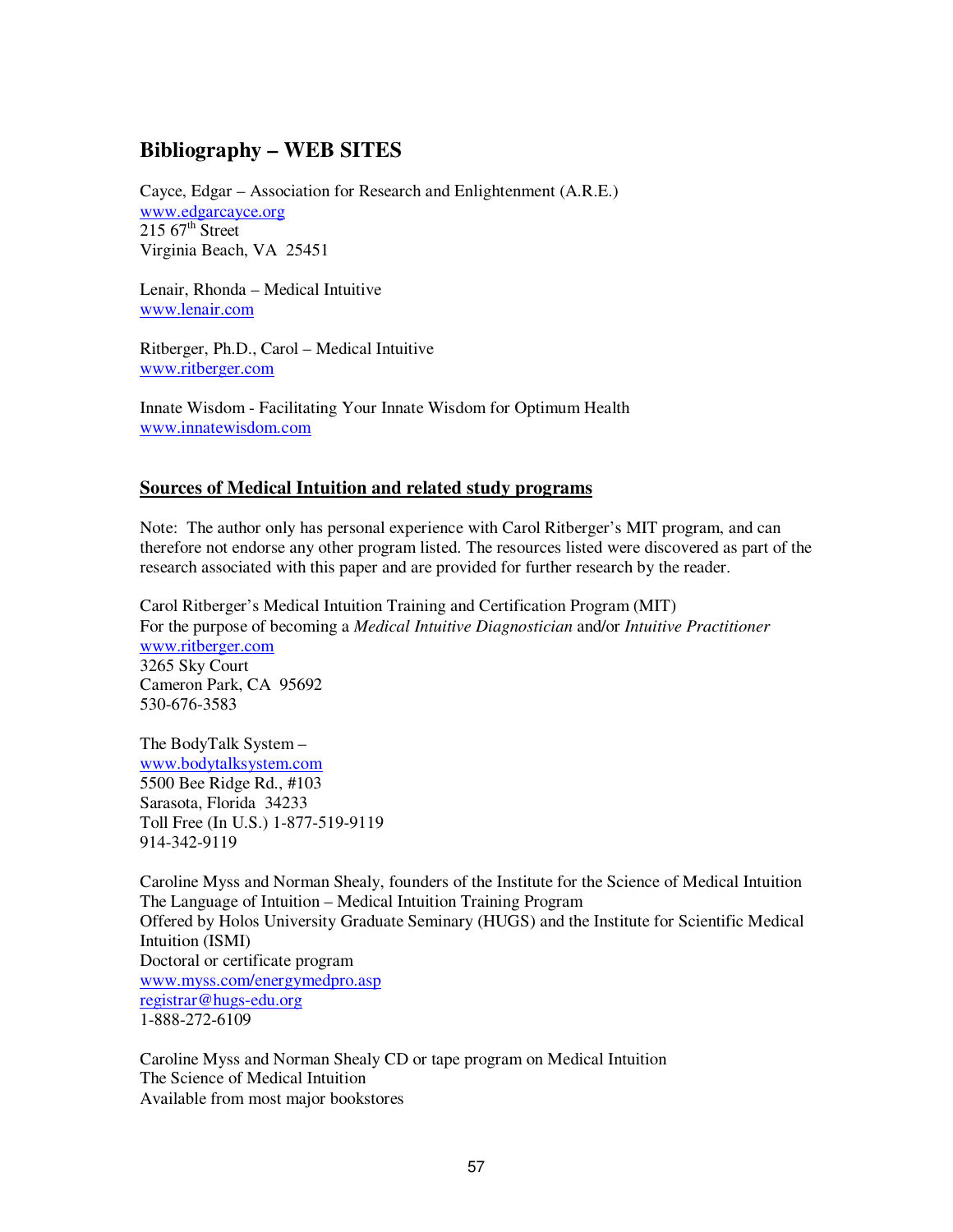## Bibliography – WEB SITES

Cayce, Edgar – Association for Research and Enlightenment (A.R.E.)
www.edgarcayce.org
215 67th Street
Virginia Beach, VA 25451

Lenair, Rhonda – Medical Intuitive
www.lenair.com

Ritberger, Ph.D., Carol – Medical Intuitive
www.ritberger.com

Innate Wisdom - Facilitating Your Innate Wisdom for Optimum Health
www.innatewisdom.com

### Sources of Medical Intuition and related study programs

Note: The author only has personal experience with Carol Ritberger's MIT program, and can therefore not endorse any other program listed. The resources listed were discovered as part of the research associated with this paper and are provided for further research by the reader.

Carol Ritberger's Medical Intuition Training and Certification Program (MIT)
For the purpose of becoming a *Medical Intuitive Diagnostician* and/or *Intuitive Practitioner*
www.ritberger.com
3265 Sky Court
Cameron Park, CA 95692
530-676-3583

The BodyTalk System –
www.bodytalksystem.com
5500 Bee Ridge Rd., #103
Sarasota, Florida 34233
Toll Free (In U.S.) 1-877-519-9119
914-342-9119

Caroline Myss and Norman Shealy, founders of the Institute for the Science of Medical Intuition
The Language of Intuition – Medical Intuition Training Program
Offered by Holos University Graduate Seminary (HUGS) and the Institute for Scientific Medical Intuition (ISMI)
Doctoral or certificate program
www.myss.com/energymedpro.asp
registrar@hugs-edu.org
1-888-272-6109

Caroline Myss and Norman Shealy CD or tape program on Medical Intuition
The Science of Medical Intuition
Available from most major bookstores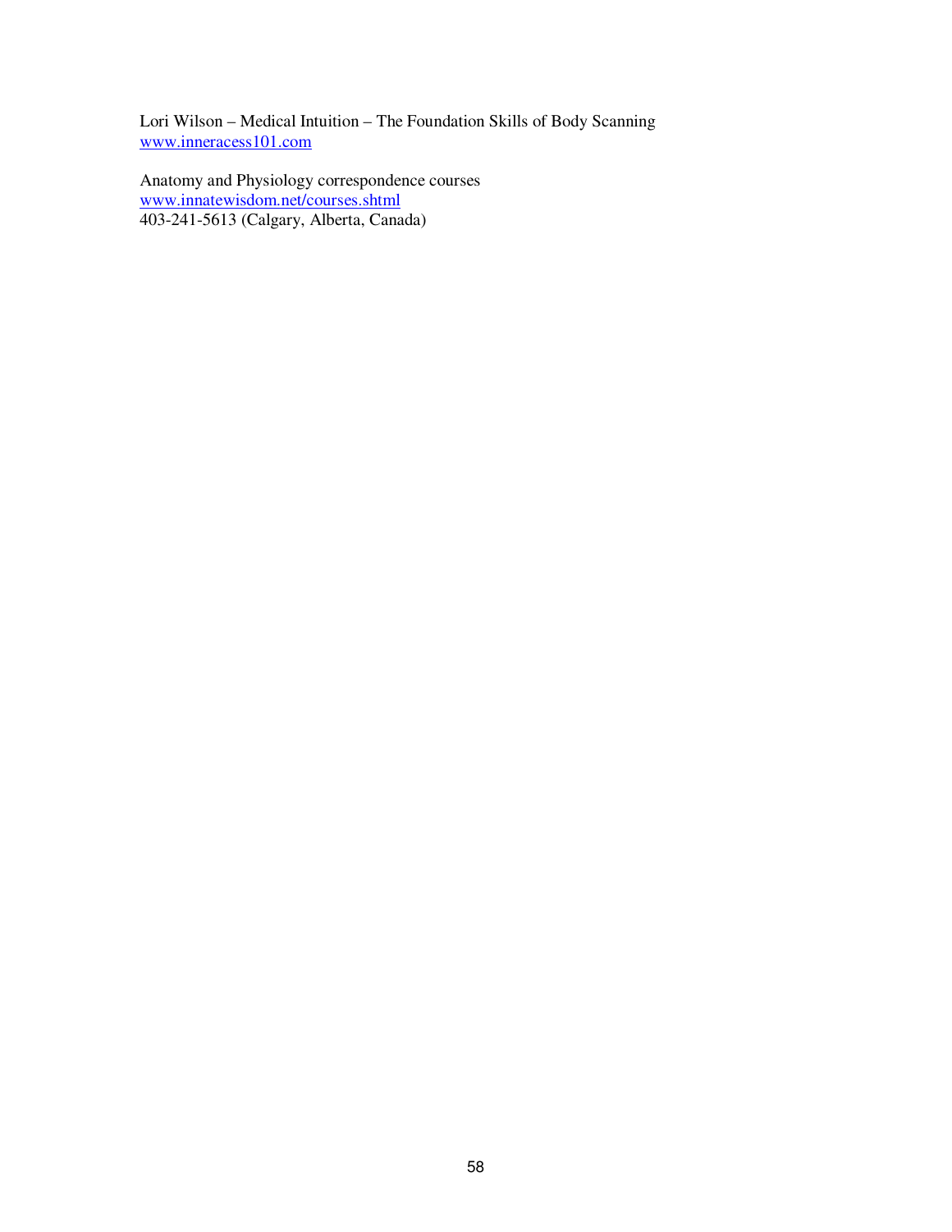Lori Wilson – Medical Intuition – The Foundation Skills of Body Scanning
www.inneracess101.com

Anatomy and Physiology correspondence courses
www.innatewisdom.net/courses.shtml
403-241-5613 (Calgary, Alberta, Canada)